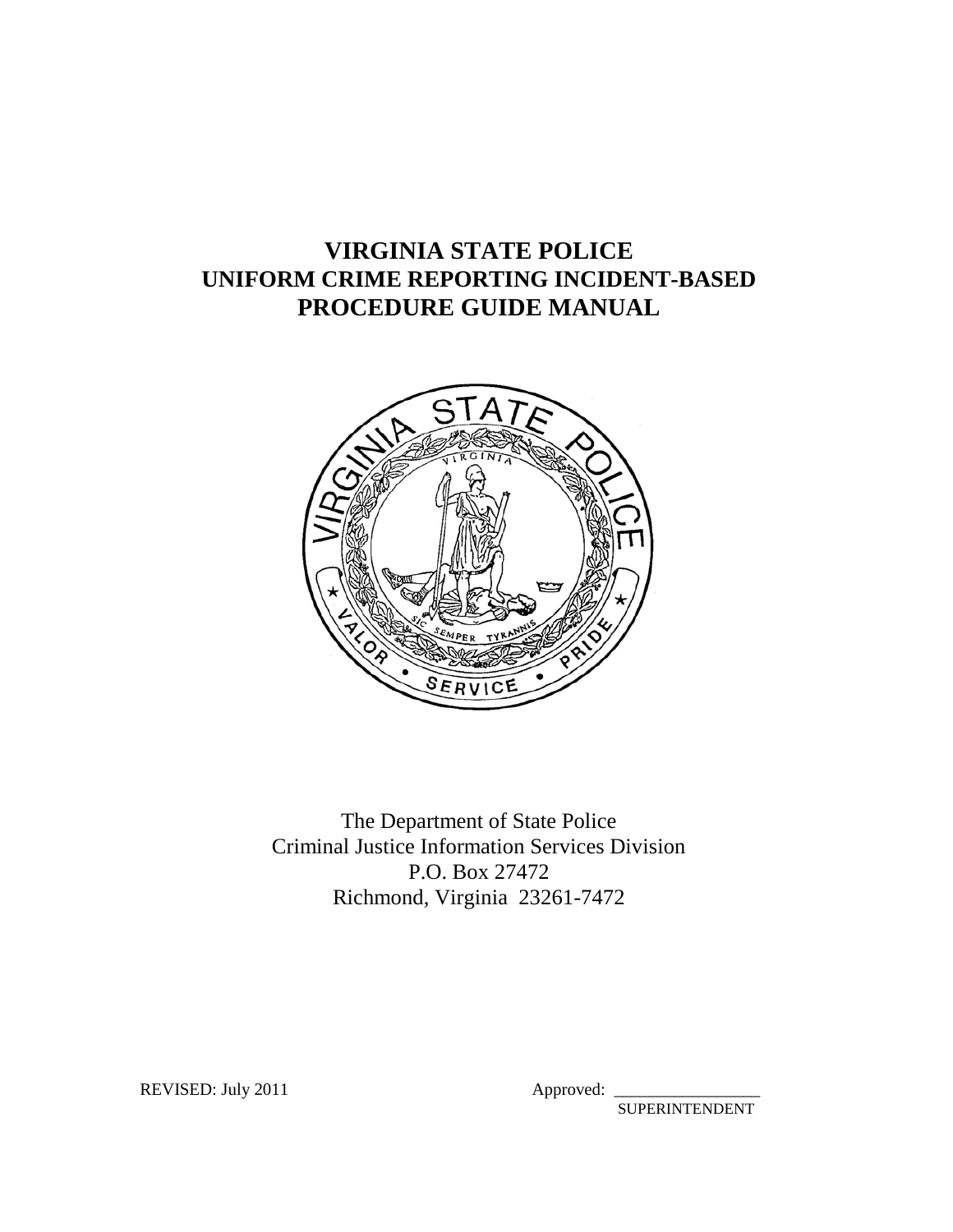# VIRGINIA STATE POLICE
# UNIFORM CRIME REPORTING INCIDENT-BASED
# PROCEDURE GUIDE MANUAL

The Department of State Police
Criminal Justice Information Services Division
P.O. Box 27472
Richmond, Virginia 23261-7472

REVISED: July 2011

Approved: _________________
SUPERINTENDENT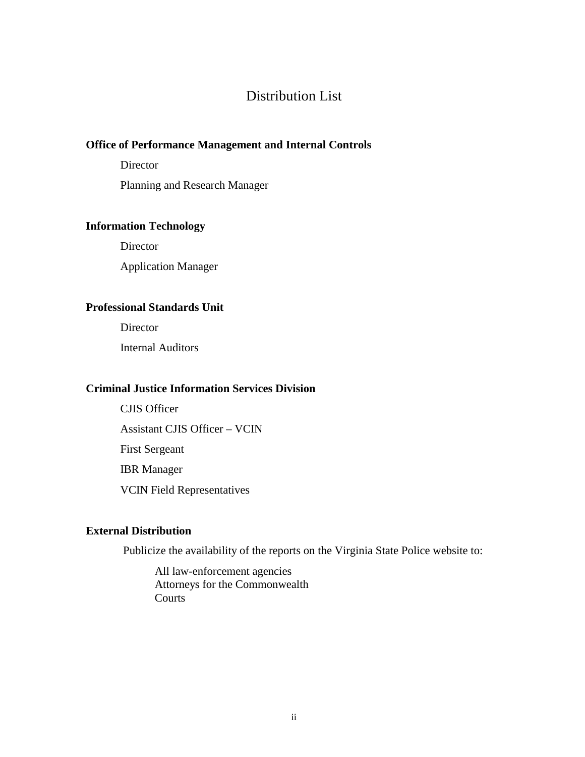# Distribution List

**Office of Performance Management and Internal Controls**

Director

Planning and Research Manager

**Information Technology**

Director

Application Manager

**Professional Standards Unit**

Director

Internal Auditors

**Criminal Justice Information Services Division**

CJIS Officer

Assistant CJIS Officer – VCIN

First Sergeant

IBR Manager

VCIN Field Representatives

**External Distribution**

Publicize the availability of the reports on the Virginia State Police website to:

All law-enforcement agencies
Attorneys for the Commonwealth
Courts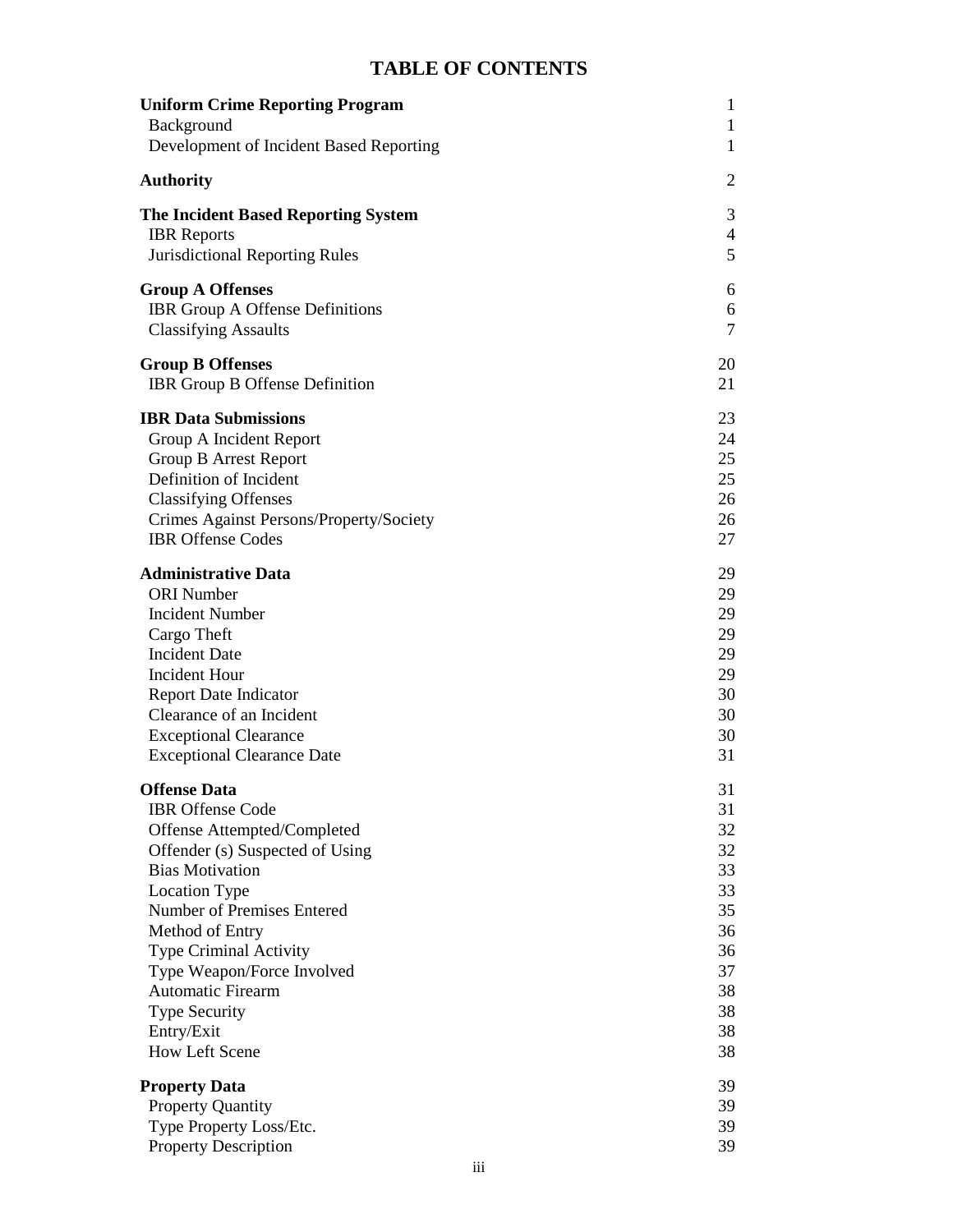# TABLE OF CONTENTS

| | |
|---|---|
| **Uniform Crime Reporting Program** | 1 |
| Background | 1 |
| Development of Incident Based Reporting | 1 |
| **Authority** | 2 |
| **The Incident Based Reporting System** | 3 |
| IBR Reports | 4 |
| Jurisdictional Reporting Rules | 5 |
| **Group A Offenses** | 6 |
| IBR Group A Offense Definitions | 6 |
| Classifying Assaults | 7 |
| **Group B Offenses** | 20 |
| IBR Group B Offense Definition | 21 |
| **IBR Data Submissions** | 23 |
| Group A Incident Report | 24 |
| Group B Arrest Report | 25 |
| Definition of Incident | 25 |
| Classifying Offenses | 26 |
| Crimes Against Persons/Property/Society | 26 |
| IBR Offense Codes | 27 |
| **Administrative Data** | 29 |
| ORI Number | 29 |
| Incident Number | 29 |
| Cargo Theft | 29 |
| Incident Date | 29 |
| Incident Hour | 29 |
| Report Date Indicator | 30 |
| Clearance of an Incident | 30 |
| Exceptional Clearance | 30 |
| Exceptional Clearance Date | 31 |
| **Offense Data** | 31 |
| IBR Offense Code | 31 |
| Offense Attempted/Completed | 32 |
| Offender (s) Suspected of Using | 32 |
| Bias Motivation | 33 |
| Location Type | 33 |
| Number of Premises Entered | 35 |
| Method of Entry | 36 |
| Type Criminal Activity | 36 |
| Type Weapon/Force Involved | 37 |
| Automatic Firearm | 38 |
| Type Security | 38 |
| Entry/Exit | 38 |
| How Left Scene | 38 |
| **Property Data** | 39 |
| Property Quantity | 39 |
| Type Property Loss/Etc. | 39 |
| Property Description | 39 |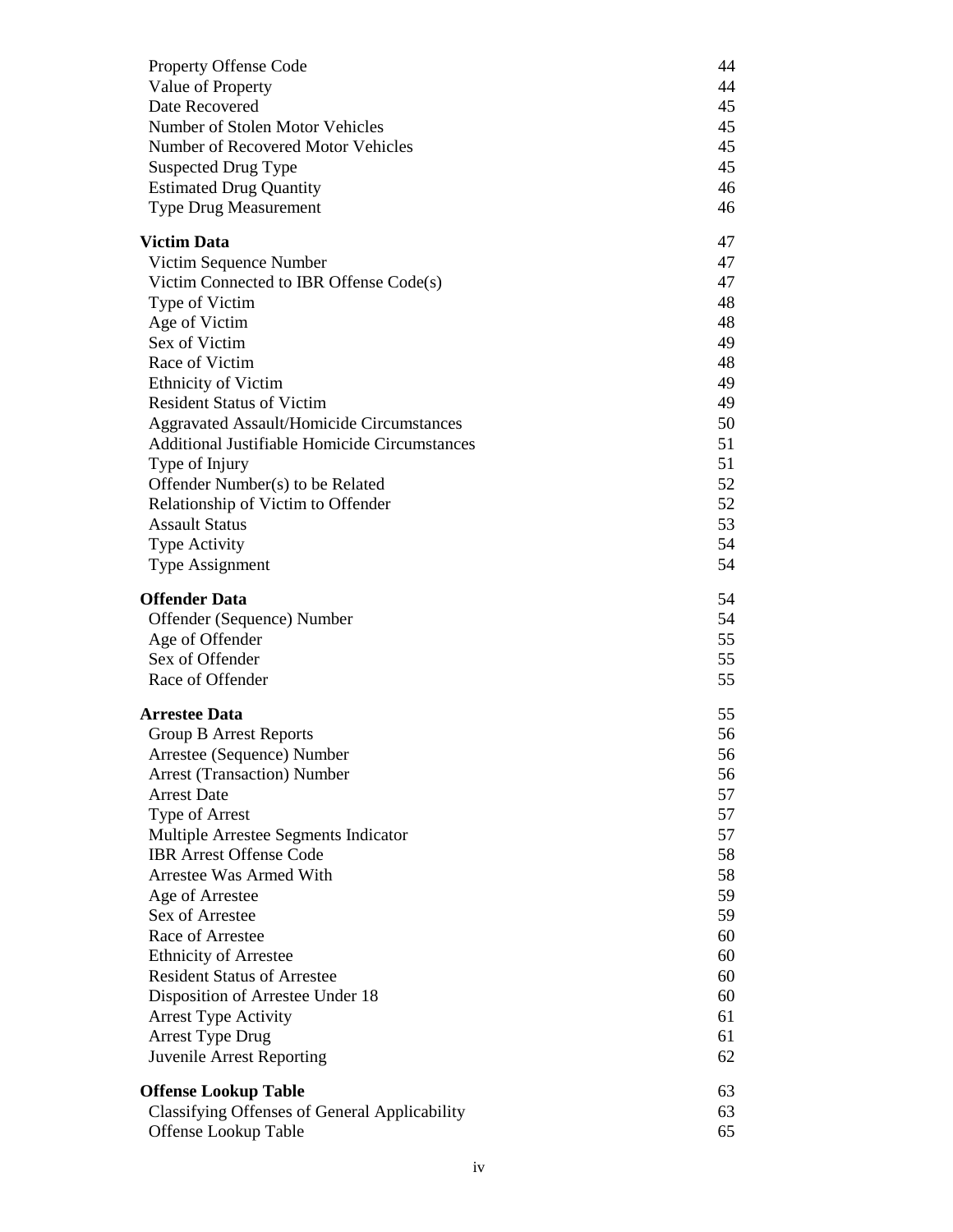| | |
|---|---|
| Property Offense Code | 44 |
| Value of Property | 44 |
| Date Recovered | 45 |
| Number of Stolen Motor Vehicles | 45 |
| Number of Recovered Motor Vehicles | 45 |
| Suspected Drug Type | 45 |
| Estimated Drug Quantity | 46 |
| Type Drug Measurement | 46 |
| **Victim Data** | 47 |
| Victim Sequence Number | 47 |
| Victim Connected to IBR Offense Code(s) | 47 |
| Type of Victim | 48 |
| Age of Victim | 48 |
| Sex of Victim | 49 |
| Race of Victim | 48 |
| Ethnicity of Victim | 49 |
| Resident Status of Victim | 49 |
| Aggravated Assault/Homicide Circumstances | 50 |
| Additional Justifiable Homicide Circumstances | 51 |
| Type of Injury | 51 |
| Offender Number(s) to be Related | 52 |
| Relationship of Victim to Offender | 52 |
| Assault Status | 53 |
| Type Activity | 54 |
| Type Assignment | 54 |
| **Offender Data** | 54 |
| Offender (Sequence) Number | 54 |
| Age of Offender | 55 |
| Sex of Offender | 55 |
| Race of Offender | 55 |
| **Arrestee Data** | 55 |
| Group B Arrest Reports | 56 |
| Arrestee (Sequence) Number | 56 |
| Arrest (Transaction) Number | 56 |
| Arrest Date | 57 |
| Type of Arrest | 57 |
| Multiple Arrestee Segments Indicator | 57 |
| IBR Arrest Offense Code | 58 |
| Arrestee Was Armed With | 58 |
| Age of Arrestee | 59 |
| Sex of Arrestee | 59 |
| Race of Arrestee | 60 |
| Ethnicity of Arrestee | 60 |
| Resident Status of Arrestee | 60 |
| Disposition of Arrestee Under 18 | 60 |
| Arrest Type Activity | 61 |
| Arrest Type Drug | 61 |
| Juvenile Arrest Reporting | 62 |
| **Offense Lookup Table** | 63 |
| Classifying Offenses of General Applicability | 63 |
| Offense Lookup Table | 65 |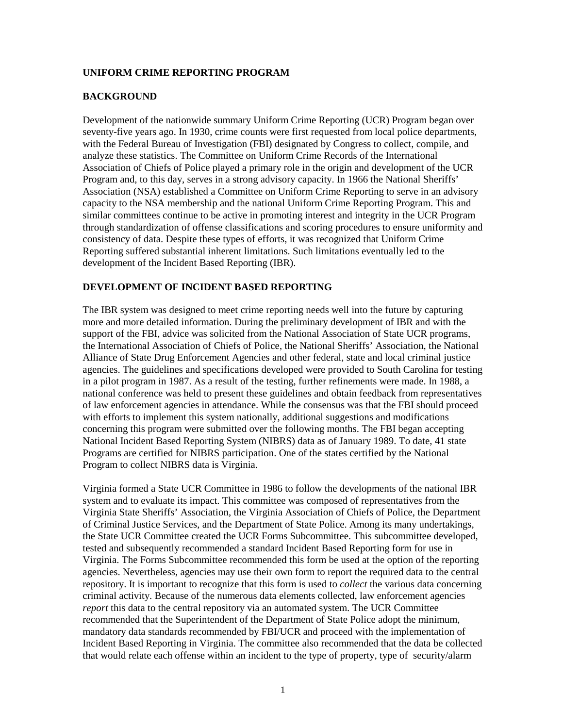**UNIFORM CRIME REPORTING PROGRAM**

**BACKGROUND**

Development of the nationwide summary Uniform Crime Reporting (UCR) Program began over seventy-five years ago. In 1930, crime counts were first requested from local police departments, with the Federal Bureau of Investigation (FBI) designated by Congress to collect, compile, and analyze these statistics. The Committee on Uniform Crime Records of the International Association of Chiefs of Police played a primary role in the origin and development of the UCR Program and, to this day, serves in a strong advisory capacity. In 1966 the National Sheriffs' Association (NSA) established a Committee on Uniform Crime Reporting to serve in an advisory capacity to the NSA membership and the national Uniform Crime Reporting Program. This and similar committees continue to be active in promoting interest and integrity in the UCR Program through standardization of offense classifications and scoring procedures to ensure uniformity and consistency of data. Despite these types of efforts, it was recognized that Uniform Crime Reporting suffered substantial inherent limitations. Such limitations eventually led to the development of the Incident Based Reporting (IBR).

**DEVELOPMENT OF INCIDENT BASED REPORTING**

The IBR system was designed to meet crime reporting needs well into the future by capturing more and more detailed information. During the preliminary development of IBR and with the support of the FBI, advice was solicited from the National Association of State UCR programs, the International Association of Chiefs of Police, the National Sheriffs' Association, the National Alliance of State Drug Enforcement Agencies and other federal, state and local criminal justice agencies. The guidelines and specifications developed were provided to South Carolina for testing in a pilot program in 1987. As a result of the testing, further refinements were made. In 1988, a national conference was held to present these guidelines and obtain feedback from representatives of law enforcement agencies in attendance. While the consensus was that the FBI should proceed with efforts to implement this system nationally, additional suggestions and modifications concerning this program were submitted over the following months. The FBI began accepting National Incident Based Reporting System (NIBRS) data as of January 1989. To date, 41 state Programs are certified for NIBRS participation. One of the states certified by the National Program to collect NIBRS data is Virginia.

Virginia formed a State UCR Committee in 1986 to follow the developments of the national IBR system and to evaluate its impact. This committee was composed of representatives from the Virginia State Sheriffs' Association, the Virginia Association of Chiefs of Police, the Department of Criminal Justice Services, and the Department of State Police. Among its many undertakings, the State UCR Committee created the UCR Forms Subcommittee. This subcommittee developed, tested and subsequently recommended a standard Incident Based Reporting form for use in Virginia. The Forms Subcommittee recommended this form be used at the option of the reporting agencies. Nevertheless, agencies may use their own form to report the required data to the central repository. It is important to recognize that this form is used to *collect* the various data concerning criminal activity. Because of the numerous data elements collected, law enforcement agencies *report* this data to the central repository via an automated system. The UCR Committee recommended that the Superintendent of the Department of State Police adopt the minimum, mandatory data standards recommended by FBI/UCR and proceed with the implementation of Incident Based Reporting in Virginia. The committee also recommended that the data be collected that would relate each offense within an incident to the type of property, type of security/alarm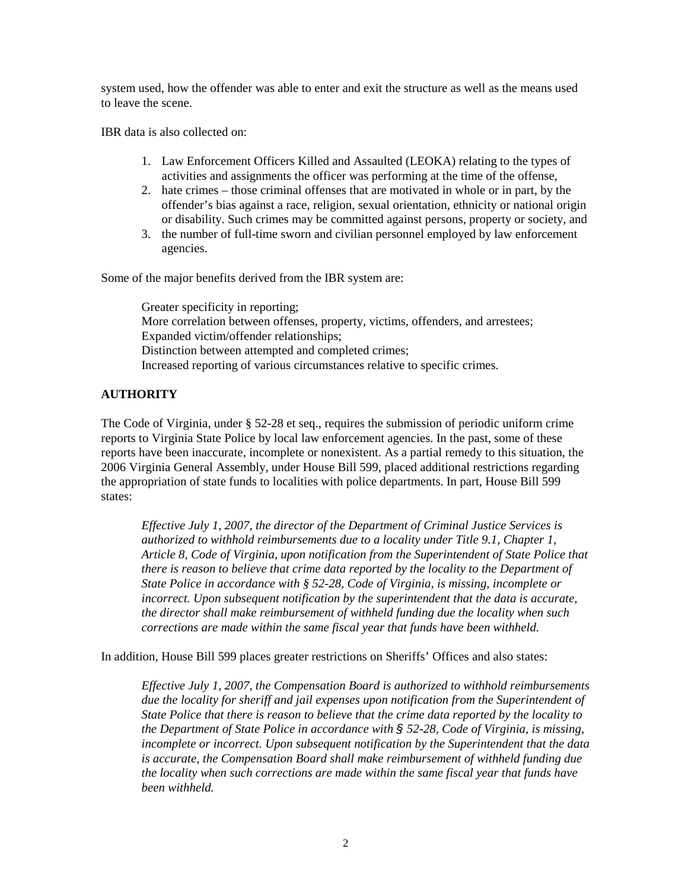system used, how the offender was able to enter and exit the structure as well as the means used to leave the scene.

IBR data is also collected on:

1. Law Enforcement Officers Killed and Assaulted (LEOKA) relating to the types of activities and assignments the officer was performing at the time of the offense,
2. hate crimes – those criminal offenses that are motivated in whole or in part, by the offender's bias against a race, religion, sexual orientation, ethnicity or national origin or disability. Such crimes may be committed against persons, property or society, and
3. the number of full-time sworn and civilian personnel employed by law enforcement agencies.

Some of the major benefits derived from the IBR system are:

Greater specificity in reporting;
More correlation between offenses, property, victims, offenders, and arrestees;
Expanded victim/offender relationships;
Distinction between attempted and completed crimes;
Increased reporting of various circumstances relative to specific crimes.

## AUTHORITY

The Code of Virginia, under § 52-28 et seq., requires the submission of periodic uniform crime reports to Virginia State Police by local law enforcement agencies. In the past, some of these reports have been inaccurate, incomplete or nonexistent. As a partial remedy to this situation, the 2006 Virginia General Assembly, under House Bill 599, placed additional restrictions regarding the appropriation of state funds to localities with police departments. In part, House Bill 599 states:

> *Effective July 1, 2007, the director of the Department of Criminal Justice Services is authorized to withhold reimbursements due to a locality under Title 9.1, Chapter 1, Article 8, Code of Virginia, upon notification from the Superintendent of State Police that there is reason to believe that crime data reported by the locality to the Department of State Police in accordance with § 52-28, Code of Virginia, is missing, incomplete or incorrect. Upon subsequent notification by the superintendent that the data is accurate, the director shall make reimbursement of withheld funding due the locality when such corrections are made within the same fiscal year that funds have been withheld.*

In addition, House Bill 599 places greater restrictions on Sheriffs' Offices and also states:

> *Effective July 1, 2007, the Compensation Board is authorized to withhold reimbursements due the locality for sheriff and jail expenses upon notification from the Superintendent of State Police that there is reason to believe that the crime data reported by the locality to the Department of State Police in accordance with § 52-28, Code of Virginia, is missing, incomplete or incorrect. Upon subsequent notification by the Superintendent that the data is accurate, the Compensation Board shall make reimbursement of withheld funding due the locality when such corrections are made within the same fiscal year that funds have been withheld.*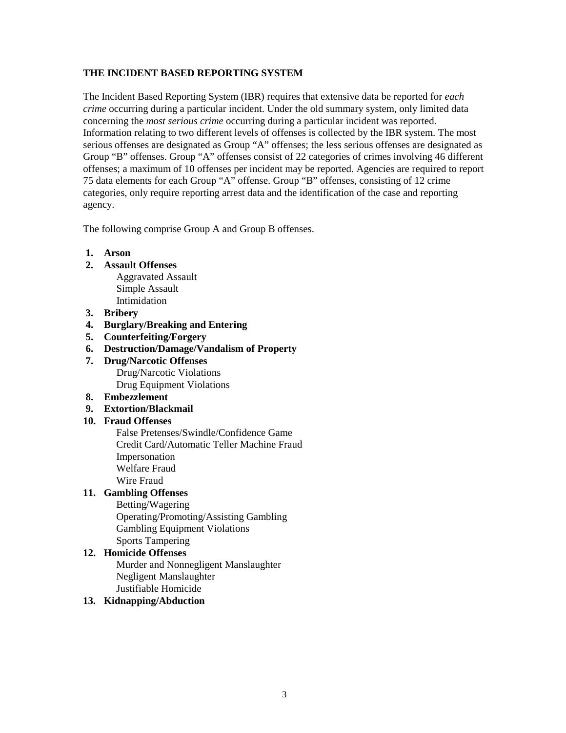## THE INCIDENT BASED REPORTING SYSTEM

The Incident Based Reporting System (IBR) requires that extensive data be reported for *each crime* occurring during a particular incident. Under the old summary system, only limited data concerning the *most serious crime* occurring during a particular incident was reported. Information relating to two different levels of offenses is collected by the IBR system. The most serious offenses are designated as Group "A" offenses; the less serious offenses are designated as Group "B" offenses. Group "A" offenses consist of 22 categories of crimes involving 46 different offenses; a maximum of 10 offenses per incident may be reported. Agencies are required to report 75 data elements for each Group "A" offense. Group "B" offenses, consisting of 12 crime categories, only require reporting arrest data and the identification of the case and reporting agency.

The following comprise Group A and Group B offenses.

1. **Arson**
2. **Assault Offenses**
   - Aggravated Assault
   - Simple Assault
   - Intimidation
3. **Bribery**
4. **Burglary/Breaking and Entering**
5. **Counterfeiting/Forgery**
6. **Destruction/Damage/Vandalism of Property**
7. **Drug/Narcotic Offenses**
   - Drug/Narcotic Violations
   - Drug Equipment Violations
8. **Embezzlement**
9. **Extortion/Blackmail**
10. **Fraud Offenses**
    - False Pretenses/Swindle/Confidence Game
    - Credit Card/Automatic Teller Machine Fraud
    - Impersonation
    - Welfare Fraud
    - Wire Fraud
11. **Gambling Offenses**
    - Betting/Wagering
    - Operating/Promoting/Assisting Gambling
    - Gambling Equipment Violations
    - Sports Tampering
12. **Homicide Offenses**
    - Murder and Nonnegligent Manslaughter
    - Negligent Manslaughter
    - Justifiable Homicide
13. **Kidnapping/Abduction**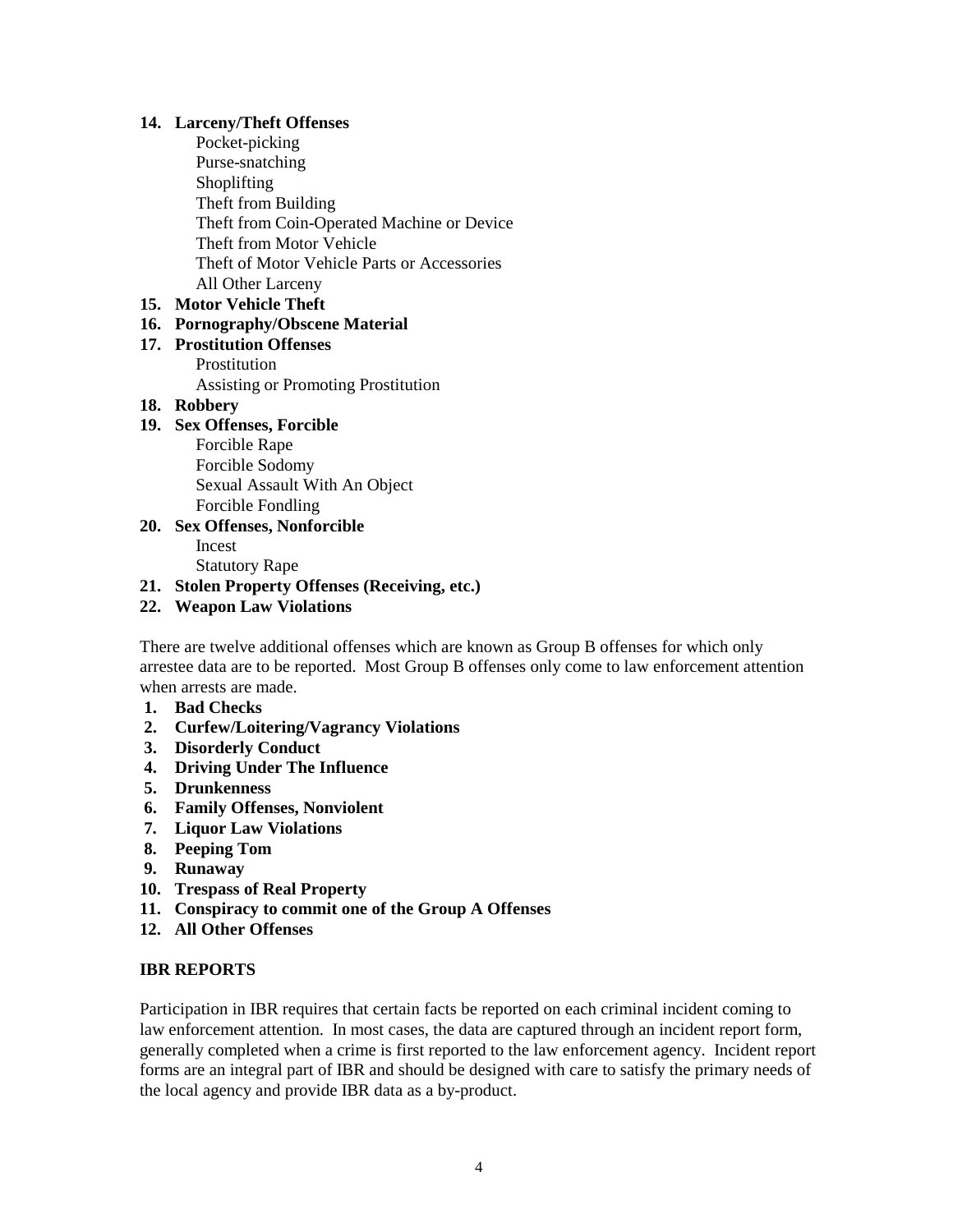14. **Larceny/Theft Offenses**
    - Pocket-picking
    - Purse-snatching
    - Shoplifting
    - Theft from Building
    - Theft from Coin-Operated Machine or Device
    - Theft from Motor Vehicle
    - Theft of Motor Vehicle Parts or Accessories
    - All Other Larceny
15. **Motor Vehicle Theft**
16. **Pornography/Obscene Material**
17. **Prostitution Offenses**
    - Prostitution
    - Assisting or Promoting Prostitution
18. **Robbery**
19. **Sex Offenses, Forcible**
    - Forcible Rape
    - Forcible Sodomy
    - Sexual Assault With An Object
    - Forcible Fondling
20. **Sex Offenses, Nonforcible**
    - Incest
    - Statutory Rape
21. **Stolen Property Offenses (Receiving, etc.)**
22. **Weapon Law Violations**

There are twelve additional offenses which are known as Group B offenses for which only arrestee data are to be reported. Most Group B offenses only come to law enforcement attention when arrests are made.

1. **Bad Checks**
2. **Curfew/Loitering/Vagrancy Violations**
3. **Disorderly Conduct**
4. **Driving Under The Influence**
5. **Drunkenness**
6. **Family Offenses, Nonviolent**
7. **Liquor Law Violations**
8. **Peeping Tom**
9. **Runaway**
10. **Trespass of Real Property**
11. **Conspiracy to commit one of the Group A Offenses**
12. **All Other Offenses**

## IBR REPORTS

Participation in IBR requires that certain facts be reported on each criminal incident coming to law enforcement attention. In most cases, the data are captured through an incident report form, generally completed when a crime is first reported to the law enforcement agency. Incident report forms are an integral part of IBR and should be designed with care to satisfy the primary needs of the local agency and provide IBR data as a by-product.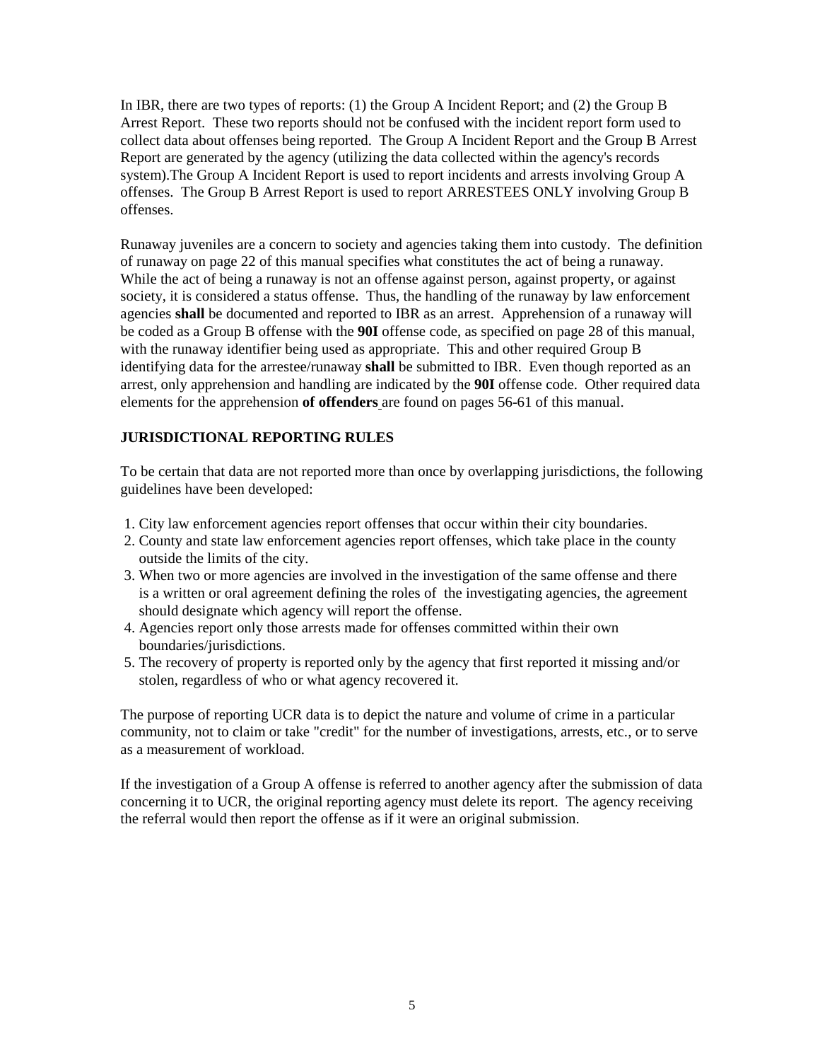In IBR, there are two types of reports: (1) the Group A Incident Report; and (2) the Group B Arrest Report. These two reports should not be confused with the incident report form used to collect data about offenses being reported. The Group A Incident Report and the Group B Arrest Report are generated by the agency (utilizing the data collected within the agency's records system).The Group A Incident Report is used to report incidents and arrests involving Group A offenses. The Group B Arrest Report is used to report ARRESTEES ONLY involving Group B offenses.

Runaway juveniles are a concern to society and agencies taking them into custody. The definition of runaway on page 22 of this manual specifies what constitutes the act of being a runaway. While the act of being a runaway is not an offense against person, against property, or against society, it is considered a status offense. Thus, the handling of the runaway by law enforcement agencies **shall** be documented and reported to IBR as an arrest. Apprehension of a runaway will be coded as a Group B offense with the **90I** offense code, as specified on page 28 of this manual, with the runaway identifier being used as appropriate. This and other required Group B identifying data for the arrestee/runaway **shall** be submitted to IBR. Even though reported as an arrest, only apprehension and handling are indicated by the **90I** offense code. Other required data elements for the apprehension **of offenders** are found on pages 56-61 of this manual.

## JURISDICTIONAL REPORTING RULES

To be certain that data are not reported more than once by overlapping jurisdictions, the following guidelines have been developed:

1. City law enforcement agencies report offenses that occur within their city boundaries.
2. County and state law enforcement agencies report offenses, which take place in the county outside the limits of the city.
3. When two or more agencies are involved in the investigation of the same offense and there is a written or oral agreement defining the roles of the investigating agencies, the agreement should designate which agency will report the offense.
4. Agencies report only those arrests made for offenses committed within their own boundaries/jurisdictions.
5. The recovery of property is reported only by the agency that first reported it missing and/or stolen, regardless of who or what agency recovered it.

The purpose of reporting UCR data is to depict the nature and volume of crime in a particular community, not to claim or take "credit" for the number of investigations, arrests, etc., or to serve as a measurement of workload.

If the investigation of a Group A offense is referred to another agency after the submission of data concerning it to UCR, the original reporting agency must delete its report. The agency receiving the referral would then report the offense as if it were an original submission.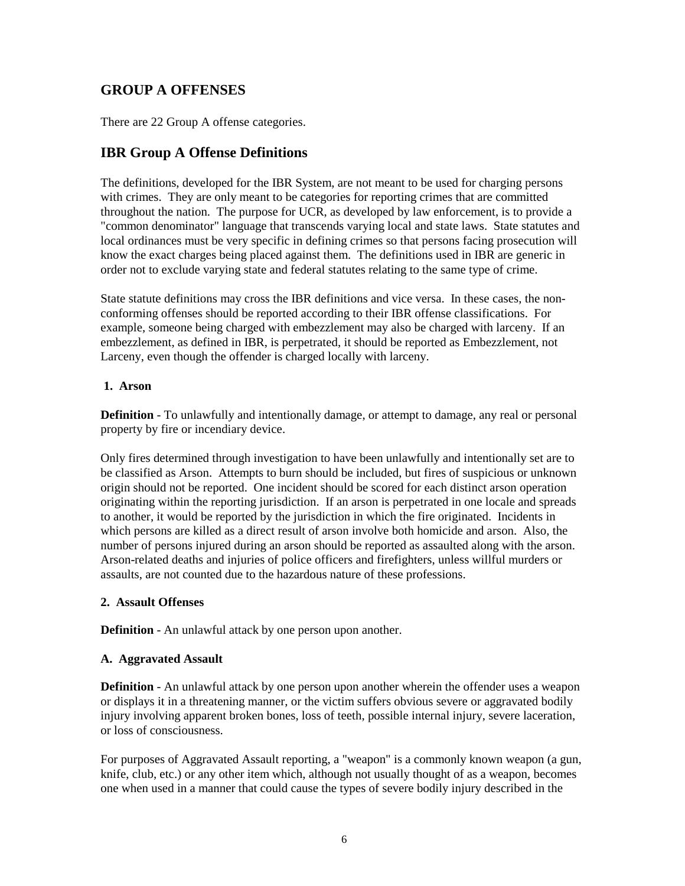## GROUP A OFFENSES

There are 22 Group A offense categories.

## IBR Group A Offense Definitions

The definitions, developed for the IBR System, are not meant to be used for charging persons with crimes. They are only meant to be categories for reporting crimes that are committed throughout the nation. The purpose for UCR, as developed by law enforcement, is to provide a "common denominator" language that transcends varying local and state laws. State statutes and local ordinances must be very specific in defining crimes so that persons facing prosecution will know the exact charges being placed against them. The definitions used in IBR are generic in order not to exclude varying state and federal statutes relating to the same type of crime.

State statute definitions may cross the IBR definitions and vice versa. In these cases, the non-conforming offenses should be reported according to their IBR offense classifications. For example, someone being charged with embezzlement may also be charged with larceny. If an embezzlement, as defined in IBR, is perpetrated, it should be reported as Embezzlement, not Larceny, even though the offender is charged locally with larceny.

**1. Arson**

**Definition** - To unlawfully and intentionally damage, or attempt to damage, any real or personal property by fire or incendiary device.

Only fires determined through investigation to have been unlawfully and intentionally set are to be classified as Arson. Attempts to burn should be included, but fires of suspicious or unknown origin should not be reported. One incident should be scored for each distinct arson operation originating within the reporting jurisdiction. If an arson is perpetrated in one locale and spreads to another, it would be reported by the jurisdiction in which the fire originated. Incidents in which persons are killed as a direct result of arson involve both homicide and arson. Also, the number of persons injured during an arson should be reported as assaulted along with the arson. Arson-related deaths and injuries of police officers and firefighters, unless willful murders or assaults, are not counted due to the hazardous nature of these professions.

**2. Assault Offenses**

**Definition** - An unlawful attack by one person upon another.

**A. Aggravated Assault**

**Definition** - An unlawful attack by one person upon another wherein the offender uses a weapon or displays it in a threatening manner, or the victim suffers obvious severe or aggravated bodily injury involving apparent broken bones, loss of teeth, possible internal injury, severe laceration, or loss of consciousness.

For purposes of Aggravated Assault reporting, a "weapon" is a commonly known weapon (a gun, knife, club, etc.) or any other item which, although not usually thought of as a weapon, becomes one when used in a manner that could cause the types of severe bodily injury described in the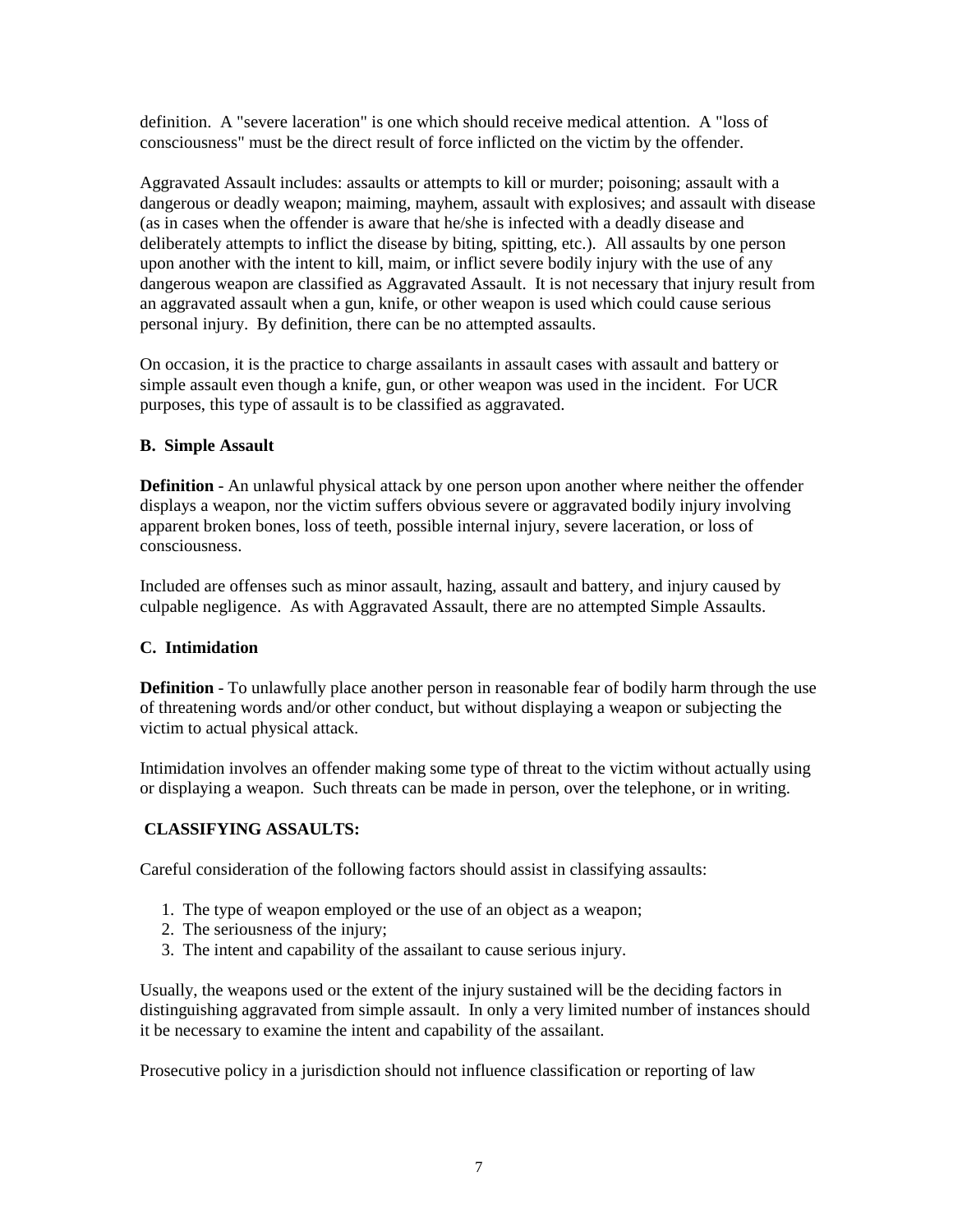definition. A "severe laceration" is one which should receive medical attention. A "loss of consciousness" must be the direct result of force inflicted on the victim by the offender.

Aggravated Assault includes: assaults or attempts to kill or murder; poisoning; assault with a dangerous or deadly weapon; maiming, mayhem, assault with explosives; and assault with disease (as in cases when the offender is aware that he/she is infected with a deadly disease and deliberately attempts to inflict the disease by biting, spitting, etc.). All assaults by one person upon another with the intent to kill, maim, or inflict severe bodily injury with the use of any dangerous weapon are classified as Aggravated Assault. It is not necessary that injury result from an aggravated assault when a gun, knife, or other weapon is used which could cause serious personal injury. By definition, there can be no attempted assaults.

On occasion, it is the practice to charge assailants in assault cases with assault and battery or simple assault even though a knife, gun, or other weapon was used in the incident. For UCR purposes, this type of assault is to be classified as aggravated.

### B. Simple Assault

**Definition** - An unlawful physical attack by one person upon another where neither the offender displays a weapon, nor the victim suffers obvious severe or aggravated bodily injury involving apparent broken bones, loss of teeth, possible internal injury, severe laceration, or loss of consciousness.

Included are offenses such as minor assault, hazing, assault and battery, and injury caused by culpable negligence. As with Aggravated Assault, there are no attempted Simple Assaults.

### C. Intimidation

**Definition** - To unlawfully place another person in reasonable fear of bodily harm through the use of threatening words and/or other conduct, but without displaying a weapon or subjecting the victim to actual physical attack.

Intimidation involves an offender making some type of threat to the victim without actually using or displaying a weapon. Such threats can be made in person, over the telephone, or in writing.

### CLASSIFYING ASSAULTS:

Careful consideration of the following factors should assist in classifying assaults:

1. The type of weapon employed or the use of an object as a weapon;
2. The seriousness of the injury;
3. The intent and capability of the assailant to cause serious injury.

Usually, the weapons used or the extent of the injury sustained will be the deciding factors in distinguishing aggravated from simple assault. In only a very limited number of instances should it be necessary to examine the intent and capability of the assailant.

Prosecutive policy in a jurisdiction should not influence classification or reporting of law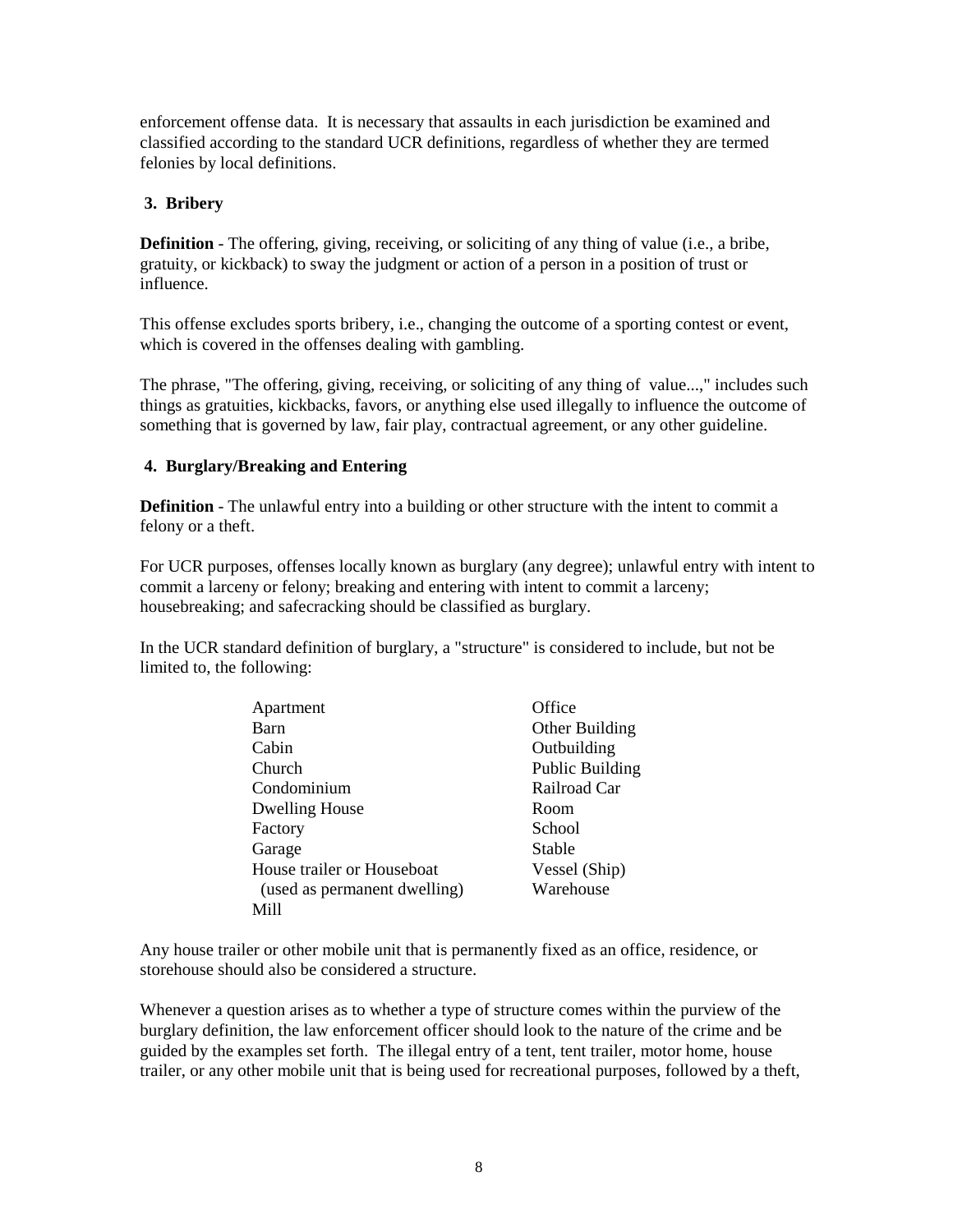enforcement offense data. It is necessary that assaults in each jurisdiction be examined and classified according to the standard UCR definitions, regardless of whether they are termed felonies by local definitions.

### 3. Bribery

**Definition** - The offering, giving, receiving, or soliciting of any thing of value (i.e., a bribe, gratuity, or kickback) to sway the judgment or action of a person in a position of trust or influence.

This offense excludes sports bribery, i.e., changing the outcome of a sporting contest or event, which is covered in the offenses dealing with gambling.

The phrase, "The offering, giving, receiving, or soliciting of any thing of value...," includes such things as gratuities, kickbacks, favors, or anything else used illegally to influence the outcome of something that is governed by law, fair play, contractual agreement, or any other guideline.

### 4. Burglary/Breaking and Entering

**Definition** - The unlawful entry into a building or other structure with the intent to commit a felony or a theft.

For UCR purposes, offenses locally known as burglary (any degree); unlawful entry with intent to commit a larceny or felony; breaking and entering with intent to commit a larceny; housebreaking; and safecracking should be classified as burglary.

In the UCR standard definition of burglary, a "structure" is considered to include, but not be limited to, the following:

- Apartment
- Barn
- Cabin
- Church
- Condominium
- Dwelling House
- Factory
- Garage
- House trailer or Houseboat (used as permanent dwelling)
- Mill
- Office
- Other Building
- Outbuilding
- Public Building
- Railroad Car
- Room
- School
- Stable
- Vessel (Ship)
- Warehouse

Any house trailer or other mobile unit that is permanently fixed as an office, residence, or storehouse should also be considered a structure.

Whenever a question arises as to whether a type of structure comes within the purview of the burglary definition, the law enforcement officer should look to the nature of the crime and be guided by the examples set forth. The illegal entry of a tent, tent trailer, motor home, house trailer, or any other mobile unit that is being used for recreational purposes, followed by a theft,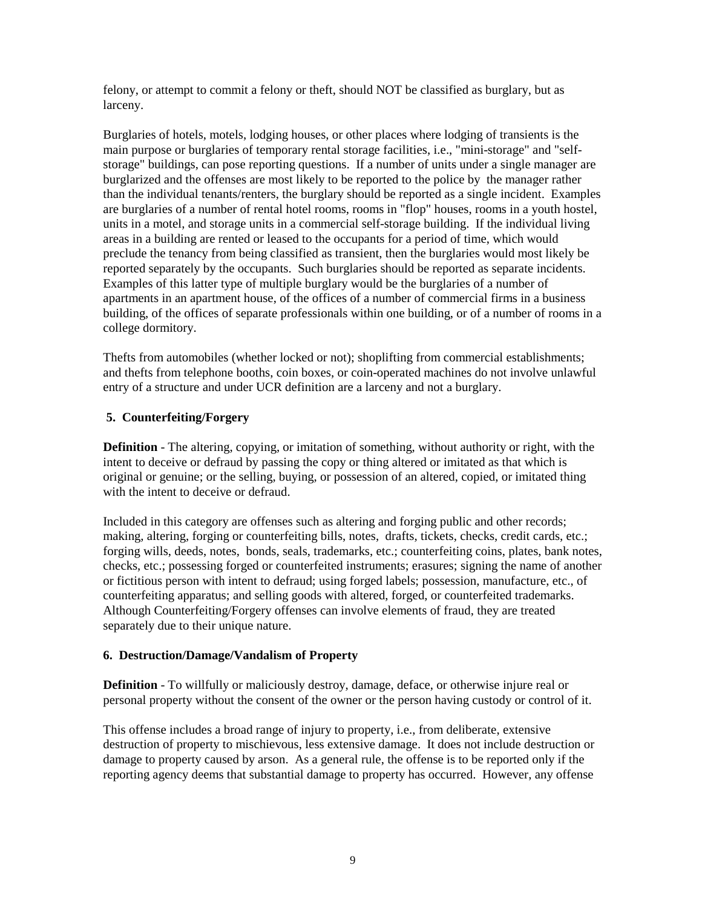felony, or attempt to commit a felony or theft, should NOT be classified as burglary, but as larceny.

Burglaries of hotels, motels, lodging houses, or other places where lodging of transients is the main purpose or burglaries of temporary rental storage facilities, i.e., "mini-storage" and "self-storage" buildings, can pose reporting questions. If a number of units under a single manager are burglarized and the offenses are most likely to be reported to the police by the manager rather than the individual tenants/renters, the burglary should be reported as a single incident. Examples are burglaries of a number of rental hotel rooms, rooms in "flop" houses, rooms in a youth hostel, units in a motel, and storage units in a commercial self-storage building. If the individual living areas in a building are rented or leased to the occupants for a period of time, which would preclude the tenancy from being classified as transient, then the burglaries would most likely be reported separately by the occupants. Such burglaries should be reported as separate incidents. Examples of this latter type of multiple burglary would be the burglaries of a number of apartments in an apartment house, of the offices of a number of commercial firms in a business building, of the offices of separate professionals within one building, or of a number of rooms in a college dormitory.

Thefts from automobiles (whether locked or not); shoplifting from commercial establishments; and thefts from telephone booths, coin boxes, or coin-operated machines do not involve unlawful entry of a structure and under UCR definition are a larceny and not a burglary.

### 5. Counterfeiting/Forgery

**Definition** - The altering, copying, or imitation of something, without authority or right, with the intent to deceive or defraud by passing the copy or thing altered or imitated as that which is original or genuine; or the selling, buying, or possession of an altered, copied, or imitated thing with the intent to deceive or defraud.

Included in this category are offenses such as altering and forging public and other records; making, altering, forging or counterfeiting bills, notes, drafts, tickets, checks, credit cards, etc.; forging wills, deeds, notes, bonds, seals, trademarks, etc.; counterfeiting coins, plates, bank notes, checks, etc.; possessing forged or counterfeited instruments; erasures; signing the name of another or fictitious person with intent to defraud; using forged labels; possession, manufacture, etc., of counterfeiting apparatus; and selling goods with altered, forged, or counterfeited trademarks. Although Counterfeiting/Forgery offenses can involve elements of fraud, they are treated separately due to their unique nature.

### 6. Destruction/Damage/Vandalism of Property

**Definition** - To willfully or maliciously destroy, damage, deface, or otherwise injure real or personal property without the consent of the owner or the person having custody or control of it.

This offense includes a broad range of injury to property, i.e., from deliberate, extensive destruction of property to mischievous, less extensive damage. It does not include destruction or damage to property caused by arson. As a general rule, the offense is to be reported only if the reporting agency deems that substantial damage to property has occurred. However, any offense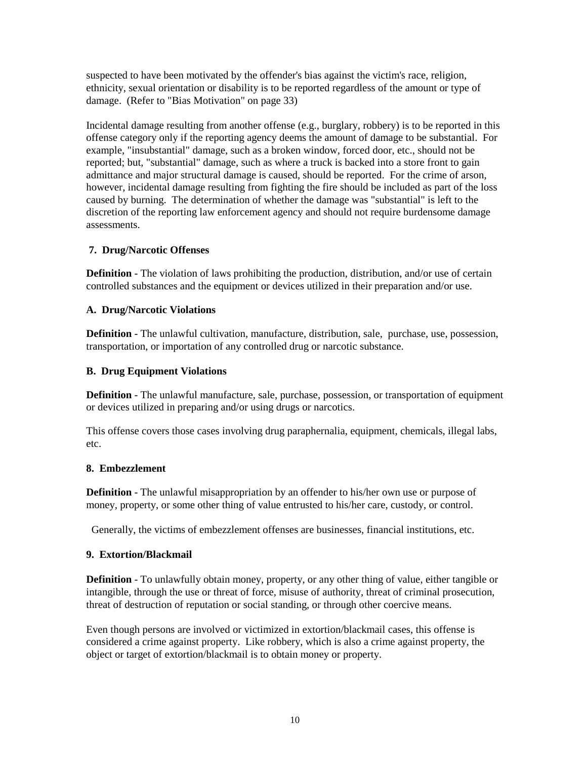suspected to have been motivated by the offender's bias against the victim's race, religion, ethnicity, sexual orientation or disability is to be reported regardless of the amount or type of damage. (Refer to "Bias Motivation" on page 33)

Incidental damage resulting from another offense (e.g., burglary, robbery) is to be reported in this offense category only if the reporting agency deems the amount of damage to be substantial. For example, "insubstantial" damage, such as a broken window, forced door, etc., should not be reported; but, "substantial" damage, such as where a truck is backed into a store front to gain admittance and major structural damage is caused, should be reported. For the crime of arson, however, incidental damage resulting from fighting the fire should be included as part of the loss caused by burning. The determination of whether the damage was "substantial" is left to the discretion of the reporting law enforcement agency and should not require burdensome damage assessments.

### 7. Drug/Narcotic Offenses

**Definition** - The violation of laws prohibiting the production, distribution, and/or use of certain controlled substances and the equipment or devices utilized in their preparation and/or use.

#### A. Drug/Narcotic Violations

**Definition** - The unlawful cultivation, manufacture, distribution, sale, purchase, use, possession, transportation, or importation of any controlled drug or narcotic substance.

#### B. Drug Equipment Violations

**Definition** - The unlawful manufacture, sale, purchase, possession, or transportation of equipment or devices utilized in preparing and/or using drugs or narcotics.

This offense covers those cases involving drug paraphernalia, equipment, chemicals, illegal labs, etc.

### 8. Embezzlement

**Definition** - The unlawful misappropriation by an offender to his/her own use or purpose of money, property, or some other thing of value entrusted to his/her care, custody, or control.

Generally, the victims of embezzlement offenses are businesses, financial institutions, etc.

### 9. Extortion/Blackmail

**Definition** - To unlawfully obtain money, property, or any other thing of value, either tangible or intangible, through the use or threat of force, misuse of authority, threat of criminal prosecution, threat of destruction of reputation or social standing, or through other coercive means.

Even though persons are involved or victimized in extortion/blackmail cases, this offense is considered a crime against property. Like robbery, which is also a crime against property, the object or target of extortion/blackmail is to obtain money or property.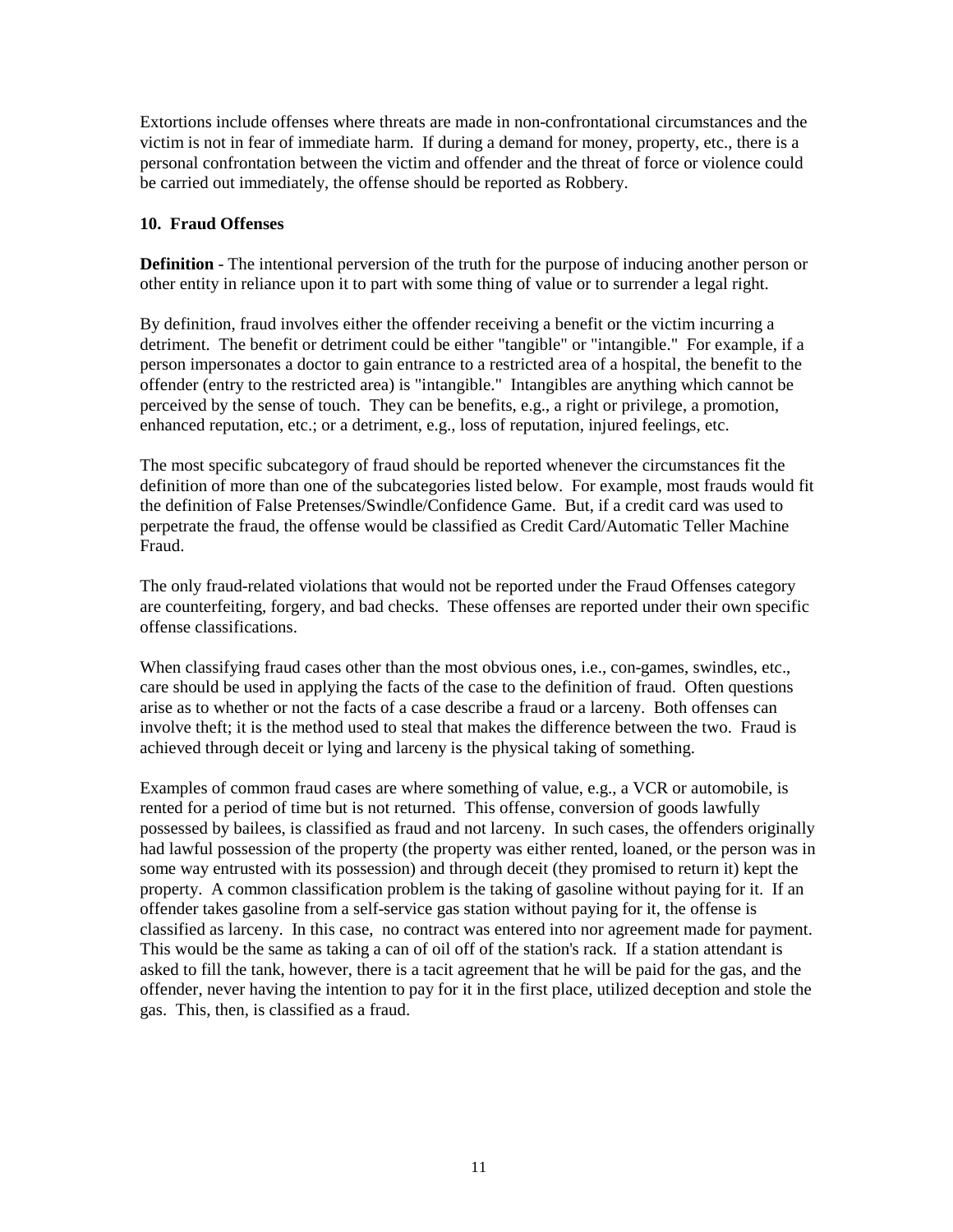Extortions include offenses where threats are made in non-confrontational circumstances and the victim is not in fear of immediate harm. If during a demand for money, property, etc., there is a personal confrontation between the victim and offender and the threat of force or violence could be carried out immediately, the offense should be reported as Robbery.

**10. Fraud Offenses**

**Definition** - The intentional perversion of the truth for the purpose of inducing another person or other entity in reliance upon it to part with some thing of value or to surrender a legal right.

By definition, fraud involves either the offender receiving a benefit or the victim incurring a detriment. The benefit or detriment could be either "tangible" or "intangible." For example, if a person impersonates a doctor to gain entrance to a restricted area of a hospital, the benefit to the offender (entry to the restricted area) is "intangible." Intangibles are anything which cannot be perceived by the sense of touch. They can be benefits, e.g., a right or privilege, a promotion, enhanced reputation, etc.; or a detriment, e.g., loss of reputation, injured feelings, etc.

The most specific subcategory of fraud should be reported whenever the circumstances fit the definition of more than one of the subcategories listed below. For example, most frauds would fit the definition of False Pretenses/Swindle/Confidence Game. But, if a credit card was used to perpetrate the fraud, the offense would be classified as Credit Card/Automatic Teller Machine Fraud.

The only fraud-related violations that would not be reported under the Fraud Offenses category are counterfeiting, forgery, and bad checks. These offenses are reported under their own specific offense classifications.

When classifying fraud cases other than the most obvious ones, i.e., con-games, swindles, etc., care should be used in applying the facts of the case to the definition of fraud. Often questions arise as to whether or not the facts of a case describe a fraud or a larceny. Both offenses can involve theft; it is the method used to steal that makes the difference between the two. Fraud is achieved through deceit or lying and larceny is the physical taking of something.

Examples of common fraud cases are where something of value, e.g., a VCR or automobile, is rented for a period of time but is not returned. This offense, conversion of goods lawfully possessed by bailees, is classified as fraud and not larceny. In such cases, the offenders originally had lawful possession of the property (the property was either rented, loaned, or the person was in some way entrusted with its possession) and through deceit (they promised to return it) kept the property. A common classification problem is the taking of gasoline without paying for it. If an offender takes gasoline from a self-service gas station without paying for it, the offense is classified as larceny. In this case, no contract was entered into nor agreement made for payment. This would be the same as taking a can of oil off of the station's rack. If a station attendant is asked to fill the tank, however, there is a tacit agreement that he will be paid for the gas, and the offender, never having the intention to pay for it in the first place, utilized deception and stole the gas. This, then, is classified as a fraud.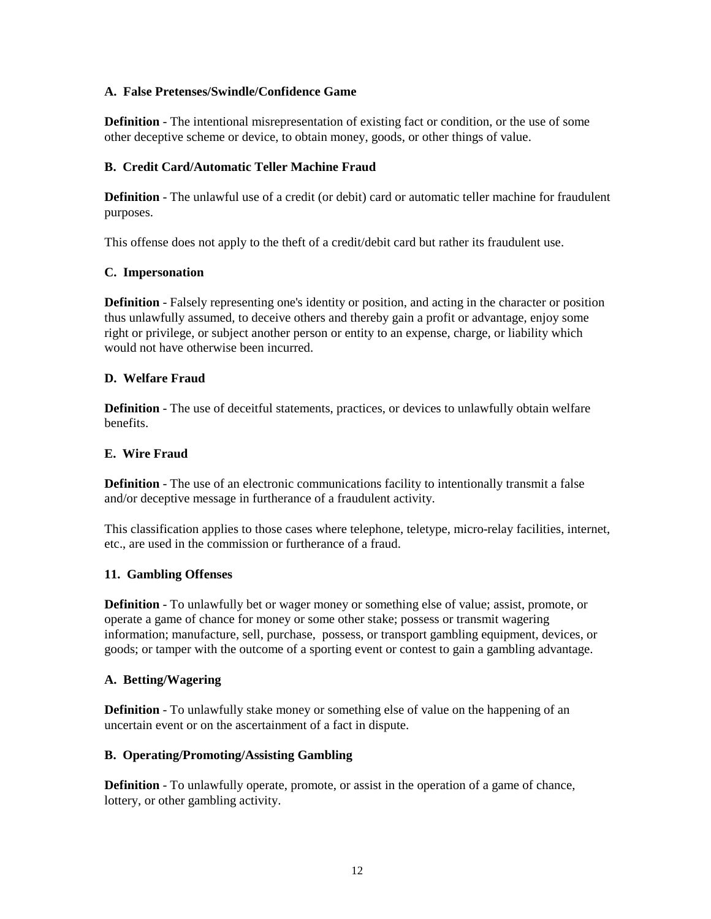**A. False Pretenses/Swindle/Confidence Game**

**Definition** - The intentional misrepresentation of existing fact or condition, or the use of some other deceptive scheme or device, to obtain money, goods, or other things of value.

**B. Credit Card/Automatic Teller Machine Fraud**

**Definition** - The unlawful use of a credit (or debit) card or automatic teller machine for fraudulent purposes.

This offense does not apply to the theft of a credit/debit card but rather its fraudulent use.

**C. Impersonation**

**Definition** - Falsely representing one's identity or position, and acting in the character or position thus unlawfully assumed, to deceive others and thereby gain a profit or advantage, enjoy some right or privilege, or subject another person or entity to an expense, charge, or liability which would not have otherwise been incurred.

**D. Welfare Fraud**

**Definition** - The use of deceitful statements, practices, or devices to unlawfully obtain welfare benefits.

**E. Wire Fraud**

**Definition** - The use of an electronic communications facility to intentionally transmit a false and/or deceptive message in furtherance of a fraudulent activity.

This classification applies to those cases where telephone, teletype, micro-relay facilities, internet, etc., are used in the commission or furtherance of a fraud.

**11. Gambling Offenses**

**Definition** - To unlawfully bet or wager money or something else of value; assist, promote, or operate a game of chance for money or some other stake; possess or transmit wagering information; manufacture, sell, purchase, possess, or transport gambling equipment, devices, or goods; or tamper with the outcome of a sporting event or contest to gain a gambling advantage.

**A. Betting/Wagering**

**Definition** - To unlawfully stake money or something else of value on the happening of an uncertain event or on the ascertainment of a fact in dispute.

**B. Operating/Promoting/Assisting Gambling**

**Definition** - To unlawfully operate, promote, or assist in the operation of a game of chance, lottery, or other gambling activity.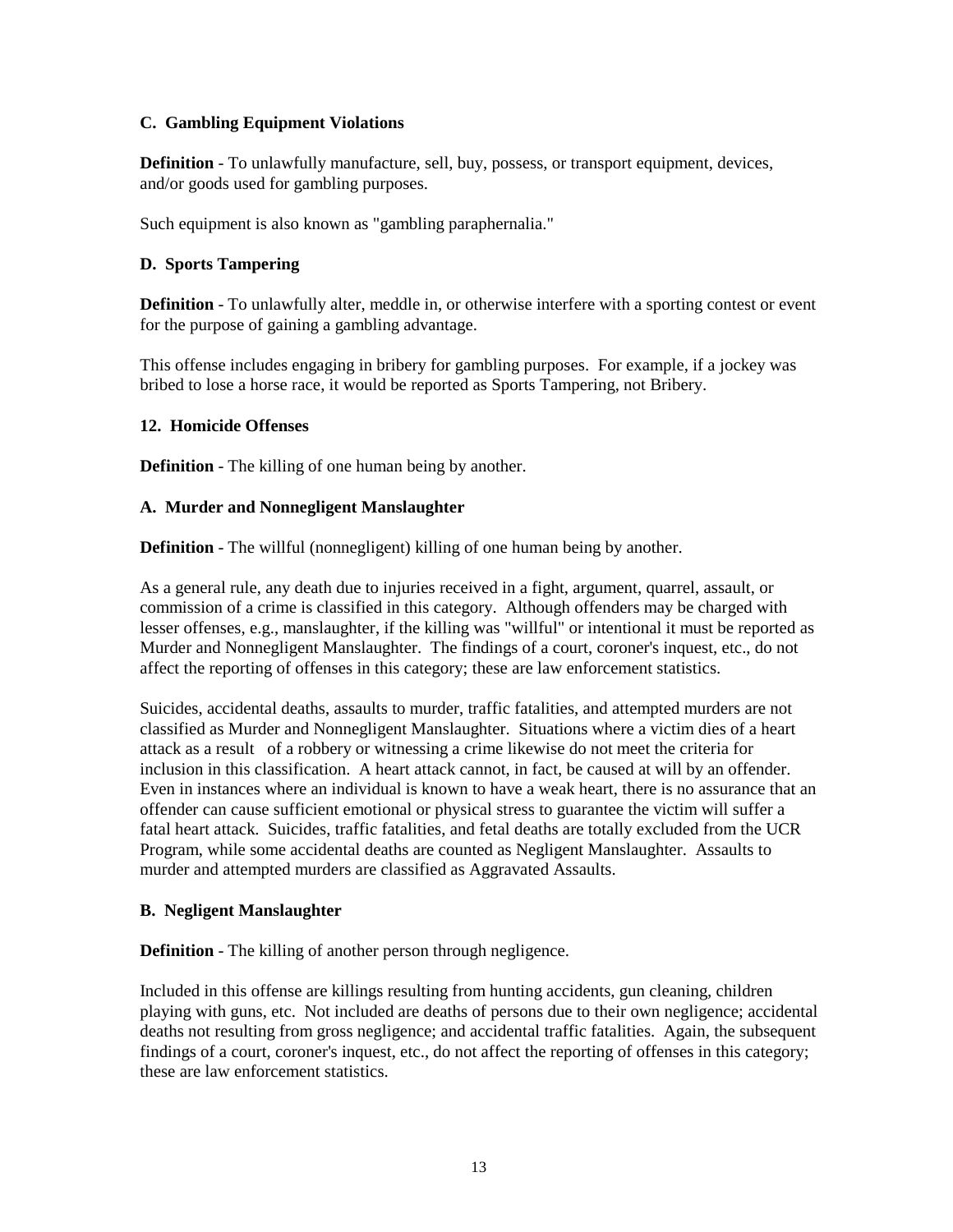### C. Gambling Equipment Violations

**Definition** - To unlawfully manufacture, sell, buy, possess, or transport equipment, devices, and/or goods used for gambling purposes.

Such equipment is also known as "gambling paraphernalia."

### D. Sports Tampering

**Definition** - To unlawfully alter, meddle in, or otherwise interfere with a sporting contest or event for the purpose of gaining a gambling advantage.

This offense includes engaging in bribery for gambling purposes. For example, if a jockey was bribed to lose a horse race, it would be reported as Sports Tampering, not Bribery.

## 12. Homicide Offenses

**Definition** - The killing of one human being by another.

### A. Murder and Nonnegligent Manslaughter

**Definition** - The willful (nonnegligent) killing of one human being by another.

As a general rule, any death due to injuries received in a fight, argument, quarrel, assault, or commission of a crime is classified in this category. Although offenders may be charged with lesser offenses, e.g., manslaughter, if the killing was "willful" or intentional it must be reported as Murder and Nonnegligent Manslaughter. The findings of a court, coroner's inquest, etc., do not affect the reporting of offenses in this category; these are law enforcement statistics.

Suicides, accidental deaths, assaults to murder, traffic fatalities, and attempted murders are not classified as Murder and Nonnegligent Manslaughter. Situations where a victim dies of a heart attack as a result of a robbery or witnessing a crime likewise do not meet the criteria for inclusion in this classification. A heart attack cannot, in fact, be caused at will by an offender. Even in instances where an individual is known to have a weak heart, there is no assurance that an offender can cause sufficient emotional or physical stress to guarantee the victim will suffer a fatal heart attack. Suicides, traffic fatalities, and fetal deaths are totally excluded from the UCR Program, while some accidental deaths are counted as Negligent Manslaughter. Assaults to murder and attempted murders are classified as Aggravated Assaults.

### B. Negligent Manslaughter

**Definition** - The killing of another person through negligence.

Included in this offense are killings resulting from hunting accidents, gun cleaning, children playing with guns, etc. Not included are deaths of persons due to their own negligence; accidental deaths not resulting from gross negligence; and accidental traffic fatalities. Again, the subsequent findings of a court, coroner's inquest, etc., do not affect the reporting of offenses in this category; these are law enforcement statistics.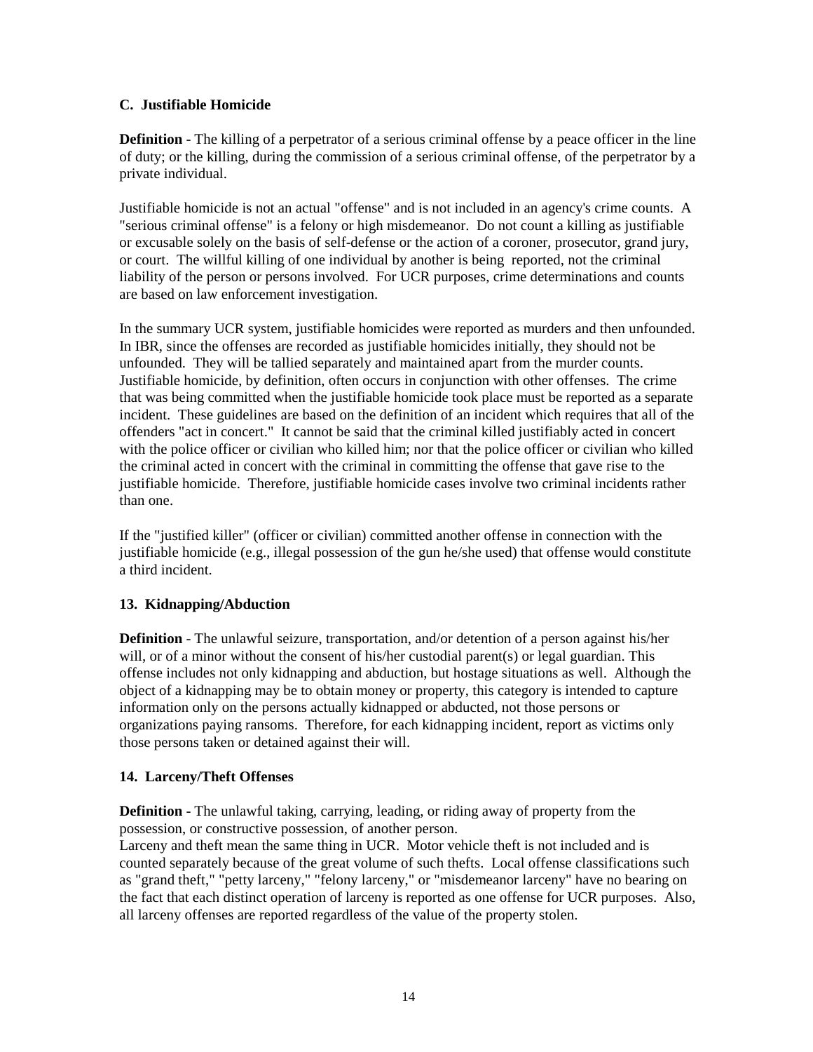### C. Justifiable Homicide

**Definition** - The killing of a perpetrator of a serious criminal offense by a peace officer in the line of duty; or the killing, during the commission of a serious criminal offense, of the perpetrator by a private individual.

Justifiable homicide is not an actual "offense" and is not included in an agency's crime counts. A "serious criminal offense" is a felony or high misdemeanor. Do not count a killing as justifiable or excusable solely on the basis of self-defense or the action of a coroner, prosecutor, grand jury, or court. The willful killing of one individual by another is being reported, not the criminal liability of the person or persons involved. For UCR purposes, crime determinations and counts are based on law enforcement investigation.

In the summary UCR system, justifiable homicides were reported as murders and then unfounded. In IBR, since the offenses are recorded as justifiable homicides initially, they should not be unfounded. They will be tallied separately and maintained apart from the murder counts. Justifiable homicide, by definition, often occurs in conjunction with other offenses. The crime that was being committed when the justifiable homicide took place must be reported as a separate incident. These guidelines are based on the definition of an incident which requires that all of the offenders "act in concert." It cannot be said that the criminal killed justifiably acted in concert with the police officer or civilian who killed him; nor that the police officer or civilian who killed the criminal acted in concert with the criminal in committing the offense that gave rise to the justifiable homicide. Therefore, justifiable homicide cases involve two criminal incidents rather than one.

If the "justified killer" (officer or civilian) committed another offense in connection with the justifiable homicide (e.g., illegal possession of the gun he/she used) that offense would constitute a third incident.

### 13. Kidnapping/Abduction

**Definition** - The unlawful seizure, transportation, and/or detention of a person against his/her will, or of a minor without the consent of his/her custodial parent(s) or legal guardian. This offense includes not only kidnapping and abduction, but hostage situations as well. Although the object of a kidnapping may be to obtain money or property, this category is intended to capture information only on the persons actually kidnapped or abducted, not those persons or organizations paying ransoms. Therefore, for each kidnapping incident, report as victims only those persons taken or detained against their will.

### 14. Larceny/Theft Offenses

**Definition** - The unlawful taking, carrying, leading, or riding away of property from the possession, or constructive possession, of another person.

Larceny and theft mean the same thing in UCR. Motor vehicle theft is not included and is counted separately because of the great volume of such thefts. Local offense classifications such as "grand theft," "petty larceny," "felony larceny," or "misdemeanor larceny" have no bearing on the fact that each distinct operation of larceny is reported as one offense for UCR purposes. Also, all larceny offenses are reported regardless of the value of the property stolen.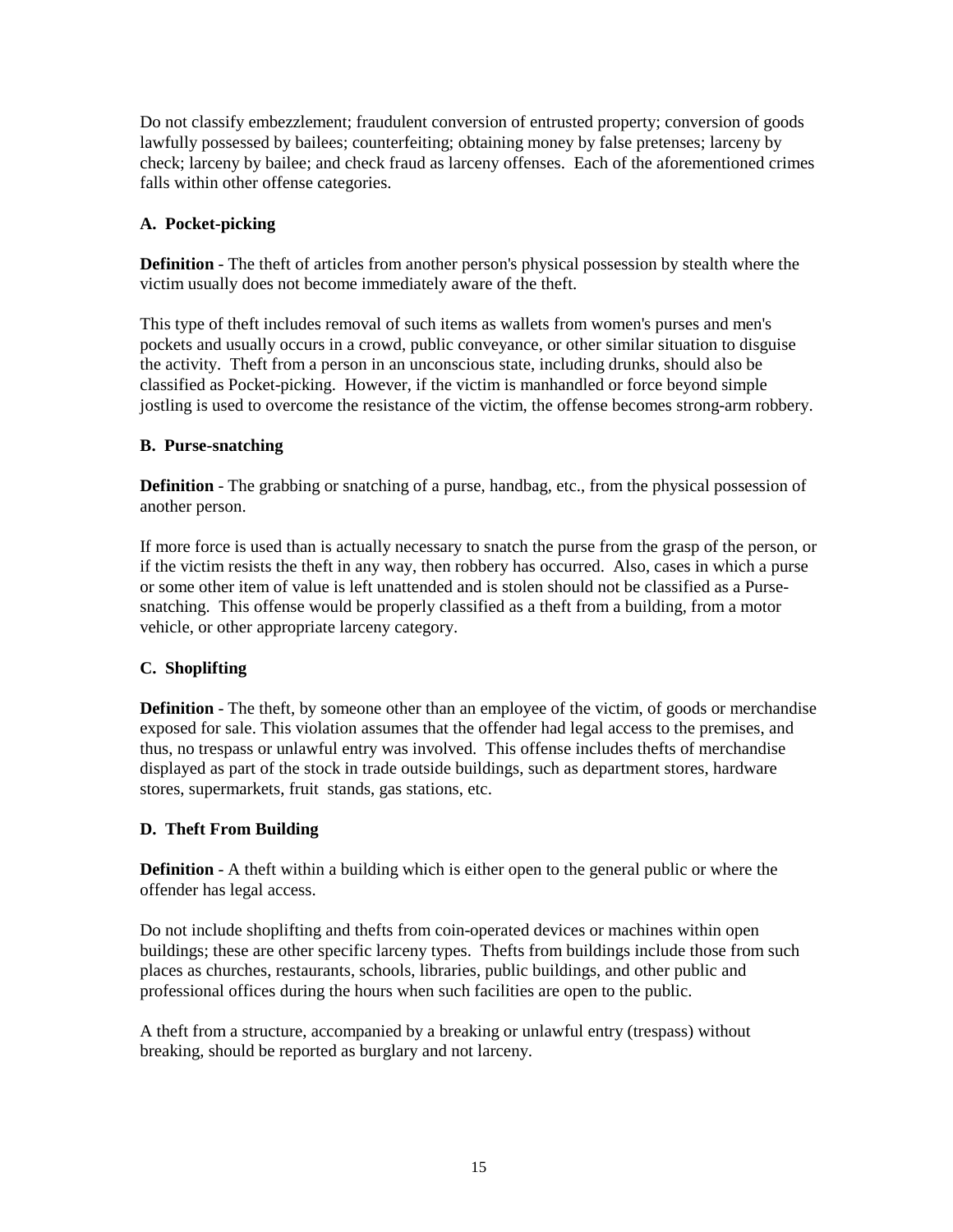Do not classify embezzlement; fraudulent conversion of entrusted property; conversion of goods lawfully possessed by bailees; counterfeiting; obtaining money by false pretenses; larceny by check; larceny by bailee; and check fraud as larceny offenses. Each of the aforementioned crimes falls within other offense categories.

### A. Pocket-picking

**Definition** - The theft of articles from another person's physical possession by stealth where the victim usually does not become immediately aware of the theft.

This type of theft includes removal of such items as wallets from women's purses and men's pockets and usually occurs in a crowd, public conveyance, or other similar situation to disguise the activity. Theft from a person in an unconscious state, including drunks, should also be classified as Pocket-picking. However, if the victim is manhandled or force beyond simple jostling is used to overcome the resistance of the victim, the offense becomes strong-arm robbery.

### B. Purse-snatching

**Definition** - The grabbing or snatching of a purse, handbag, etc., from the physical possession of another person.

If more force is used than is actually necessary to snatch the purse from the grasp of the person, or if the victim resists the theft in any way, then robbery has occurred. Also, cases in which a purse or some other item of value is left unattended and is stolen should not be classified as a Purse-snatching. This offense would be properly classified as a theft from a building, from a motor vehicle, or other appropriate larceny category.

### C. Shoplifting

**Definition** - The theft, by someone other than an employee of the victim, of goods or merchandise exposed for sale. This violation assumes that the offender had legal access to the premises, and thus, no trespass or unlawful entry was involved. This offense includes thefts of merchandise displayed as part of the stock in trade outside buildings, such as department stores, hardware stores, supermarkets, fruit stands, gas stations, etc.

### D. Theft From Building

**Definition** - A theft within a building which is either open to the general public or where the offender has legal access.

Do not include shoplifting and thefts from coin-operated devices or machines within open buildings; these are other specific larceny types. Thefts from buildings include those from such places as churches, restaurants, schools, libraries, public buildings, and other public and professional offices during the hours when such facilities are open to the public.

A theft from a structure, accompanied by a breaking or unlawful entry (trespass) without breaking, should be reported as burglary and not larceny.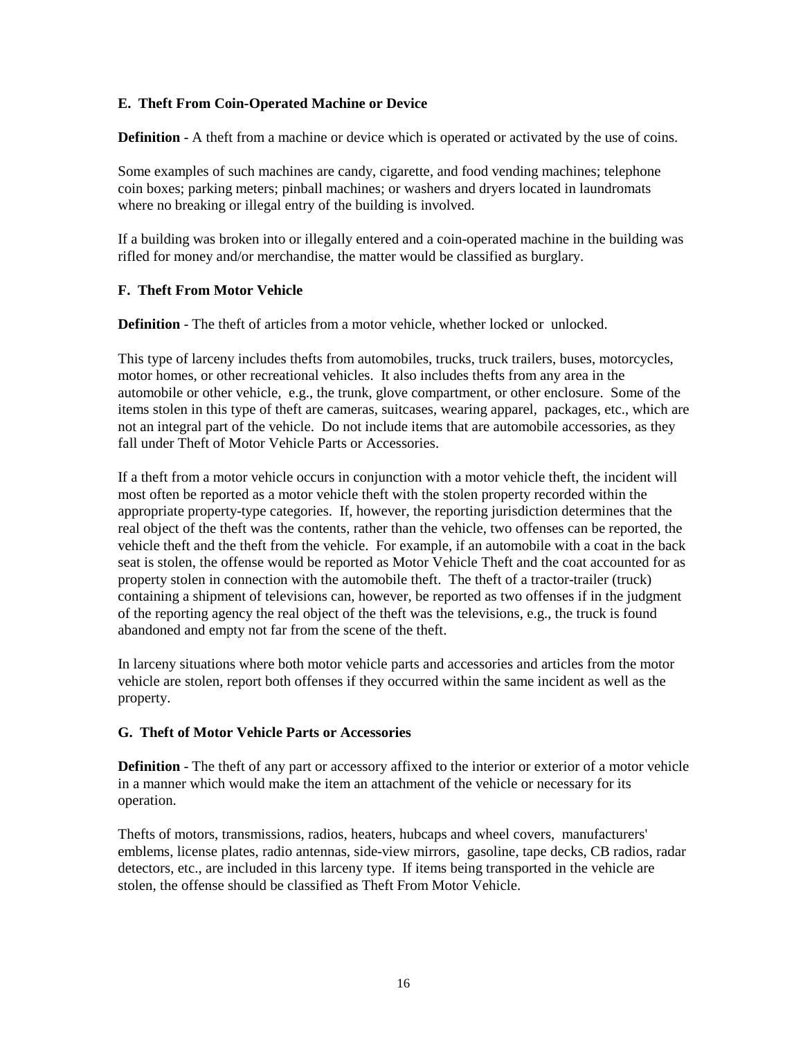**E. Theft From Coin-Operated Machine or Device**

**Definition** - A theft from a machine or device which is operated or activated by the use of coins.

Some examples of such machines are candy, cigarette, and food vending machines; telephone coin boxes; parking meters; pinball machines; or washers and dryers located in laundromats where no breaking or illegal entry of the building is involved.

If a building was broken into or illegally entered and a coin-operated machine in the building was rifled for money and/or merchandise, the matter would be classified as burglary.

**F. Theft From Motor Vehicle**

**Definition** - The theft of articles from a motor vehicle, whether locked or unlocked.

This type of larceny includes thefts from automobiles, trucks, truck trailers, buses, motorcycles, motor homes, or other recreational vehicles. It also includes thefts from any area in the automobile or other vehicle, e.g., the trunk, glove compartment, or other enclosure. Some of the items stolen in this type of theft are cameras, suitcases, wearing apparel, packages, etc., which are not an integral part of the vehicle. Do not include items that are automobile accessories, as they fall under Theft of Motor Vehicle Parts or Accessories.

If a theft from a motor vehicle occurs in conjunction with a motor vehicle theft, the incident will most often be reported as a motor vehicle theft with the stolen property recorded within the appropriate property-type categories. If, however, the reporting jurisdiction determines that the real object of the theft was the contents, rather than the vehicle, two offenses can be reported, the vehicle theft and the theft from the vehicle. For example, if an automobile with a coat in the back seat is stolen, the offense would be reported as Motor Vehicle Theft and the coat accounted for as property stolen in connection with the automobile theft. The theft of a tractor-trailer (truck) containing a shipment of televisions can, however, be reported as two offenses if in the judgment of the reporting agency the real object of the theft was the televisions, e.g., the truck is found abandoned and empty not far from the scene of the theft.

In larceny situations where both motor vehicle parts and accessories and articles from the motor vehicle are stolen, report both offenses if they occurred within the same incident as well as the property.

**G. Theft of Motor Vehicle Parts or Accessories**

**Definition** - The theft of any part or accessory affixed to the interior or exterior of a motor vehicle in a manner which would make the item an attachment of the vehicle or necessary for its operation.

Thefts of motors, transmissions, radios, heaters, hubcaps and wheel covers, manufacturers' emblems, license plates, radio antennas, side-view mirrors, gasoline, tape decks, CB radios, radar detectors, etc., are included in this larceny type. If items being transported in the vehicle are stolen, the offense should be classified as Theft From Motor Vehicle.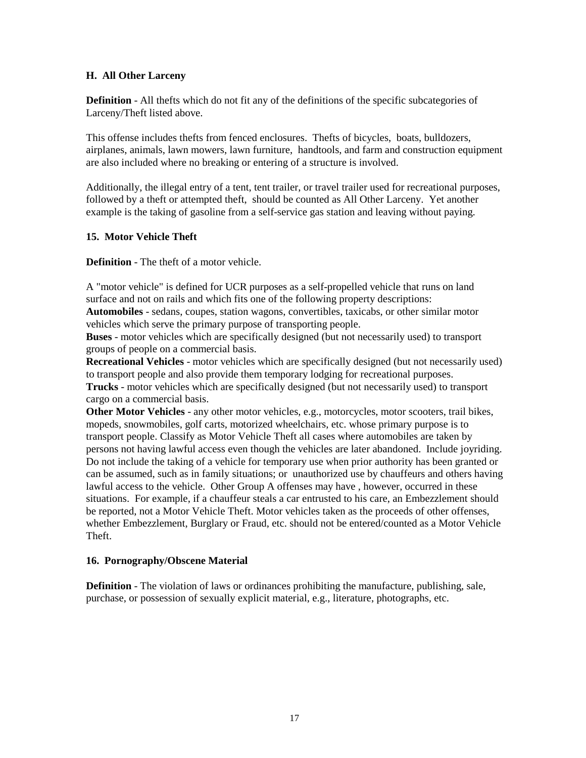### H. All Other Larceny

**Definition** - All thefts which do not fit any of the definitions of the specific subcategories of Larceny/Theft listed above.

This offense includes thefts from fenced enclosures. Thefts of bicycles, boats, bulldozers, airplanes, animals, lawn mowers, lawn furniture, handtools, and farm and construction equipment are also included where no breaking or entering of a structure is involved.

Additionally, the illegal entry of a tent, tent trailer, or travel trailer used for recreational purposes, followed by a theft or attempted theft, should be counted as All Other Larceny. Yet another example is the taking of gasoline from a self-service gas station and leaving without paying.

### 15. Motor Vehicle Theft

**Definition** - The theft of a motor vehicle.

A "motor vehicle" is defined for UCR purposes as a self-propelled vehicle that runs on land surface and not on rails and which fits one of the following property descriptions:

**Automobiles** - sedans, coupes, station wagons, convertibles, taxicabs, or other similar motor vehicles which serve the primary purpose of transporting people.

**Buses** - motor vehicles which are specifically designed (but not necessarily used) to transport groups of people on a commercial basis.

**Recreational Vehicles** - motor vehicles which are specifically designed (but not necessarily used) to transport people and also provide them temporary lodging for recreational purposes.

**Trucks** - motor vehicles which are specifically designed (but not necessarily used) to transport cargo on a commercial basis.

**Other Motor Vehicles** - any other motor vehicles, e.g., motorcycles, motor scooters, trail bikes, mopeds, snowmobiles, golf carts, motorized wheelchairs, etc. whose primary purpose is to transport people. Classify as Motor Vehicle Theft all cases where automobiles are taken by persons not having lawful access even though the vehicles are later abandoned. Include joyriding. Do not include the taking of a vehicle for temporary use when prior authority has been granted or can be assumed, such as in family situations; or unauthorized use by chauffeurs and others having lawful access to the vehicle. Other Group A offenses may have , however, occurred in these situations. For example, if a chauffeur steals a car entrusted to his care, an Embezzlement should be reported, not a Motor Vehicle Theft. Motor vehicles taken as the proceeds of other offenses, whether Embezzlement, Burglary or Fraud, etc. should not be entered/counted as a Motor Vehicle Theft.

### 16. Pornography/Obscene Material

**Definition** - The violation of laws or ordinances prohibiting the manufacture, publishing, sale, purchase, or possession of sexually explicit material, e.g., literature, photographs, etc.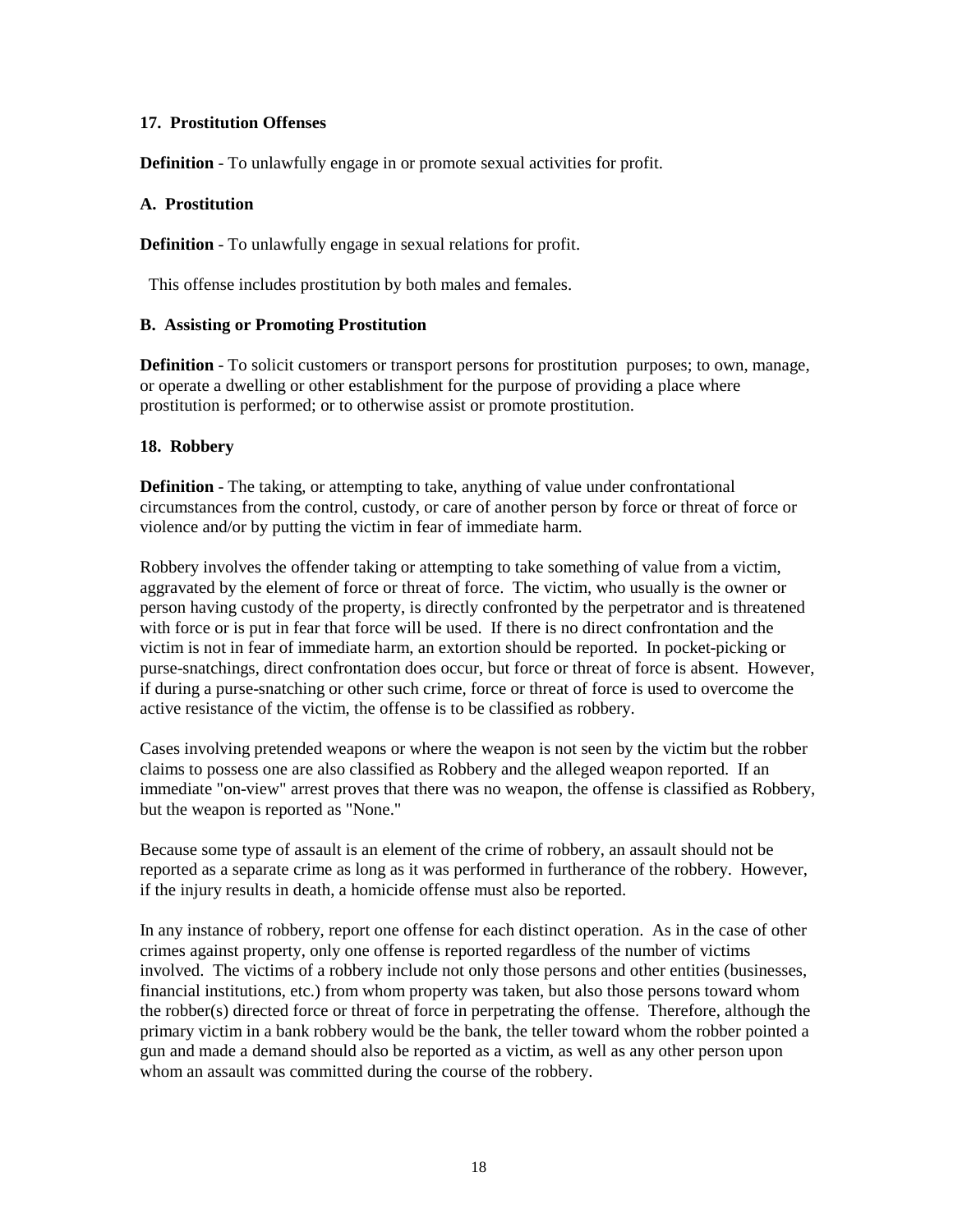### 17. Prostitution Offenses

**Definition** - To unlawfully engage in or promote sexual activities for profit.

#### A. Prostitution

**Definition** - To unlawfully engage in sexual relations for profit.

This offense includes prostitution by both males and females.

#### B. Assisting or Promoting Prostitution

**Definition** - To solicit customers or transport persons for prostitution purposes; to own, manage, or operate a dwelling or other establishment for the purpose of providing a place where prostitution is performed; or to otherwise assist or promote prostitution.

### 18. Robbery

**Definition** - The taking, or attempting to take, anything of value under confrontational circumstances from the control, custody, or care of another person by force or threat of force or violence and/or by putting the victim in fear of immediate harm.

Robbery involves the offender taking or attempting to take something of value from a victim, aggravated by the element of force or threat of force. The victim, who usually is the owner or person having custody of the property, is directly confronted by the perpetrator and is threatened with force or is put in fear that force will be used. If there is no direct confrontation and the victim is not in fear of immediate harm, an extortion should be reported. In pocket-picking or purse-snatchings, direct confrontation does occur, but force or threat of force is absent. However, if during a purse-snatching or other such crime, force or threat of force is used to overcome the active resistance of the victim, the offense is to be classified as robbery.

Cases involving pretended weapons or where the weapon is not seen by the victim but the robber claims to possess one are also classified as Robbery and the alleged weapon reported. If an immediate "on-view" arrest proves that there was no weapon, the offense is classified as Robbery, but the weapon is reported as "None."

Because some type of assault is an element of the crime of robbery, an assault should not be reported as a separate crime as long as it was performed in furtherance of the robbery. However, if the injury results in death, a homicide offense must also be reported.

In any instance of robbery, report one offense for each distinct operation. As in the case of other crimes against property, only one offense is reported regardless of the number of victims involved. The victims of a robbery include not only those persons and other entities (businesses, financial institutions, etc.) from whom property was taken, but also those persons toward whom the robber(s) directed force or threat of force in perpetrating the offense. Therefore, although the primary victim in a bank robbery would be the bank, the teller toward whom the robber pointed a gun and made a demand should also be reported as a victim, as well as any other person upon whom an assault was committed during the course of the robbery.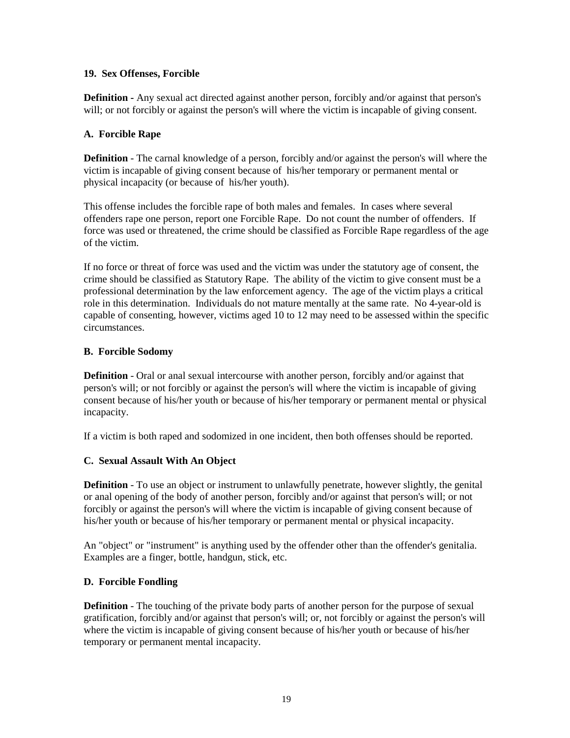### 19. Sex Offenses, Forcible

**Definition -** Any sexual act directed against another person, forcibly and/or against that person's will; or not forcibly or against the person's will where the victim is incapable of giving consent.

#### A. Forcible Rape

**Definition** - The carnal knowledge of a person, forcibly and/or against the person's will where the victim is incapable of giving consent because of his/her temporary or permanent mental or physical incapacity (or because of his/her youth).

This offense includes the forcible rape of both males and females. In cases where several offenders rape one person, report one Forcible Rape. Do not count the number of offenders. If force was used or threatened, the crime should be classified as Forcible Rape regardless of the age of the victim.

If no force or threat of force was used and the victim was under the statutory age of consent, the crime should be classified as Statutory Rape. The ability of the victim to give consent must be a professional determination by the law enforcement agency. The age of the victim plays a critical role in this determination. Individuals do not mature mentally at the same rate. No 4-year-old is capable of consenting, however, victims aged 10 to 12 may need to be assessed within the specific circumstances.

#### B. Forcible Sodomy

**Definition** - Oral or anal sexual intercourse with another person, forcibly and/or against that person's will; or not forcibly or against the person's will where the victim is incapable of giving consent because of his/her youth or because of his/her temporary or permanent mental or physical incapacity.

If a victim is both raped and sodomized in one incident, then both offenses should be reported.

#### C. Sexual Assault With An Object

**Definition** - To use an object or instrument to unlawfully penetrate, however slightly, the genital or anal opening of the body of another person, forcibly and/or against that person's will; or not forcibly or against the person's will where the victim is incapable of giving consent because of his/her youth or because of his/her temporary or permanent mental or physical incapacity.

An "object" or "instrument" is anything used by the offender other than the offender's genitalia. Examples are a finger, bottle, handgun, stick, etc.

#### D. Forcible Fondling

**Definition** - The touching of the private body parts of another person for the purpose of sexual gratification, forcibly and/or against that person's will; or, not forcibly or against the person's will where the victim is incapable of giving consent because of his/her youth or because of his/her temporary or permanent mental incapacity.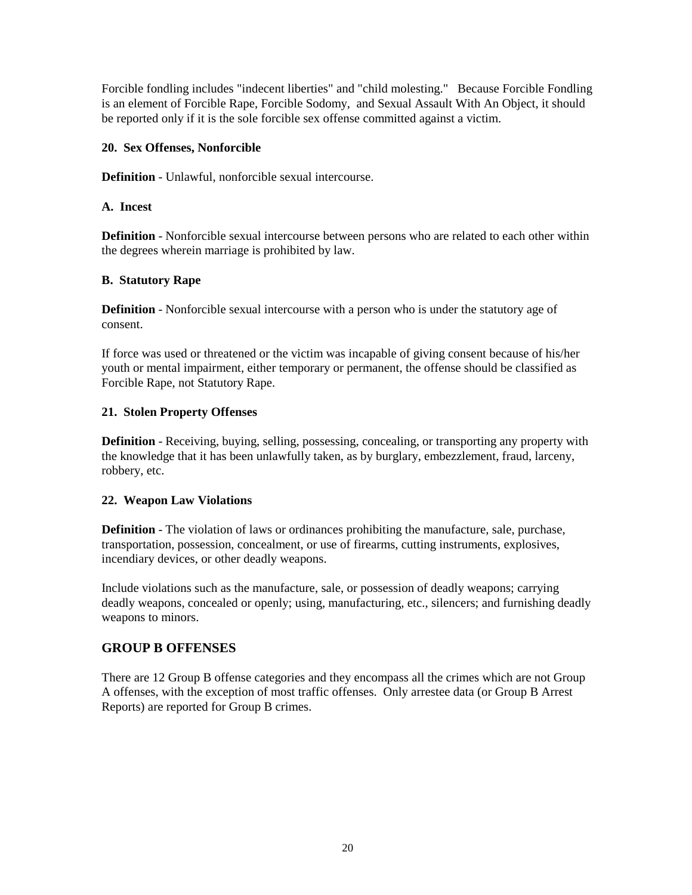Forcible fondling includes "indecent liberties" and "child molesting." Because Forcible Fondling is an element of Forcible Rape, Forcible Sodomy, and Sexual Assault With An Object, it should be reported only if it is the sole forcible sex offense committed against a victim.

**20. Sex Offenses, Nonforcible**

**Definition** - Unlawful, nonforcible sexual intercourse.

**A. Incest**

**Definition** - Nonforcible sexual intercourse between persons who are related to each other within the degrees wherein marriage is prohibited by law.

**B. Statutory Rape**

**Definition** - Nonforcible sexual intercourse with a person who is under the statutory age of consent.

If force was used or threatened or the victim was incapable of giving consent because of his/her youth or mental impairment, either temporary or permanent, the offense should be classified as Forcible Rape, not Statutory Rape.

**21. Stolen Property Offenses**

**Definition** - Receiving, buying, selling, possessing, concealing, or transporting any property with the knowledge that it has been unlawfully taken, as by burglary, embezzlement, fraud, larceny, robbery, etc.

**22. Weapon Law Violations**

**Definition** - The violation of laws or ordinances prohibiting the manufacture, sale, purchase, transportation, possession, concealment, or use of firearms, cutting instruments, explosives, incendiary devices, or other deadly weapons.

Include violations such as the manufacture, sale, or possession of deadly weapons; carrying deadly weapons, concealed or openly; using, manufacturing, etc., silencers; and furnishing deadly weapons to minors.

## GROUP B OFFENSES

There are 12 Group B offense categories and they encompass all the crimes which are not Group A offenses, with the exception of most traffic offenses. Only arrestee data (or Group B Arrest Reports) are reported for Group B crimes.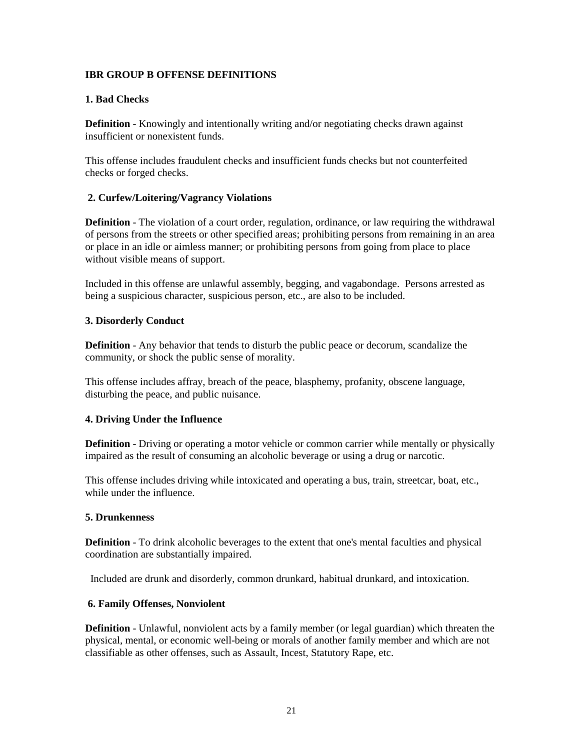## IBR GROUP B OFFENSE DEFINITIONS

### 1. Bad Checks

**Definition** - Knowingly and intentionally writing and/or negotiating checks drawn against insufficient or nonexistent funds.

This offense includes fraudulent checks and insufficient funds checks but not counterfeited checks or forged checks.

### 2. Curfew/Loitering/Vagrancy Violations

**Definition** - The violation of a court order, regulation, ordinance, or law requiring the withdrawal of persons from the streets or other specified areas; prohibiting persons from remaining in an area or place in an idle or aimless manner; or prohibiting persons from going from place to place without visible means of support.

Included in this offense are unlawful assembly, begging, and vagabondage. Persons arrested as being a suspicious character, suspicious person, etc., are also to be included.

### 3. Disorderly Conduct

**Definition** - Any behavior that tends to disturb the public peace or decorum, scandalize the community, or shock the public sense of morality.

This offense includes affray, breach of the peace, blasphemy, profanity, obscene language, disturbing the peace, and public nuisance.

### 4. Driving Under the Influence

**Definition** - Driving or operating a motor vehicle or common carrier while mentally or physically impaired as the result of consuming an alcoholic beverage or using a drug or narcotic.

This offense includes driving while intoxicated and operating a bus, train, streetcar, boat, etc., while under the influence.

### 5. Drunkenness

**Definition** - To drink alcoholic beverages to the extent that one's mental faculties and physical coordination are substantially impaired.

Included are drunk and disorderly, common drunkard, habitual drunkard, and intoxication.

### 6. Family Offenses, Nonviolent

**Definition** - Unlawful, nonviolent acts by a family member (or legal guardian) which threaten the physical, mental, or economic well-being or morals of another family member and which are not classifiable as other offenses, such as Assault, Incest, Statutory Rape, etc.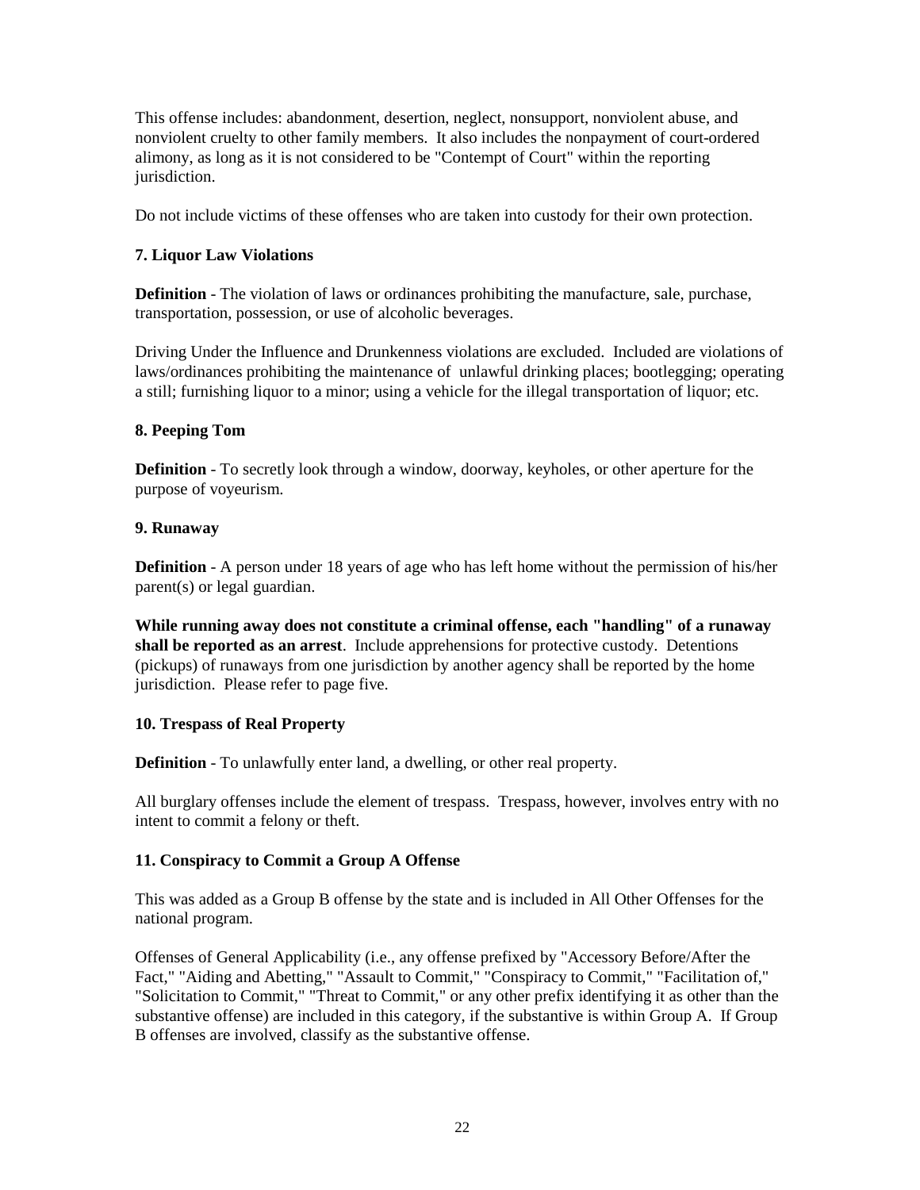This offense includes: abandonment, desertion, neglect, nonsupport, nonviolent abuse, and nonviolent cruelty to other family members. It also includes the nonpayment of court-ordered alimony, as long as it is not considered to be "Contempt of Court" within the reporting jurisdiction.

Do not include victims of these offenses who are taken into custody for their own protection.

### 7. Liquor Law Violations

**Definition** - The violation of laws or ordinances prohibiting the manufacture, sale, purchase, transportation, possession, or use of alcoholic beverages.

Driving Under the Influence and Drunkenness violations are excluded. Included are violations of laws/ordinances prohibiting the maintenance of unlawful drinking places; bootlegging; operating a still; furnishing liquor to a minor; using a vehicle for the illegal transportation of liquor; etc.

### 8. Peeping Tom

**Definition** - To secretly look through a window, doorway, keyholes, or other aperture for the purpose of voyeurism.

### 9. Runaway

**Definition** - A person under 18 years of age who has left home without the permission of his/her parent(s) or legal guardian.

**While running away does not constitute a criminal offense, each "handling" of a runaway shall be reported as an arrest**. Include apprehensions for protective custody. Detentions (pickups) of runaways from one jurisdiction by another agency shall be reported by the home jurisdiction. Please refer to page five.

### 10. Trespass of Real Property

**Definition** - To unlawfully enter land, a dwelling, or other real property.

All burglary offenses include the element of trespass. Trespass, however, involves entry with no intent to commit a felony or theft.

### 11. Conspiracy to Commit a Group A Offense

This was added as a Group B offense by the state and is included in All Other Offenses for the national program.

Offenses of General Applicability (i.e., any offense prefixed by "Accessory Before/After the Fact," "Aiding and Abetting," "Assault to Commit," "Conspiracy to Commit," "Facilitation of," "Solicitation to Commit," "Threat to Commit," or any other prefix identifying it as other than the substantive offense) are included in this category, if the substantive is within Group A. If Group B offenses are involved, classify as the substantive offense.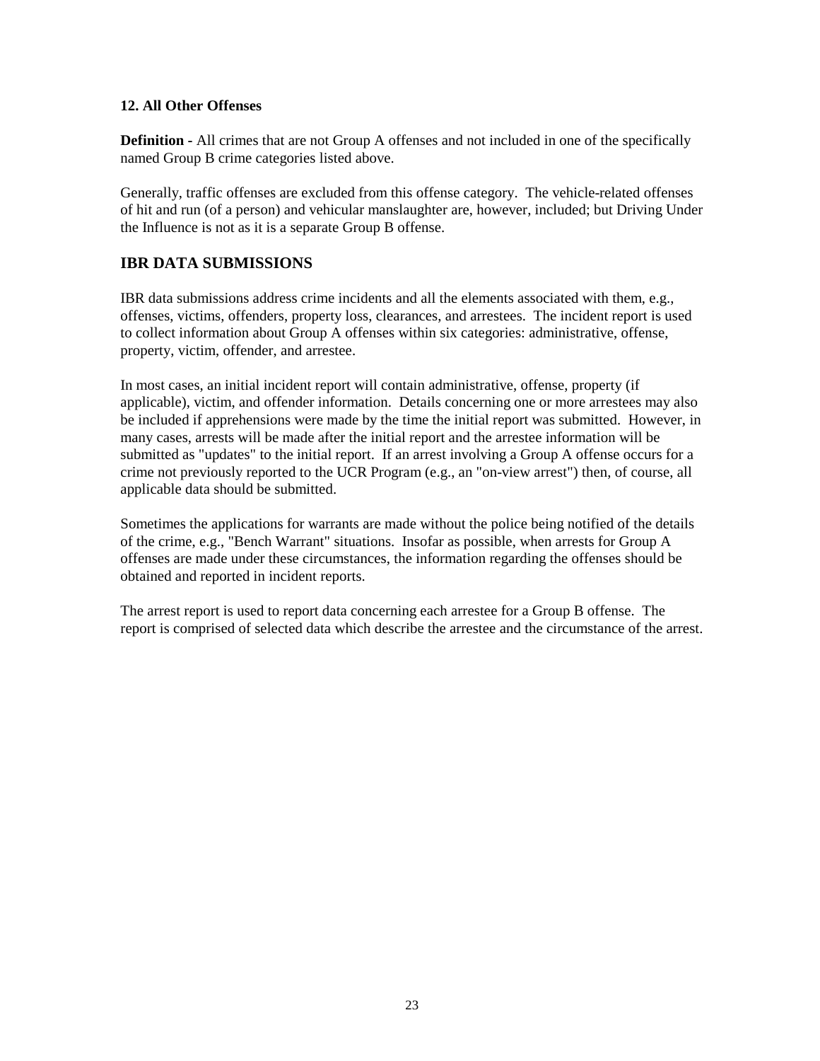### 12. All Other Offenses

**Definition -** All crimes that are not Group A offenses and not included in one of the specifically named Group B crime categories listed above.

Generally, traffic offenses are excluded from this offense category. The vehicle-related offenses of hit and run (of a person) and vehicular manslaughter are, however, included; but Driving Under the Influence is not as it is a separate Group B offense.

## IBR DATA SUBMISSIONS

IBR data submissions address crime incidents and all the elements associated with them, e.g., offenses, victims, offenders, property loss, clearances, and arrestees. The incident report is used to collect information about Group A offenses within six categories: administrative, offense, property, victim, offender, and arrestee.

In most cases, an initial incident report will contain administrative, offense, property (if applicable), victim, and offender information. Details concerning one or more arrestees may also be included if apprehensions were made by the time the initial report was submitted. However, in many cases, arrests will be made after the initial report and the arrestee information will be submitted as "updates" to the initial report. If an arrest involving a Group A offense occurs for a crime not previously reported to the UCR Program (e.g., an "on-view arrest") then, of course, all applicable data should be submitted.

Sometimes the applications for warrants are made without the police being notified of the details of the crime, e.g., "Bench Warrant" situations. Insofar as possible, when arrests for Group A offenses are made under these circumstances, the information regarding the offenses should be obtained and reported in incident reports.

The arrest report is used to report data concerning each arrestee for a Group B offense. The report is comprised of selected data which describe the arrestee and the circumstance of the arrest.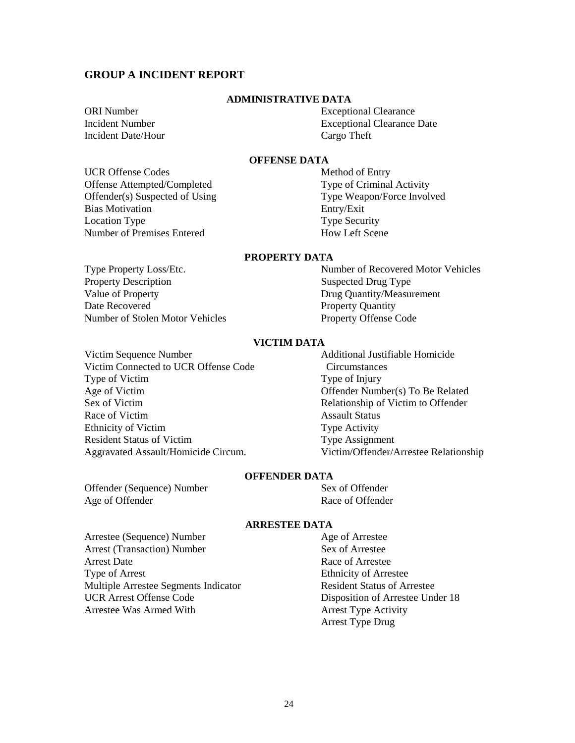## GROUP A INCIDENT REPORT

### ADMINISTRATIVE DATA

ORI Number
Incident Number
Incident Date/Hour
Exceptional Clearance
Exceptional Clearance Date
Cargo Theft

### OFFENSE DATA

UCR Offense Codes
Offense Attempted/Completed
Offender(s) Suspected of Using
Bias Motivation
Location Type
Number of Premises Entered
Method of Entry
Type of Criminal Activity
Type Weapon/Force Involved
Entry/Exit
Type Security
How Left Scene

### PROPERTY DATA

Type Property Loss/Etc.
Property Description
Value of Property
Date Recovered
Number of Stolen Motor Vehicles
Number of Recovered Motor Vehicles
Suspected Drug Type
Drug Quantity/Measurement
Property Quantity
Property Offense Code

### VICTIM DATA

Victim Sequence Number
Victim Connected to UCR Offense Code
Type of Victim
Age of Victim
Sex of Victim
Race of Victim
Ethnicity of Victim
Resident Status of Victim
Aggravated Assault/Homicide Circum.
Additional Justifiable Homicide Circumstances
Type of Injury
Offender Number(s) To Be Related
Relationship of Victim to Offender
Assault Status
Type Activity
Type Assignment
Victim/Offender/Arrestee Relationship

### OFFENDER DATA

Offender (Sequence) Number
Age of Offender
Sex of Offender
Race of Offender

### ARRESTEE DATA

Arrestee (Sequence) Number
Arrest (Transaction) Number
Arrest Date
Type of Arrest
Multiple Arrestee Segments Indicator
UCR Arrest Offense Code
Arrestee Was Armed With
Age of Arrestee
Sex of Arrestee
Race of Arrestee
Ethnicity of Arrestee
Resident Status of Arrestee
Disposition of Arrestee Under 18
Arrest Type Activity
Arrest Type Drug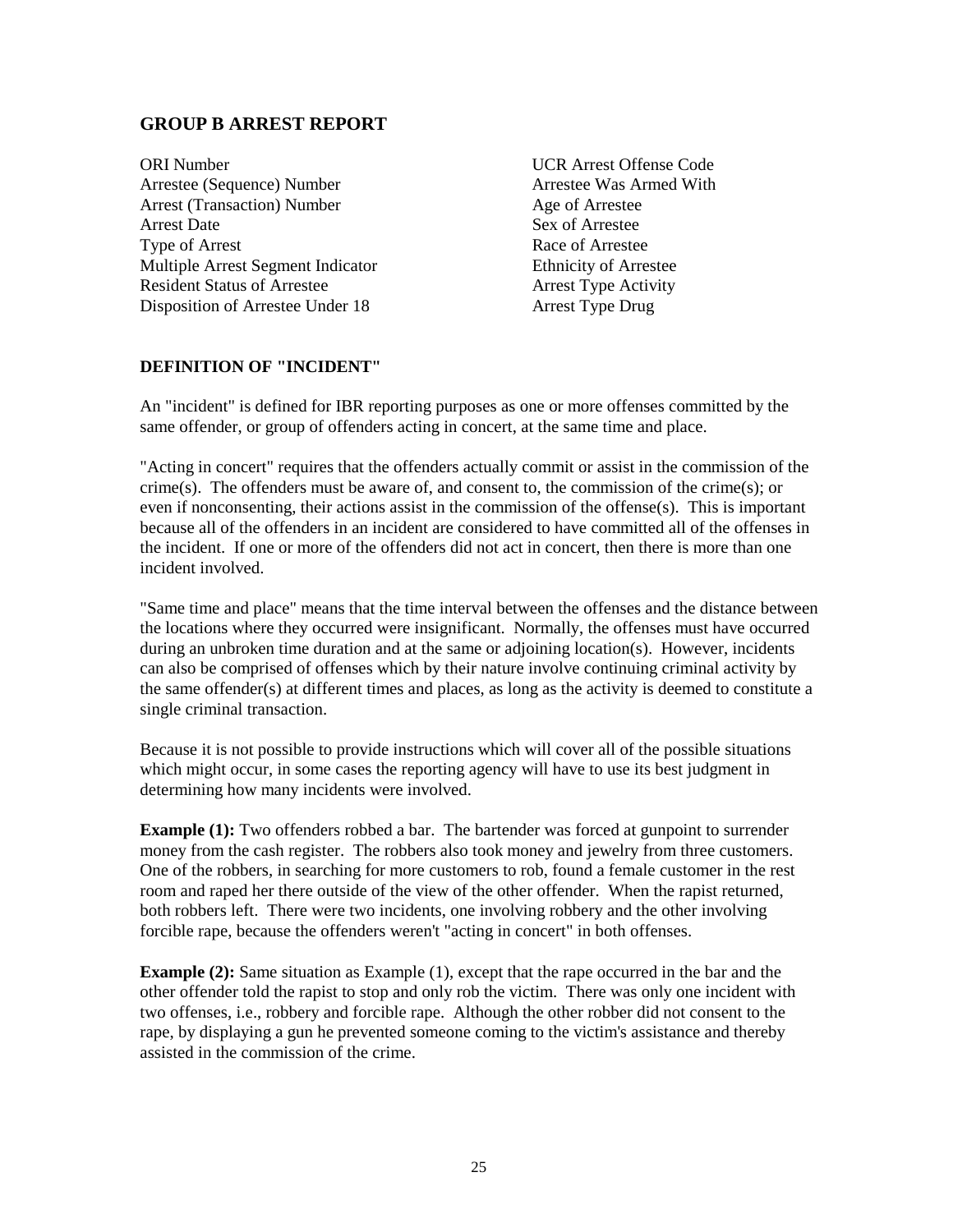## GROUP B ARREST REPORT

ORI Number
Arrestee (Sequence) Number
Arrest (Transaction) Number
Arrest Date
Type of Arrest
Multiple Arrest Segment Indicator
Resident Status of Arrestee
Disposition of Arrestee Under 18
UCR Arrest Offense Code
Arrestee Was Armed With
Age of Arrestee
Sex of Arrestee
Race of Arrestee
Ethnicity of Arrestee
Arrest Type Activity
Arrest Type Drug

### DEFINITION OF "INCIDENT"

An "incident" is defined for IBR reporting purposes as one or more offenses committed by the same offender, or group of offenders acting in concert, at the same time and place.

"Acting in concert" requires that the offenders actually commit or assist in the commission of the crime(s). The offenders must be aware of, and consent to, the commission of the crime(s); or even if nonconsenting, their actions assist in the commission of the offense(s). This is important because all of the offenders in an incident are considered to have committed all of the offenses in the incident. If one or more of the offenders did not act in concert, then there is more than one incident involved.

"Same time and place" means that the time interval between the offenses and the distance between the locations where they occurred were insignificant. Normally, the offenses must have occurred during an unbroken time duration and at the same or adjoining location(s). However, incidents can also be comprised of offenses which by their nature involve continuing criminal activity by the same offender(s) at different times and places, as long as the activity is deemed to constitute a single criminal transaction.

Because it is not possible to provide instructions which will cover all of the possible situations which might occur, in some cases the reporting agency will have to use its best judgment in determining how many incidents were involved.

**Example (1):** Two offenders robbed a bar. The bartender was forced at gunpoint to surrender money from the cash register. The robbers also took money and jewelry from three customers. One of the robbers, in searching for more customers to rob, found a female customer in the rest room and raped her there outside of the view of the other offender. When the rapist returned, both robbers left. There were two incidents, one involving robbery and the other involving forcible rape, because the offenders weren't "acting in concert" in both offenses.

**Example (2):** Same situation as Example (1), except that the rape occurred in the bar and the other offender told the rapist to stop and only rob the victim. There was only one incident with two offenses, i.e., robbery and forcible rape. Although the other robber did not consent to the rape, by displaying a gun he prevented someone coming to the victim's assistance and thereby assisted in the commission of the crime.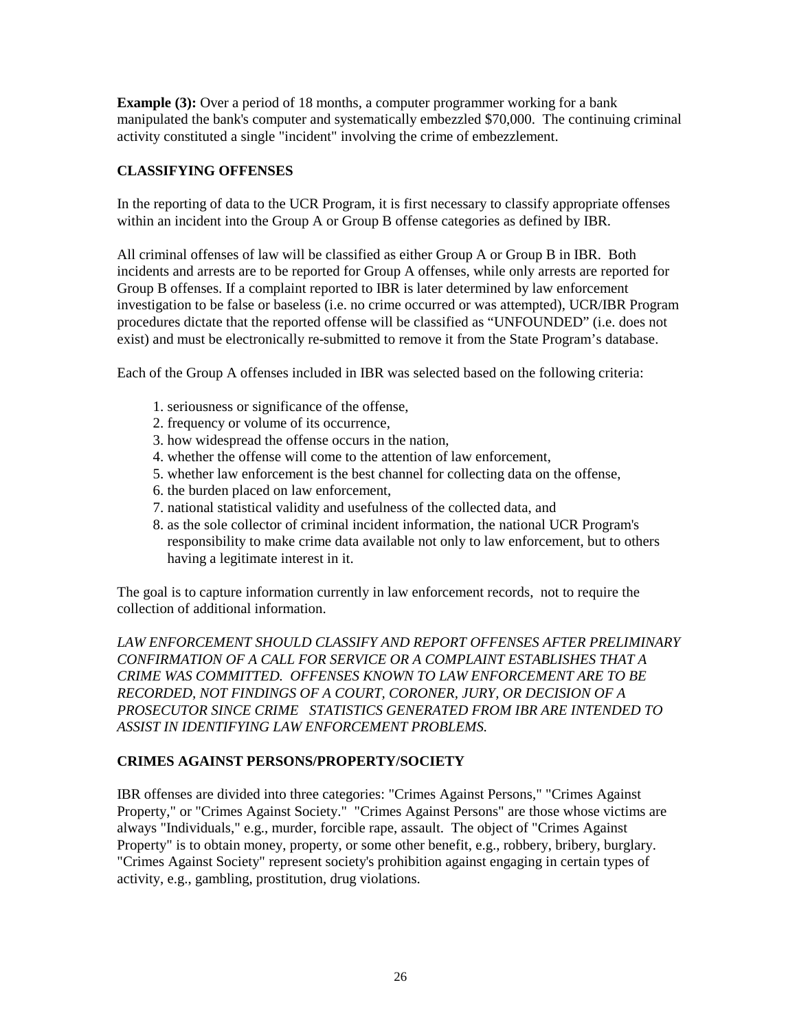**Example (3):** Over a period of 18 months, a computer programmer working for a bank manipulated the bank's computer and systematically embezzled $70,000. The continuing criminal activity constituted a single "incident" involving the crime of embezzlement.

## CLASSIFYING OFFENSES

In the reporting of data to the UCR Program, it is first necessary to classify appropriate offenses within an incident into the Group A or Group B offense categories as defined by IBR.

All criminal offenses of law will be classified as either Group A or Group B in IBR. Both incidents and arrests are to be reported for Group A offenses, while only arrests are reported for Group B offenses. If a complaint reported to IBR is later determined by law enforcement investigation to be false or baseless (i.e. no crime occurred or was attempted), UCR/IBR Program procedures dictate that the reported offense will be classified as "UNFOUNDED" (i.e. does not exist) and must be electronically re-submitted to remove it from the State Program's database.

Each of the Group A offenses included in IBR was selected based on the following criteria:

1. seriousness or significance of the offense,
2. frequency or volume of its occurrence,
3. how widespread the offense occurs in the nation,
4. whether the offense will come to the attention of law enforcement,
5. whether law enforcement is the best channel for collecting data on the offense,
6. the burden placed on law enforcement,
7. national statistical validity and usefulness of the collected data, and
8. as the sole collector of criminal incident information, the national UCR Program's responsibility to make crime data available not only to law enforcement, but to others having a legitimate interest in it.

The goal is to capture information currently in law enforcement records, not to require the collection of additional information.

*LAW ENFORCEMENT SHOULD CLASSIFY AND REPORT OFFENSES AFTER PRELIMINARY CONFIRMATION OF A CALL FOR SERVICE OR A COMPLAINT ESTABLISHES THAT A CRIME WAS COMMITTED. OFFENSES KNOWN TO LAW ENFORCEMENT ARE TO BE RECORDED, NOT FINDINGS OF A COURT, CORONER, JURY, OR DECISION OF A PROSECUTOR SINCE CRIME STATISTICS GENERATED FROM IBR ARE INTENDED TO ASSIST IN IDENTIFYING LAW ENFORCEMENT PROBLEMS.*

## CRIMES AGAINST PERSONS/PROPERTY/SOCIETY

IBR offenses are divided into three categories: "Crimes Against Persons," "Crimes Against Property," or "Crimes Against Society." "Crimes Against Persons" are those whose victims are always "Individuals," e.g., murder, forcible rape, assault. The object of "Crimes Against Property" is to obtain money, property, or some other benefit, e.g., robbery, bribery, burglary. "Crimes Against Society" represent society's prohibition against engaging in certain types of activity, e.g., gambling, prostitution, drug violations.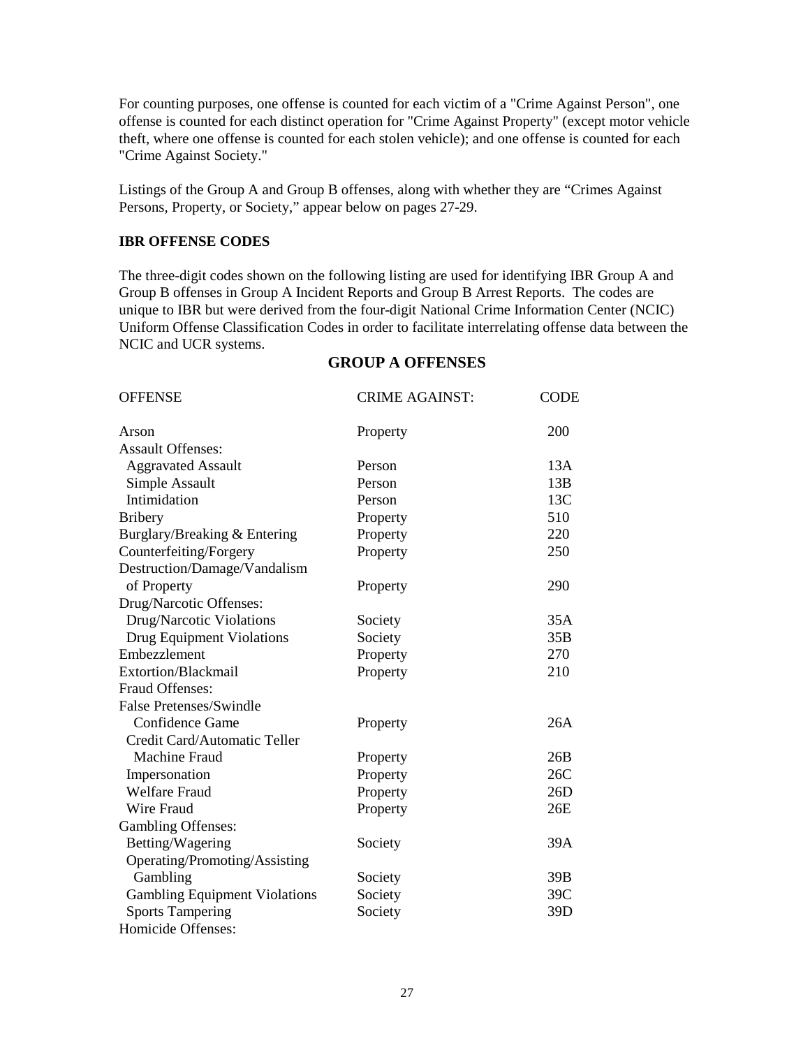For counting purposes, one offense is counted for each victim of a "Crime Against Person", one offense is counted for each distinct operation for "Crime Against Property" (except motor vehicle theft, where one offense is counted for each stolen vehicle); and one offense is counted for each "Crime Against Society."

Listings of the Group A and Group B offenses, along with whether they are "Crimes Against Persons, Property, or Society," appear below on pages 27-29.

**IBR OFFENSE CODES**

The three-digit codes shown on the following listing are used for identifying IBR Group A and Group B offenses in Group A Incident Reports and Group B Arrest Reports. The codes are unique to IBR but were derived from the four-digit National Crime Information Center (NCIC) Uniform Offense Classification Codes in order to facilitate interrelating offense data between the NCIC and UCR systems.

## GROUP A OFFENSES

| OFFENSE | CRIME AGAINST: | CODE |
|---|---|---|
| Arson | Property | 200 |
| Assault Offenses: | | |
| Aggravated Assault | Person | 13A |
| Simple Assault | Person | 13B |
| Intimidation | Person | 13C |
| Bribery | Property | 510 |
| Burglary/Breaking & Entering | Property | 220 |
| Counterfeiting/Forgery | Property | 250 |
| Destruction/Damage/Vandalism of Property | Property | 290 |
| Drug/Narcotic Offenses: | | |
| Drug/Narcotic Violations | Society | 35A |
| Drug Equipment Violations | Society | 35B |
| Embezzlement | Property | 270 |
| Extortion/Blackmail | Property | 210 |
| Fraud Offenses: | | |
| False Pretenses/Swindle Confidence Game | Property | 26A |
| Credit Card/Automatic Teller Machine Fraud | Property | 26B |
| Impersonation | Property | 26C |
| Welfare Fraud | Property | 26D |
| Wire Fraud | Property | 26E |
| Gambling Offenses: | | |
| Betting/Wagering | Society | 39A |
| Operating/Promoting/Assisting Gambling | Society | 39B |
| Gambling Equipment Violations | Society | 39C |
| Sports Tampering | Society | 39D |
| Homicide Offenses: | | |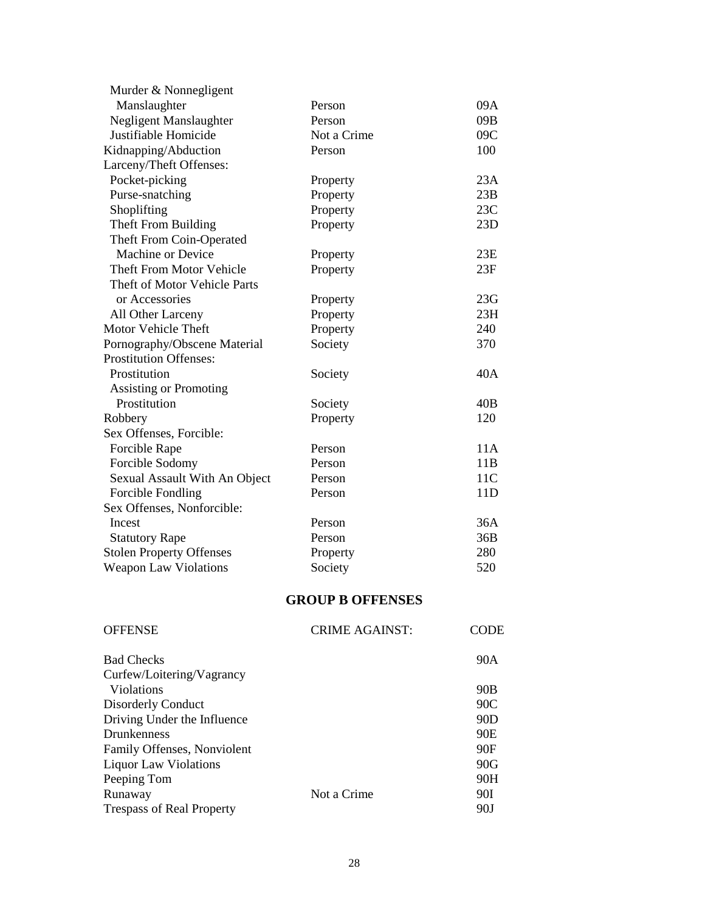| | | |
|---|---|---|
| Murder & Nonnegligent Manslaughter | Person | 09A |
| Negligent Manslaughter | Person | 09B |
| Justifiable Homicide | Not a Crime | 09C |
| Kidnapping/Abduction | Person | 100 |
| Larceny/Theft Offenses: | | |
| Pocket-picking | Property | 23A |
| Purse-snatching | Property | 23B |
| Shoplifting | Property | 23C |
| Theft From Building | Property | 23D |
| Theft From Coin-Operated Machine or Device | Property | 23E |
| Theft From Motor Vehicle | Property | 23F |
| Theft of Motor Vehicle Parts or Accessories | Property | 23G |
| All Other Larceny | Property | 23H |
| Motor Vehicle Theft | Property | 240 |
| Pornography/Obscene Material | Society | 370 |
| Prostitution Offenses: | | |
| Prostitution | Society | 40A |
| Assisting or Promoting Prostitution | Society | 40B |
| Robbery | Property | 120 |
| Sex Offenses, Forcible: | | |
| Forcible Rape | Person | 11A |
| Forcible Sodomy | Person | 11B |
| Sexual Assault With An Object | Person | 11C |
| Forcible Fondling | Person | 11D |
| Sex Offenses, Nonforcible: | | |
| Incest | Person | 36A |
| Statutory Rape | Person | 36B |
| Stolen Property Offenses | Property | 280 |
| Weapon Law Violations | Society | 520 |

## GROUP B OFFENSES

| OFFENSE | CRIME AGAINST: | CODE |
|---|---|---|
| Bad Checks | | 90A |
| Curfew/Loitering/Vagrancy Violations | | 90B |
| Disorderly Conduct | | 90C |
| Driving Under the Influence | | 90D |
| Drunkenness | | 90E |
| Family Offenses, Nonviolent | | 90F |
| Liquor Law Violations | | 90G |
| Peeping Tom | | 90H |
| Runaway | Not a Crime | 90I |
| Trespass of Real Property | | 90J |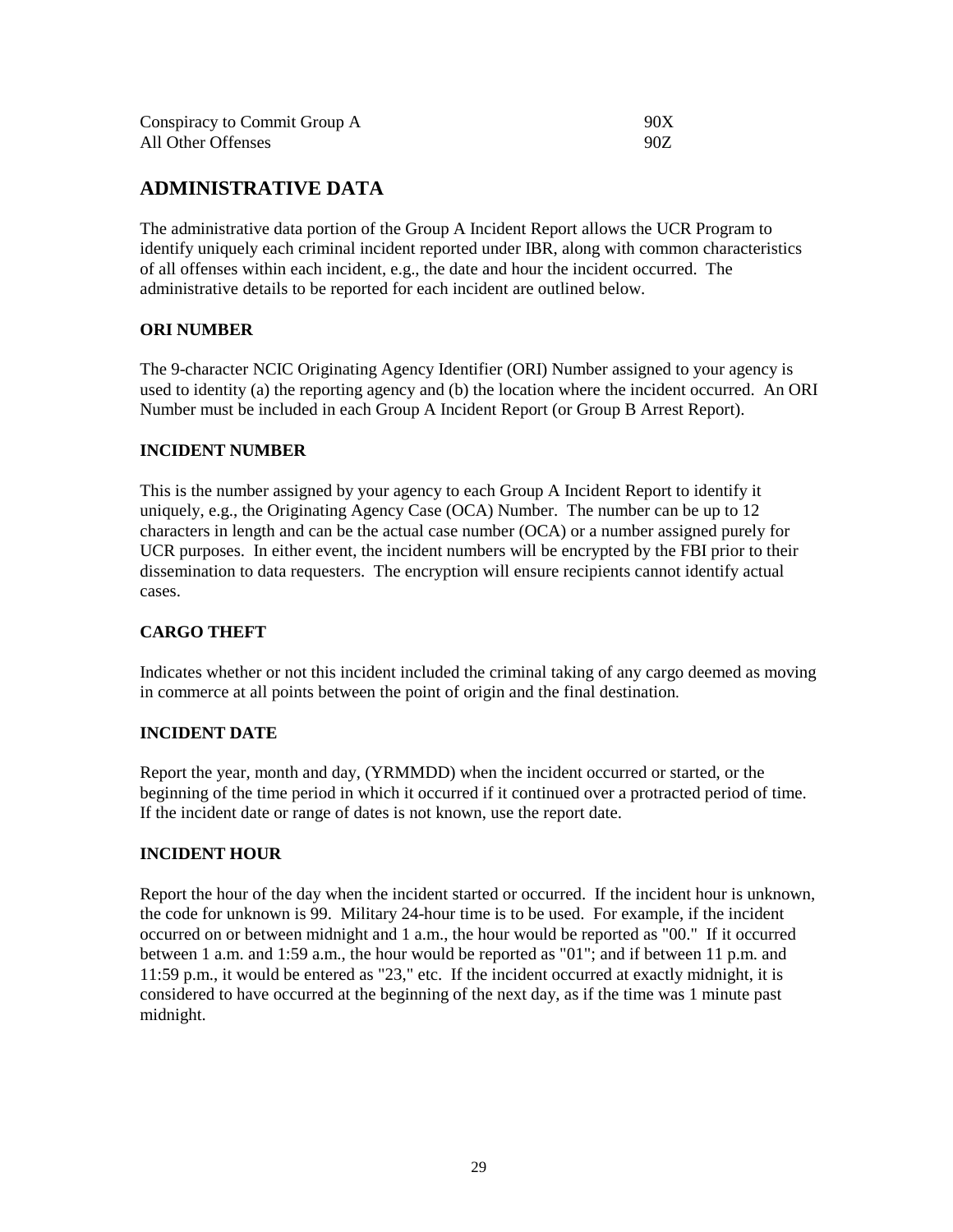| | |
|---|---|
| Conspiracy to Commit Group A | 90X |
| All Other Offenses | 90Z |

## ADMINISTRATIVE DATA

The administrative data portion of the Group A Incident Report allows the UCR Program to identify uniquely each criminal incident reported under IBR, along with common characteristics of all offenses within each incident, e.g., the date and hour the incident occurred. The administrative details to be reported for each incident are outlined below.

### ORI NUMBER

The 9-character NCIC Originating Agency Identifier (ORI) Number assigned to your agency is used to identity (a) the reporting agency and (b) the location where the incident occurred. An ORI Number must be included in each Group A Incident Report (or Group B Arrest Report).

### INCIDENT NUMBER

This is the number assigned by your agency to each Group A Incident Report to identify it uniquely, e.g., the Originating Agency Case (OCA) Number. The number can be up to 12 characters in length and can be the actual case number (OCA) or a number assigned purely for UCR purposes. In either event, the incident numbers will be encrypted by the FBI prior to their dissemination to data requesters. The encryption will ensure recipients cannot identify actual cases.

### CARGO THEFT

Indicates whether or not this incident included the criminal taking of any cargo deemed as moving in commerce at all points between the point of origin and the final destination.

### INCIDENT DATE

Report the year, month and day, (YRMMDD) when the incident occurred or started, or the beginning of the time period in which it occurred if it continued over a protracted period of time. If the incident date or range of dates is not known, use the report date.

### INCIDENT HOUR

Report the hour of the day when the incident started or occurred. If the incident hour is unknown, the code for unknown is 99. Military 24-hour time is to be used. For example, if the incident occurred on or between midnight and 1 a.m., the hour would be reported as "00." If it occurred between 1 a.m. and 1:59 a.m., the hour would be reported as "01"; and if between 11 p.m. and 11:59 p.m., it would be entered as "23," etc. If the incident occurred at exactly midnight, it is considered to have occurred at the beginning of the next day, as if the time was 1 minute past midnight.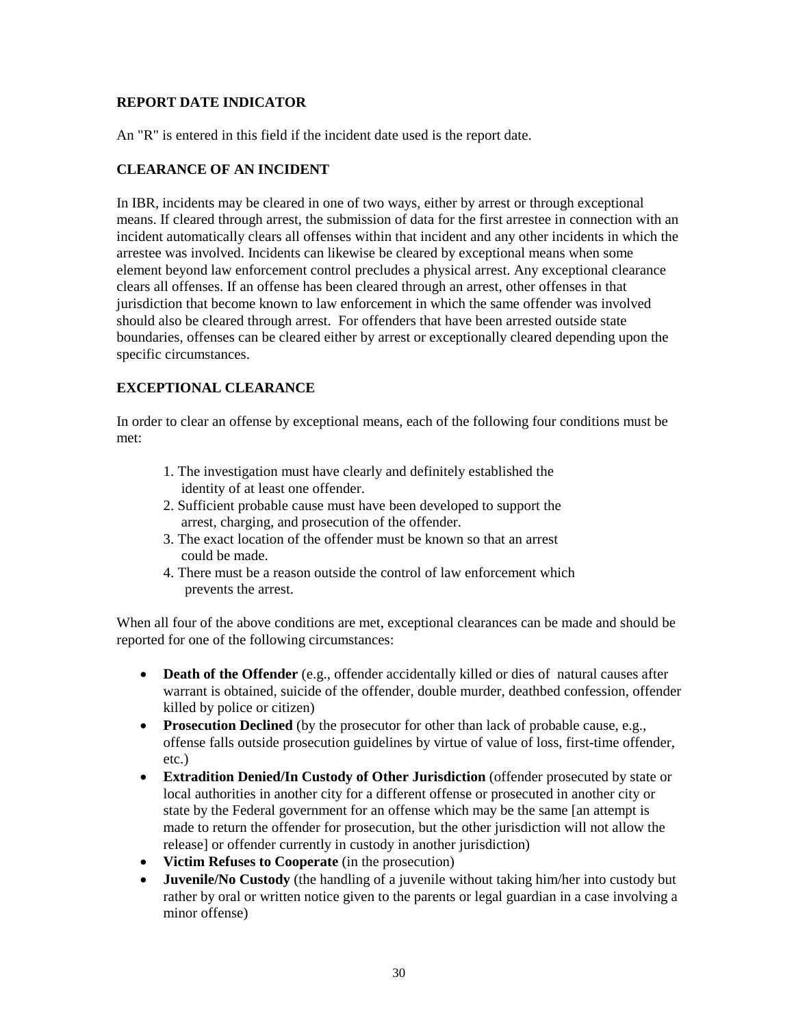### REPORT DATE INDICATOR

An "R" is entered in this field if the incident date used is the report date.

### CLEARANCE OF AN INCIDENT

In IBR, incidents may be cleared in one of two ways, either by arrest or through exceptional means. If cleared through arrest, the submission of data for the first arrestee in connection with an incident automatically clears all offenses within that incident and any other incidents in which the arrestee was involved. Incidents can likewise be cleared by exceptional means when some element beyond law enforcement control precludes a physical arrest. Any exceptional clearance clears all offenses. If an offense has been cleared through an arrest, other offenses in that jurisdiction that become known to law enforcement in which the same offender was involved should also be cleared through arrest. For offenders that have been arrested outside state boundaries, offenses can be cleared either by arrest or exceptionally cleared depending upon the specific circumstances.

### EXCEPTIONAL CLEARANCE

In order to clear an offense by exceptional means, each of the following four conditions must be met:

1. The investigation must have clearly and definitely established the identity of at least one offender.
2. Sufficient probable cause must have been developed to support the arrest, charging, and prosecution of the offender.
3. The exact location of the offender must be known so that an arrest could be made.
4. There must be a reason outside the control of law enforcement which prevents the arrest.

When all four of the above conditions are met, exceptional clearances can be made and should be reported for one of the following circumstances:

- **Death of the Offender** (e.g., offender accidentally killed or dies of natural causes after warrant is obtained, suicide of the offender, double murder, deathbed confession, offender killed by police or citizen)
- **Prosecution Declined** (by the prosecutor for other than lack of probable cause, e.g., offense falls outside prosecution guidelines by virtue of value of loss, first-time offender, etc.)
- **Extradition Denied/In Custody of Other Jurisdiction** (offender prosecuted by state or local authorities in another city for a different offense or prosecuted in another city or state by the Federal government for an offense which may be the same [an attempt is made to return the offender for prosecution, but the other jurisdiction will not allow the release] or offender currently in custody in another jurisdiction)
- **Victim Refuses to Cooperate** (in the prosecution)
- **Juvenile/No Custody** (the handling of a juvenile without taking him/her into custody but rather by oral or written notice given to the parents or legal guardian in a case involving a minor offense)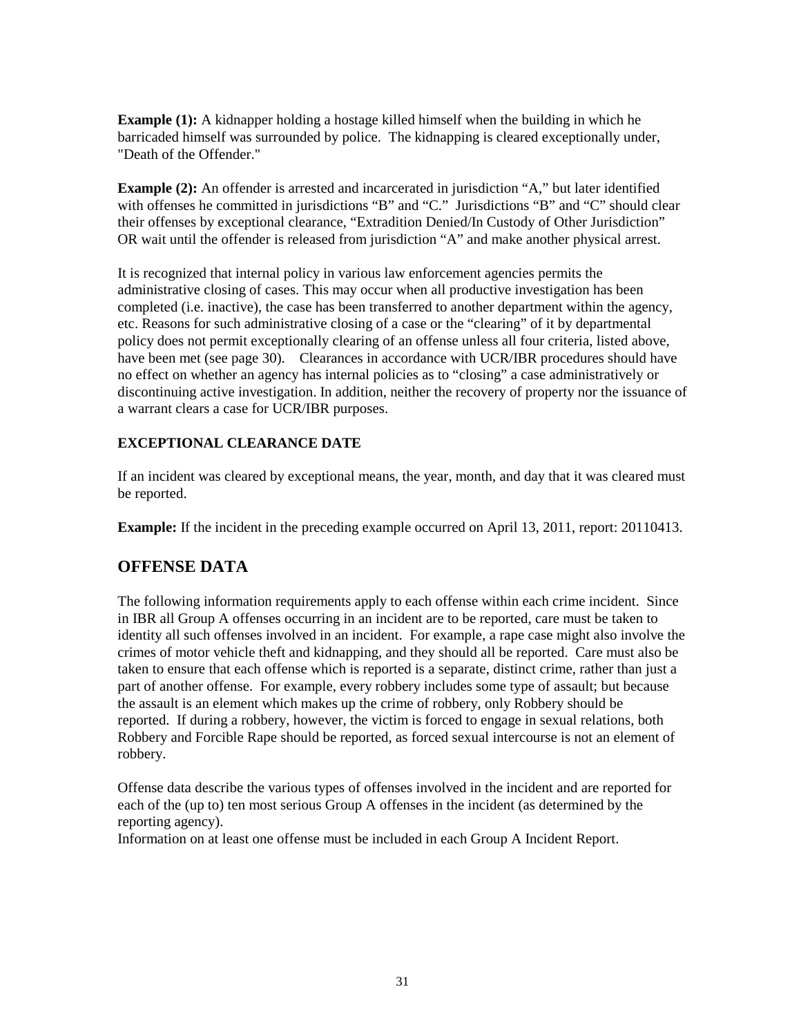**Example (1):** A kidnapper holding a hostage killed himself when the building in which he barricaded himself was surrounded by police. The kidnapping is cleared exceptionally under, "Death of the Offender."

**Example (2):** An offender is arrested and incarcerated in jurisdiction "A," but later identified with offenses he committed in jurisdictions "B" and "C." Jurisdictions "B" and "C" should clear their offenses by exceptional clearance, "Extradition Denied/In Custody of Other Jurisdiction" OR wait until the offender is released from jurisdiction "A" and make another physical arrest.

It is recognized that internal policy in various law enforcement agencies permits the administrative closing of cases. This may occur when all productive investigation has been completed (i.e. inactive), the case has been transferred to another department within the agency, etc. Reasons for such administrative closing of a case or the "clearing" of it by departmental policy does not permit exceptionally clearing of an offense unless all four criteria, listed above, have been met (see page 30). Clearances in accordance with UCR/IBR procedures should have no effect on whether an agency has internal policies as to "closing" a case administratively or discontinuing active investigation. In addition, neither the recovery of property nor the issuance of a warrant clears a case for UCR/IBR purposes.

### EXCEPTIONAL CLEARANCE DATE

If an incident was cleared by exceptional means, the year, month, and day that it was cleared must be reported.

**Example:** If the incident in the preceding example occurred on April 13, 2011, report: 20110413.

## OFFENSE DATA

The following information requirements apply to each offense within each crime incident. Since in IBR all Group A offenses occurring in an incident are to be reported, care must be taken to identity all such offenses involved in an incident. For example, a rape case might also involve the crimes of motor vehicle theft and kidnapping, and they should all be reported. Care must also be taken to ensure that each offense which is reported is a separate, distinct crime, rather than just a part of another offense. For example, every robbery includes some type of assault; but because the assault is an element which makes up the crime of robbery, only Robbery should be reported. If during a robbery, however, the victim is forced to engage in sexual relations, both Robbery and Forcible Rape should be reported, as forced sexual intercourse is not an element of robbery.

Offense data describe the various types of offenses involved in the incident and are reported for each of the (up to) ten most serious Group A offenses in the incident (as determined by the reporting agency).
Information on at least one offense must be included in each Group A Incident Report.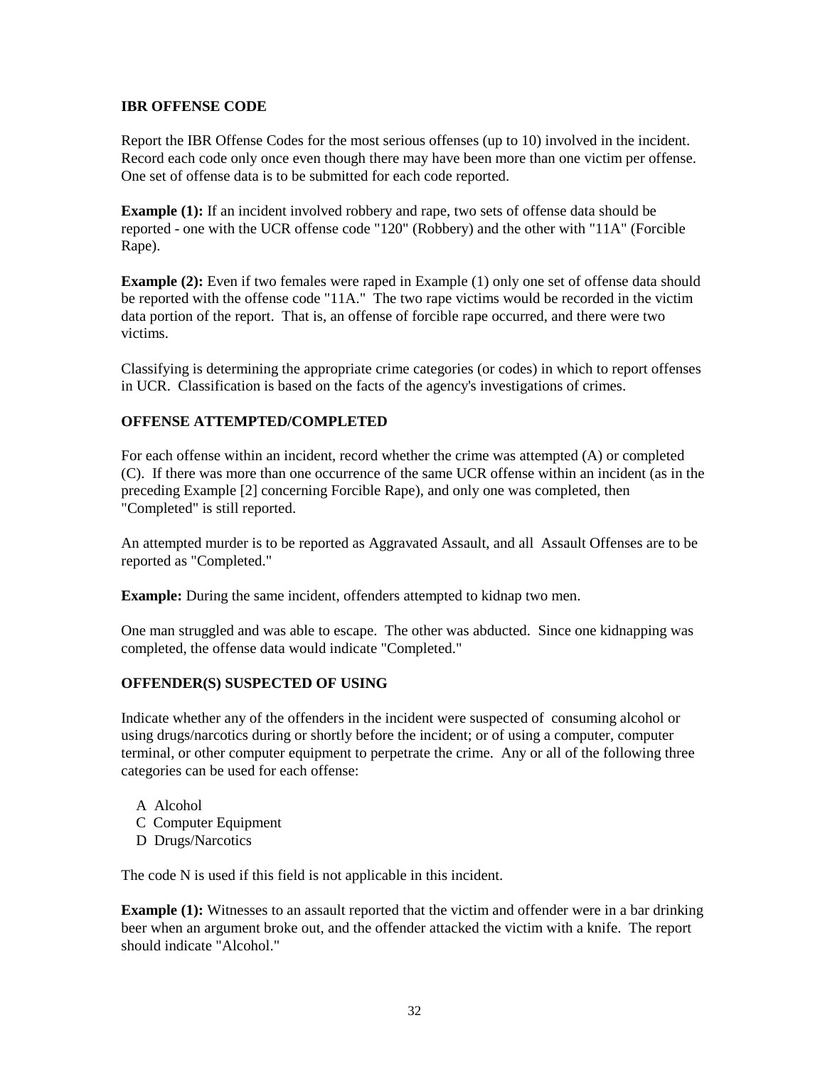**IBR OFFENSE CODE**

Report the IBR Offense Codes for the most serious offenses (up to 10) involved in the incident. Record each code only once even though there may have been more than one victim per offense. One set of offense data is to be submitted for each code reported.

**Example (1):** If an incident involved robbery and rape, two sets of offense data should be reported - one with the UCR offense code "120" (Robbery) and the other with "11A" (Forcible Rape).

**Example (2):** Even if two females were raped in Example (1) only one set of offense data should be reported with the offense code "11A." The two rape victims would be recorded in the victim data portion of the report. That is, an offense of forcible rape occurred, and there were two victims.

Classifying is determining the appropriate crime categories (or codes) in which to report offenses in UCR. Classification is based on the facts of the agency's investigations of crimes.

**OFFENSE ATTEMPTED/COMPLETED**

For each offense within an incident, record whether the crime was attempted (A) or completed (C). If there was more than one occurrence of the same UCR offense within an incident (as in the preceding Example [2] concerning Forcible Rape), and only one was completed, then "Completed" is still reported.

An attempted murder is to be reported as Aggravated Assault, and all Assault Offenses are to be reported as "Completed."

**Example:** During the same incident, offenders attempted to kidnap two men.

One man struggled and was able to escape. The other was abducted. Since one kidnapping was completed, the offense data would indicate "Completed."

**OFFENDER(S) SUSPECTED OF USING**

Indicate whether any of the offenders in the incident were suspected of consuming alcohol or using drugs/narcotics during or shortly before the incident; or of using a computer, computer terminal, or other computer equipment to perpetrate the crime. Any or all of the following three categories can be used for each offense:

- A Alcohol
- C Computer Equipment
- D Drugs/Narcotics

The code N is used if this field is not applicable in this incident.

**Example (1):** Witnesses to an assault reported that the victim and offender were in a bar drinking beer when an argument broke out, and the offender attacked the victim with a knife. The report should indicate "Alcohol."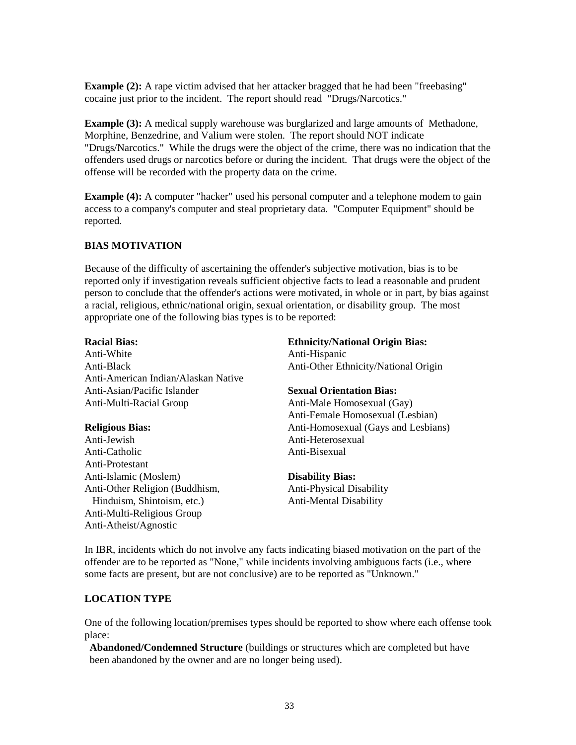**Example (2):** A rape victim advised that her attacker bragged that he had been "freebasing" cocaine just prior to the incident. The report should read "Drugs/Narcotics."

**Example (3):** A medical supply warehouse was burglarized and large amounts of Methadone, Morphine, Benzedrine, and Valium were stolen. The report should NOT indicate "Drugs/Narcotics." While the drugs were the object of the crime, there was no indication that the offenders used drugs or narcotics before or during the incident. That drugs were the object of the offense will be recorded with the property data on the crime.

**Example (4):** A computer "hacker" used his personal computer and a telephone modem to gain access to a company's computer and steal proprietary data. "Computer Equipment" should be reported.

## BIAS MOTIVATION

Because of the difficulty of ascertaining the offender's subjective motivation, bias is to be reported only if investigation reveals sufficient objective facts to lead a reasonable and prudent person to conclude that the offender's actions were motivated, in whole or in part, by bias against a racial, religious, ethnic/national origin, sexual orientation, or disability group. The most appropriate one of the following bias types is to be reported:

**Racial Bias:**
Anti-White
Anti-Black
Anti-American Indian/Alaskan Native
Anti-Asian/Pacific Islander
Anti-Multi-Racial Group

**Religious Bias:**
Anti-Jewish
Anti-Catholic
Anti-Protestant
Anti-Islamic (Moslem)
Anti-Other Religion (Buddhism, Hinduism, Shintoism, etc.)
Anti-Multi-Religious Group
Anti-Atheist/Agnostic

**Ethnicity/National Origin Bias:**
Anti-Hispanic
Anti-Other Ethnicity/National Origin

**Sexual Orientation Bias:**
Anti-Male Homosexual (Gay)
Anti-Female Homosexual (Lesbian)
Anti-Homosexual (Gays and Lesbians)
Anti-Heterosexual
Anti-Bisexual

**Disability Bias:**
Anti-Physical Disability
Anti-Mental Disability

In IBR, incidents which do not involve any facts indicating biased motivation on the part of the offender are to be reported as "None," while incidents involving ambiguous facts (i.e., where some facts are present, but are not conclusive) are to be reported as "Unknown."

## LOCATION TYPE

One of the following location/premises types should be reported to show where each offense took place:

**Abandoned/Condemned Structure** (buildings or structures which are completed but have been abandoned by the owner and are no longer being used).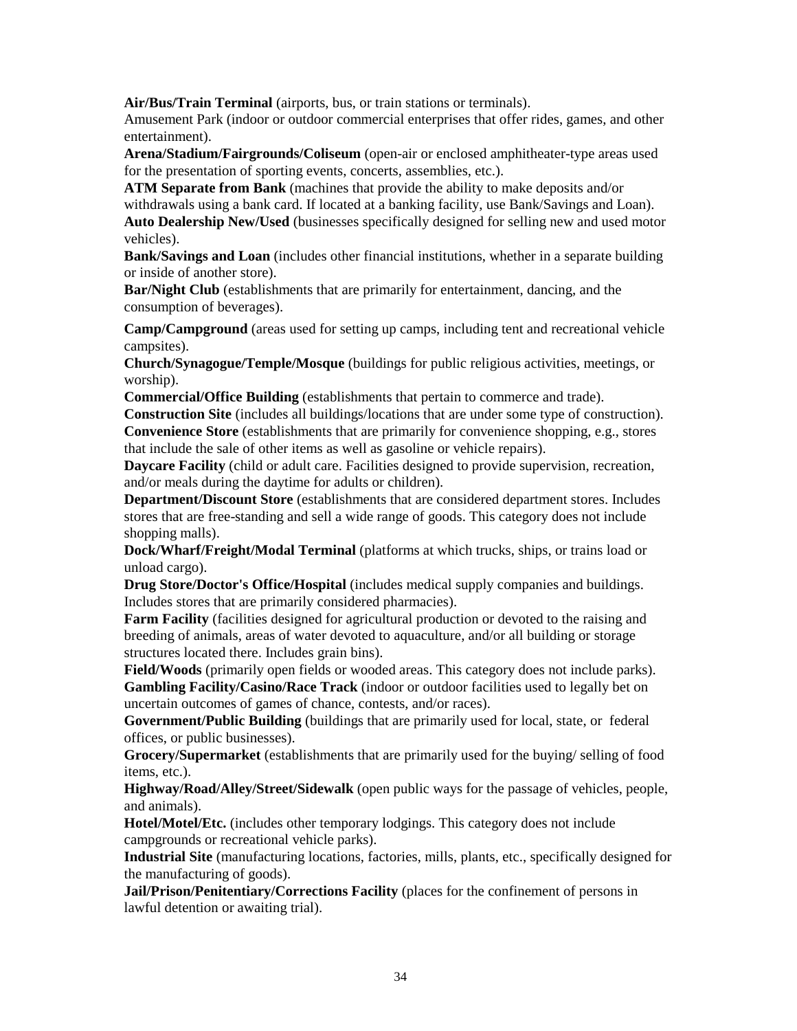**Air/Bus/Train Terminal** (airports, bus, or train stations or terminals).
Amusement Park (indoor or outdoor commercial enterprises that offer rides, games, and other entertainment).
**Arena/Stadium/Fairgrounds/Coliseum** (open-air or enclosed amphitheater-type areas used for the presentation of sporting events, concerts, assemblies, etc.).
**ATM Separate from Bank** (machines that provide the ability to make deposits and/or withdrawals using a bank card. If located at a banking facility, use Bank/Savings and Loan).
**Auto Dealership New/Used** (businesses specifically designed for selling new and used motor vehicles).
**Bank/Savings and Loan** (includes other financial institutions, whether in a separate building or inside of another store).
**Bar/Night Club** (establishments that are primarily for entertainment, dancing, and the consumption of beverages).

**Camp/Campground** (areas used for setting up camps, including tent and recreational vehicle campsites).
**Church/Synagogue/Temple/Mosque** (buildings for public religious activities, meetings, or worship).
**Commercial/Office Building** (establishments that pertain to commerce and trade).
**Construction Site** (includes all buildings/locations that are under some type of construction).
**Convenience Store** (establishments that are primarily for convenience shopping, e.g., stores that include the sale of other items as well as gasoline or vehicle repairs).
**Daycare Facility** (child or adult care. Facilities designed to provide supervision, recreation, and/or meals during the daytime for adults or children).
**Department/Discount Store** (establishments that are considered department stores. Includes stores that are free-standing and sell a wide range of goods. This category does not include shopping malls).
**Dock/Wharf/Freight/Modal Terminal** (platforms at which trucks, ships, or trains load or unload cargo).
**Drug Store/Doctor's Office/Hospital** (includes medical supply companies and buildings. Includes stores that are primarily considered pharmacies).
**Farm Facility** (facilities designed for agricultural production or devoted to the raising and breeding of animals, areas of water devoted to aquaculture, and/or all building or storage structures located there. Includes grain bins).
**Field/Woods** (primarily open fields or wooded areas. This category does not include parks).
**Gambling Facility/Casino/Race Track** (indoor or outdoor facilities used to legally bet on uncertain outcomes of games of chance, contests, and/or races).
**Government/Public Building** (buildings that are primarily used for local, state, or federal offices, or public businesses).
**Grocery/Supermarket** (establishments that are primarily used for the buying/ selling of food items, etc.).
**Highway/Road/Alley/Street/Sidewalk** (open public ways for the passage of vehicles, people, and animals).
**Hotel/Motel/Etc.** (includes other temporary lodgings. This category does not include campgrounds or recreational vehicle parks).
**Industrial Site** (manufacturing locations, factories, mills, plants, etc., specifically designed for the manufacturing of goods).
**Jail/Prison/Penitentiary/Corrections Facility** (places for the confinement of persons in lawful detention or awaiting trial).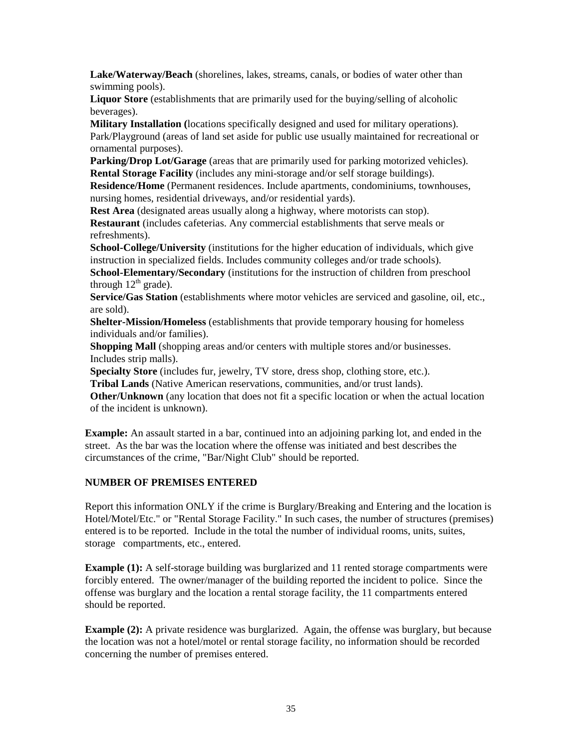**Lake/Waterway/Beach** (shorelines, lakes, streams, canals, or bodies of water other than swimming pools).

**Liquor Store** (establishments that are primarily used for the buying/selling of alcoholic beverages).

**Military Installation (**locations specifically designed and used for military operations).

Park/Playground (areas of land set aside for public use usually maintained for recreational or ornamental purposes).

**Parking/Drop Lot/Garage** (areas that are primarily used for parking motorized vehicles).

**Rental Storage Facility** (includes any mini-storage and/or self storage buildings).

**Residence/Home** (Permanent residences. Include apartments, condominiums, townhouses, nursing homes, residential driveways, and/or residential yards).

**Rest Area** (designated areas usually along a highway, where motorists can stop).

**Restaurant** (includes cafeterias. Any commercial establishments that serve meals or refreshments).

**School-College/University** (institutions for the higher education of individuals, which give instruction in specialized fields. Includes community colleges and/or trade schools).

**School-Elementary/Secondary** (institutions for the instruction of children from preschool through 12th grade).

**Service/Gas Station** (establishments where motor vehicles are serviced and gasoline, oil, etc., are sold).

**Shelter-Mission/Homeless** (establishments that provide temporary housing for homeless individuals and/or families).

**Shopping Mall** (shopping areas and/or centers with multiple stores and/or businesses. Includes strip malls).

**Specialty Store** (includes fur, jewelry, TV store, dress shop, clothing store, etc.).

**Tribal Lands** (Native American reservations, communities, and/or trust lands).

**Other/Unknown** (any location that does not fit a specific location or when the actual location of the incident is unknown).

**Example:** An assault started in a bar, continued into an adjoining parking lot, and ended in the street. As the bar was the location where the offense was initiated and best describes the circumstances of the crime, "Bar/Night Club" should be reported.

**NUMBER OF PREMISES ENTERED**

Report this information ONLY if the crime is Burglary/Breaking and Entering and the location is Hotel/Motel/Etc." or "Rental Storage Facility." In such cases, the number of structures (premises) entered is to be reported. Include in the total the number of individual rooms, units, suites, storage compartments, etc., entered.

**Example (1):** A self-storage building was burglarized and 11 rented storage compartments were forcibly entered. The owner/manager of the building reported the incident to police. Since the offense was burglary and the location a rental storage facility, the 11 compartments entered should be reported.

**Example (2):** A private residence was burglarized. Again, the offense was burglary, but because the location was not a hotel/motel or rental storage facility, no information should be recorded concerning the number of premises entered.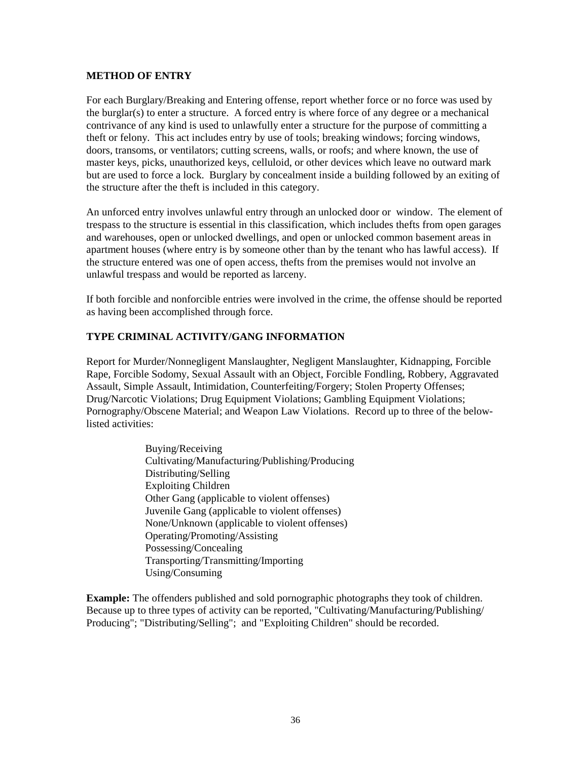## METHOD OF ENTRY

For each Burglary/Breaking and Entering offense, report whether force or no force was used by the burglar(s) to enter a structure. A forced entry is where force of any degree or a mechanical contrivance of any kind is used to unlawfully enter a structure for the purpose of committing a theft or felony. This act includes entry by use of tools; breaking windows; forcing windows, doors, transoms, or ventilators; cutting screens, walls, or roofs; and where known, the use of master keys, picks, unauthorized keys, celluloid, or other devices which leave no outward mark but are used to force a lock. Burglary by concealment inside a building followed by an exiting of the structure after the theft is included in this category.

An unforced entry involves unlawful entry through an unlocked door or window. The element of trespass to the structure is essential in this classification, which includes thefts from open garages and warehouses, open or unlocked dwellings, and open or unlocked common basement areas in apartment houses (where entry is by someone other than by the tenant who has lawful access). If the structure entered was one of open access, thefts from the premises would not involve an unlawful trespass and would be reported as larceny.

If both forcible and nonforcible entries were involved in the crime, the offense should be reported as having been accomplished through force.

## TYPE CRIMINAL ACTIVITY/GANG INFORMATION

Report for Murder/Nonnegligent Manslaughter, Negligent Manslaughter, Kidnapping, Forcible Rape, Forcible Sodomy, Sexual Assault with an Object, Forcible Fondling, Robbery, Aggravated Assault, Simple Assault, Intimidation, Counterfeiting/Forgery; Stolen Property Offenses; Drug/Narcotic Violations; Drug Equipment Violations; Gambling Equipment Violations; Pornography/Obscene Material; and Weapon Law Violations. Record up to three of the below-listed activities:

- Buying/Receiving
- Cultivating/Manufacturing/Publishing/Producing
- Distributing/Selling
- Exploiting Children
- Other Gang (applicable to violent offenses)
- Juvenile Gang (applicable to violent offenses)
- None/Unknown (applicable to violent offenses)
- Operating/Promoting/Assisting
- Possessing/Concealing
- Transporting/Transmitting/Importing
- Using/Consuming

**Example:** The offenders published and sold pornographic photographs they took of children. Because up to three types of activity can be reported, "Cultivating/Manufacturing/Publishing/ Producing"; "Distributing/Selling"; and "Exploiting Children" should be recorded.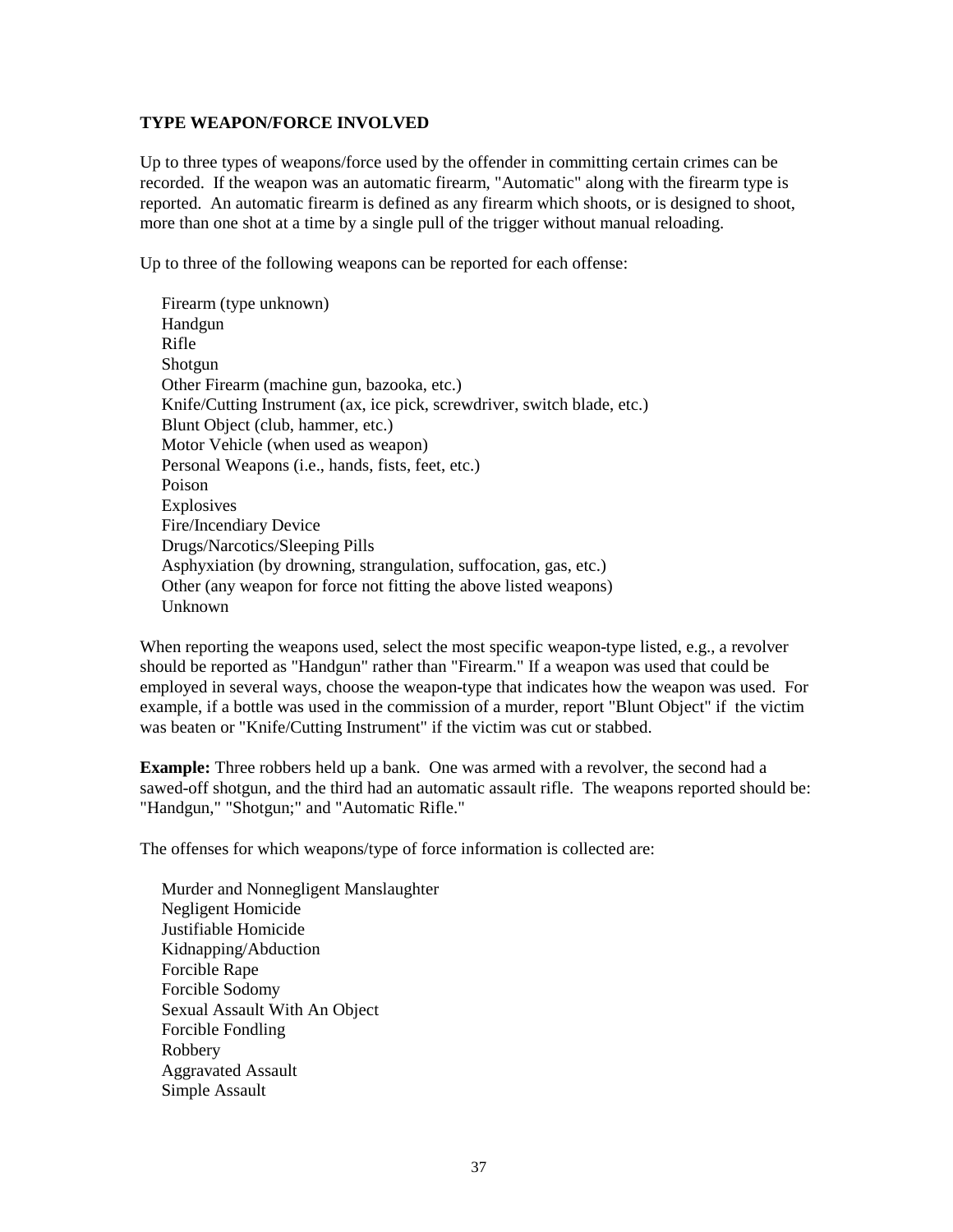## TYPE WEAPON/FORCE INVOLVED

Up to three types of weapons/force used by the offender in committing certain crimes can be recorded. If the weapon was an automatic firearm, "Automatic" along with the firearm type is reported. An automatic firearm is defined as any firearm which shoots, or is designed to shoot, more than one shot at a time by a single pull of the trigger without manual reloading.

Up to three of the following weapons can be reported for each offense:

- Firearm (type unknown)
- Handgun
- Rifle
- Shotgun
- Other Firearm (machine gun, bazooka, etc.)
- Knife/Cutting Instrument (ax, ice pick, screwdriver, switch blade, etc.)
- Blunt Object (club, hammer, etc.)
- Motor Vehicle (when used as weapon)
- Personal Weapons (i.e., hands, fists, feet, etc.)
- Poison
- Explosives
- Fire/Incendiary Device
- Drugs/Narcotics/Sleeping Pills
- Asphyxiation (by drowning, strangulation, suffocation, gas, etc.)
- Other (any weapon for force not fitting the above listed weapons)
- Unknown

When reporting the weapons used, select the most specific weapon-type listed, e.g., a revolver should be reported as "Handgun" rather than "Firearm." If a weapon was used that could be employed in several ways, choose the weapon-type that indicates how the weapon was used. For example, if a bottle was used in the commission of a murder, report "Blunt Object" if the victim was beaten or "Knife/Cutting Instrument" if the victim was cut or stabbed.

**Example:** Three robbers held up a bank. One was armed with a revolver, the second had a sawed-off shotgun, and the third had an automatic assault rifle. The weapons reported should be: "Handgun," "Shotgun;" and "Automatic Rifle."

The offenses for which weapons/type of force information is collected are:

- Murder and Nonnegligent Manslaughter
- Negligent Homicide
- Justifiable Homicide
- Kidnapping/Abduction
- Forcible Rape
- Forcible Sodomy
- Sexual Assault With An Object
- Forcible Fondling
- Robbery
- Aggravated Assault
- Simple Assault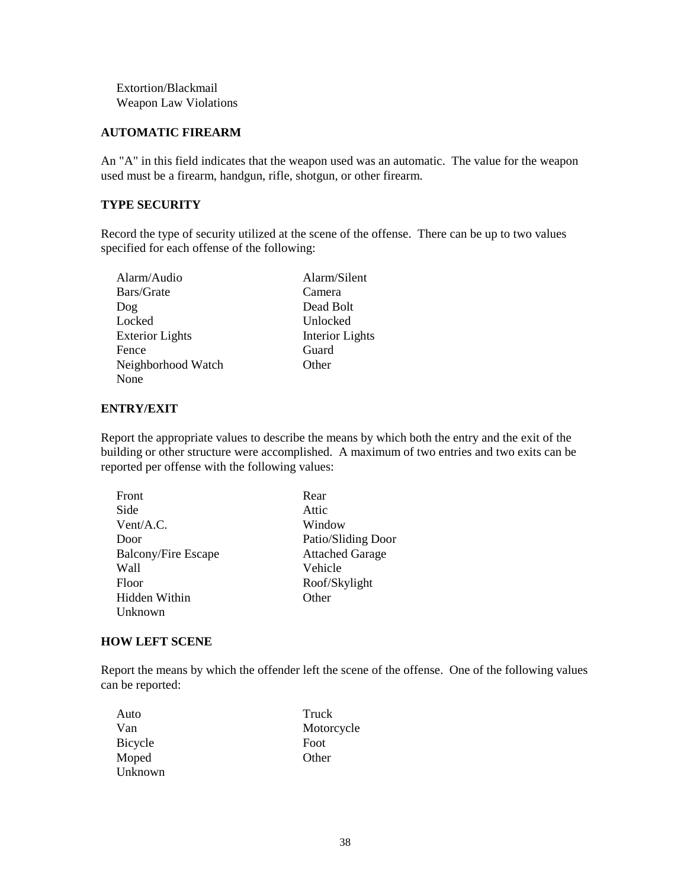Extortion/Blackmail
Weapon Law Violations

**AUTOMATIC FIREARM**

An "A" in this field indicates that the weapon used was an automatic. The value for the weapon used must be a firearm, handgun, rifle, shotgun, or other firearm.

**TYPE SECURITY**

Record the type of security utilized at the scene of the offense. There can be up to two values specified for each offense of the following:

| | |
|---|---|
| Alarm/Audio | Alarm/Silent |
| Bars/Grate | Camera |
| Dog | Dead Bolt |
| Locked | Unlocked |
| Exterior Lights | Interior Lights |
| Fence | Guard |
| Neighborhood Watch | Other |
| None | |

**ENTRY/EXIT**

Report the appropriate values to describe the means by which both the entry and the exit of the building or other structure were accomplished. A maximum of two entries and two exits can be reported per offense with the following values:

| | |
|---|---|
| Front | Rear |
| Side | Attic |
| Vent/A.C. | Window |
| Door | Patio/Sliding Door |
| Balcony/Fire Escape | Attached Garage |
| Wall | Vehicle |
| Floor | Roof/Skylight |
| Hidden Within | Other |
| Unknown | |

**HOW LEFT SCENE**

Report the means by which the offender left the scene of the offense. One of the following values can be reported:

| | |
|---|---|
| Auto | Truck |
| Van | Motorcycle |
| Bicycle | Foot |
| Moped | Other |
| Unknown | |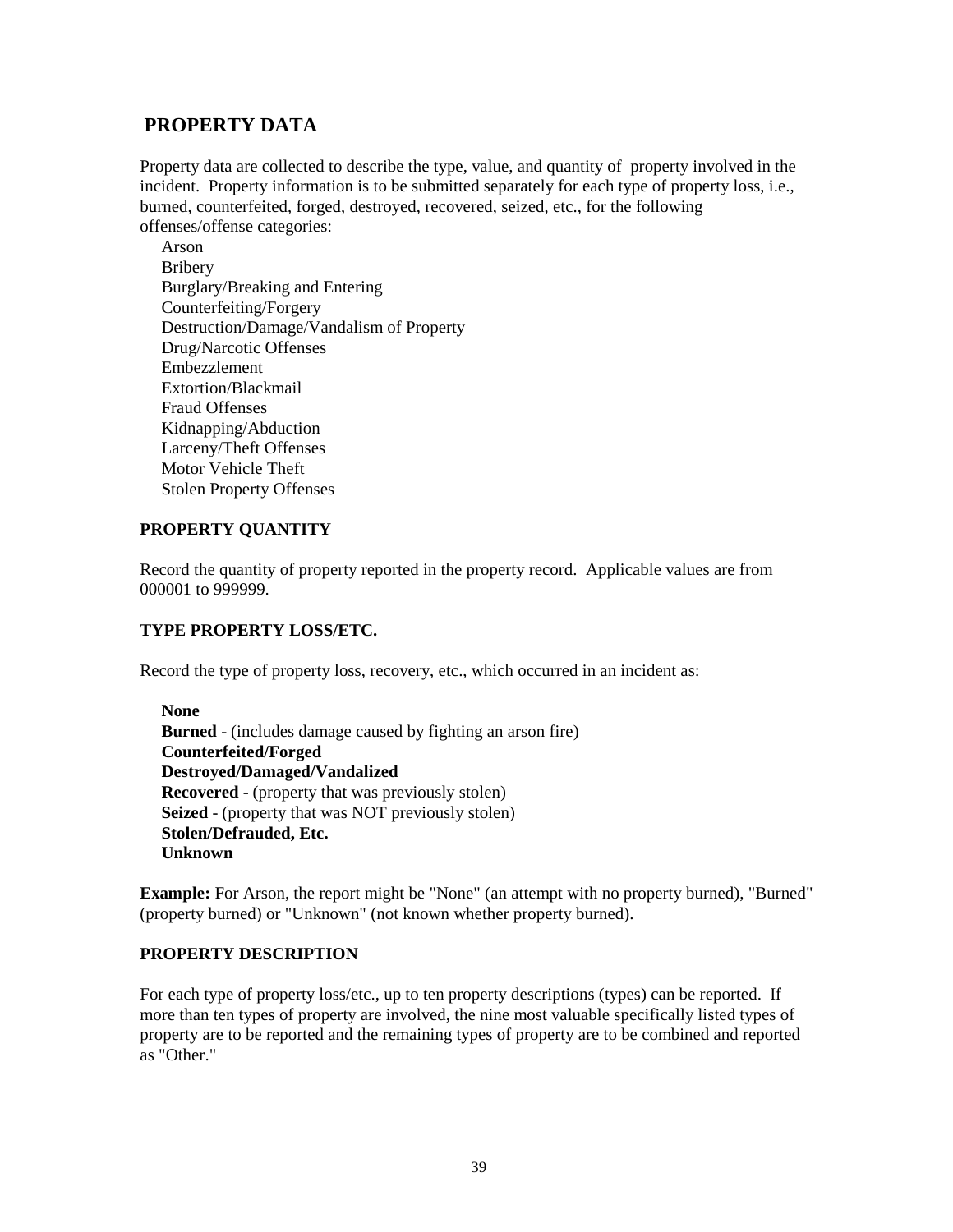## PROPERTY DATA

Property data are collected to describe the type, value, and quantity of property involved in the incident. Property information is to be submitted separately for each type of property loss, i.e., burned, counterfeited, forged, destroyed, recovered, seized, etc., for the following offenses/offense categories:

- Arson
- Bribery
- Burglary/Breaking and Entering
- Counterfeiting/Forgery
- Destruction/Damage/Vandalism of Property
- Drug/Narcotic Offenses
- Embezzlement
- Extortion/Blackmail
- Fraud Offenses
- Kidnapping/Abduction
- Larceny/Theft Offenses
- Motor Vehicle Theft
- Stolen Property Offenses

### PROPERTY QUANTITY

Record the quantity of property reported in the property record. Applicable values are from 000001 to 999999.

### TYPE PROPERTY LOSS/ETC.

Record the type of property loss, recovery, etc., which occurred in an incident as:

- **None**
- **Burned** - (includes damage caused by fighting an arson fire)
- **Counterfeited/Forged**
- **Destroyed/Damaged/Vandalized**
- **Recovered** - (property that was previously stolen)
- **Seized** - (property that was NOT previously stolen)
- **Stolen/Defrauded, Etc.**
- **Unknown**

**Example:** For Arson, the report might be "None" (an attempt with no property burned), "Burned" (property burned) or "Unknown" (not known whether property burned).

### PROPERTY DESCRIPTION

For each type of property loss/etc., up to ten property descriptions (types) can be reported. If more than ten types of property are involved, the nine most valuable specifically listed types of property are to be reported and the remaining types of property are to be combined and reported as "Other."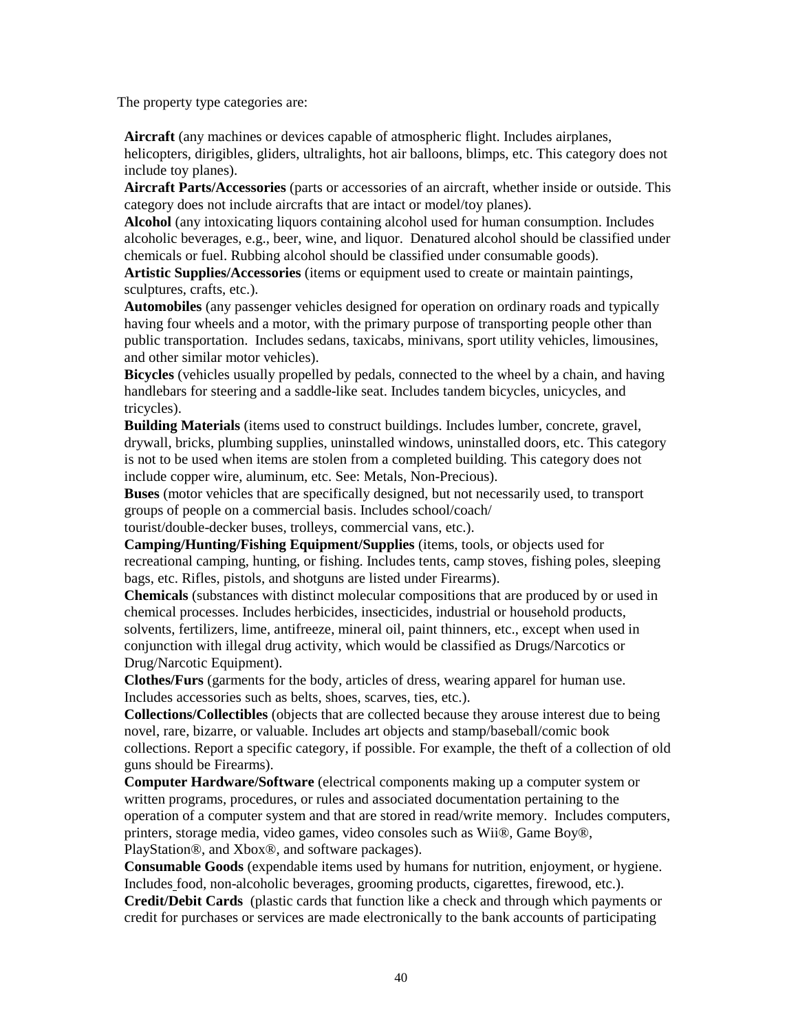The property type categories are:

**Aircraft** (any machines or devices capable of atmospheric flight. Includes airplanes, helicopters, dirigibles, gliders, ultralights, hot air balloons, blimps, etc. This category does not include toy planes).

**Aircraft Parts/Accessories** (parts or accessories of an aircraft, whether inside or outside. This category does not include aircrafts that are intact or model/toy planes).

**Alcohol** (any intoxicating liquors containing alcohol used for human consumption. Includes alcoholic beverages, e.g., beer, wine, and liquor. Denatured alcohol should be classified under chemicals or fuel. Rubbing alcohol should be classified under consumable goods).

**Artistic Supplies/Accessories** (items or equipment used to create or maintain paintings, sculptures, crafts, etc.).

**Automobiles** (any passenger vehicles designed for operation on ordinary roads and typically having four wheels and a motor, with the primary purpose of transporting people other than public transportation. Includes sedans, taxicabs, minivans, sport utility vehicles, limousines, and other similar motor vehicles).

**Bicycles** (vehicles usually propelled by pedals, connected to the wheel by a chain, and having handlebars for steering and a saddle-like seat. Includes tandem bicycles, unicycles, and tricycles).

**Building Materials** (items used to construct buildings. Includes lumber, concrete, gravel, drywall, bricks, plumbing supplies, uninstalled windows, uninstalled doors, etc. This category is not to be used when items are stolen from a completed building. This category does not include copper wire, aluminum, etc. See: Metals, Non-Precious).

**Buses** (motor vehicles that are specifically designed, but not necessarily used, to transport groups of people on a commercial basis. Includes school/coach/ tourist/double-decker buses, trolleys, commercial vans, etc.).

**Camping/Hunting/Fishing Equipment/Supplies** (items, tools, or objects used for recreational camping, hunting, or fishing. Includes tents, camp stoves, fishing poles, sleeping bags, etc. Rifles, pistols, and shotguns are listed under Firearms).

**Chemicals** (substances with distinct molecular compositions that are produced by or used in chemical processes. Includes herbicides, insecticides, industrial or household products, solvents, fertilizers, lime, antifreeze, mineral oil, paint thinners, etc., except when used in conjunction with illegal drug activity, which would be classified as Drugs/Narcotics or Drug/Narcotic Equipment).

**Clothes/Furs** (garments for the body, articles of dress, wearing apparel for human use. Includes accessories such as belts, shoes, scarves, ties, etc.).

**Collections/Collectibles** (objects that are collected because they arouse interest due to being novel, rare, bizarre, or valuable. Includes art objects and stamp/baseball/comic book collections. Report a specific category, if possible. For example, the theft of a collection of old guns should be Firearms).

**Computer Hardware/Software** (electrical components making up a computer system or written programs, procedures, or rules and associated documentation pertaining to the operation of a computer system and that are stored in read/write memory. Includes computers, printers, storage media, video games, video consoles such as Wii®, Game Boy®, PlayStation®, and Xbox®, and software packages).

**Consumable Goods** (expendable items used by humans for nutrition, enjoyment, or hygiene. Includes food, non-alcoholic beverages, grooming products, cigarettes, firewood, etc.).

**Credit/Debit Cards** (plastic cards that function like a check and through which payments or credit for purchases or services are made electronically to the bank accounts of participating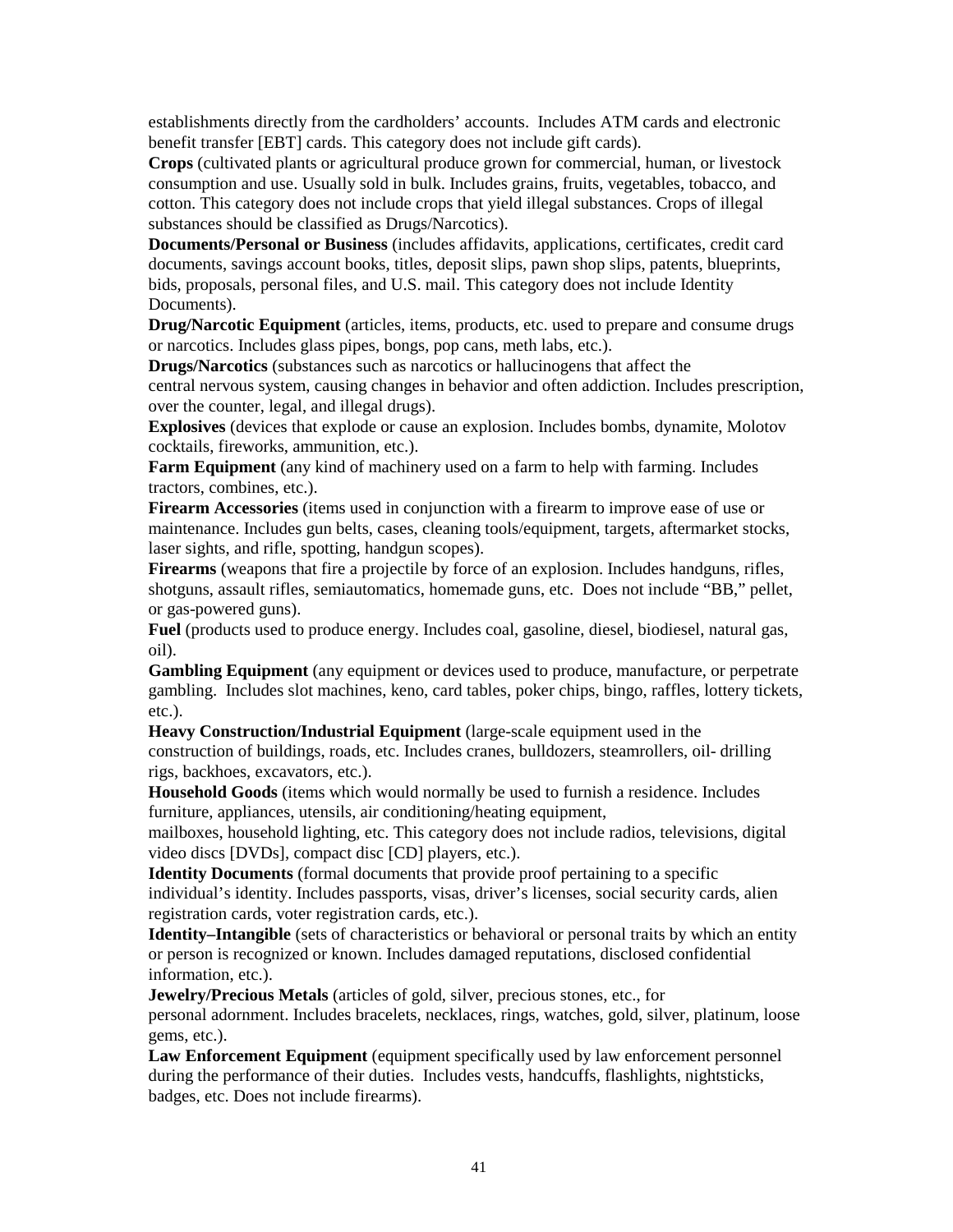establishments directly from the cardholders' accounts. Includes ATM cards and electronic benefit transfer [EBT] cards. This category does not include gift cards).

**Crops** (cultivated plants or agricultural produce grown for commercial, human, or livestock consumption and use. Usually sold in bulk. Includes grains, fruits, vegetables, tobacco, and cotton. This category does not include crops that yield illegal substances. Crops of illegal substances should be classified as Drugs/Narcotics).

**Documents/Personal or Business** (includes affidavits, applications, certificates, credit card documents, savings account books, titles, deposit slips, pawn shop slips, patents, blueprints, bids, proposals, personal files, and U.S. mail. This category does not include Identity Documents).

**Drug/Narcotic Equipment** (articles, items, products, etc. used to prepare and consume drugs or narcotics. Includes glass pipes, bongs, pop cans, meth labs, etc.).

**Drugs/Narcotics** (substances such as narcotics or hallucinogens that affect the central nervous system, causing changes in behavior and often addiction. Includes prescription, over the counter, legal, and illegal drugs).

**Explosives** (devices that explode or cause an explosion. Includes bombs, dynamite, Molotov cocktails, fireworks, ammunition, etc.).

**Farm Equipment** (any kind of machinery used on a farm to help with farming. Includes tractors, combines, etc.).

**Firearm Accessories** (items used in conjunction with a firearm to improve ease of use or maintenance. Includes gun belts, cases, cleaning tools/equipment, targets, aftermarket stocks, laser sights, and rifle, spotting, handgun scopes).

**Firearms** (weapons that fire a projectile by force of an explosion. Includes handguns, rifles, shotguns, assault rifles, semiautomatics, homemade guns, etc. Does not include "BB," pellet, or gas-powered guns).

**Fuel** (products used to produce energy. Includes coal, gasoline, diesel, biodiesel, natural gas, oil).

**Gambling Equipment** (any equipment or devices used to produce, manufacture, or perpetrate gambling. Includes slot machines, keno, card tables, poker chips, bingo, raffles, lottery tickets, etc.).

**Heavy Construction/Industrial Equipment** (large-scale equipment used in the construction of buildings, roads, etc. Includes cranes, bulldozers, steamrollers, oil- drilling rigs, backhoes, excavators, etc.).

**Household Goods** (items which would normally be used to furnish a residence. Includes furniture, appliances, utensils, air conditioning/heating equipment, mailboxes, household lighting, etc. This category does not include radios, televisions, digital video discs [DVDs], compact disc [CD] players, etc.).

**Identity Documents** (formal documents that provide proof pertaining to a specific individual's identity. Includes passports, visas, driver's licenses, social security cards, alien registration cards, voter registration cards, etc.).

**Identity–Intangible** (sets of characteristics or behavioral or personal traits by which an entity or person is recognized or known. Includes damaged reputations, disclosed confidential information, etc.).

**Jewelry/Precious Metals** (articles of gold, silver, precious stones, etc., for personal adornment. Includes bracelets, necklaces, rings, watches, gold, silver, platinum, loose gems, etc.).

**Law Enforcement Equipment** (equipment specifically used by law enforcement personnel during the performance of their duties. Includes vests, handcuffs, flashlights, nightsticks, badges, etc. Does not include firearms).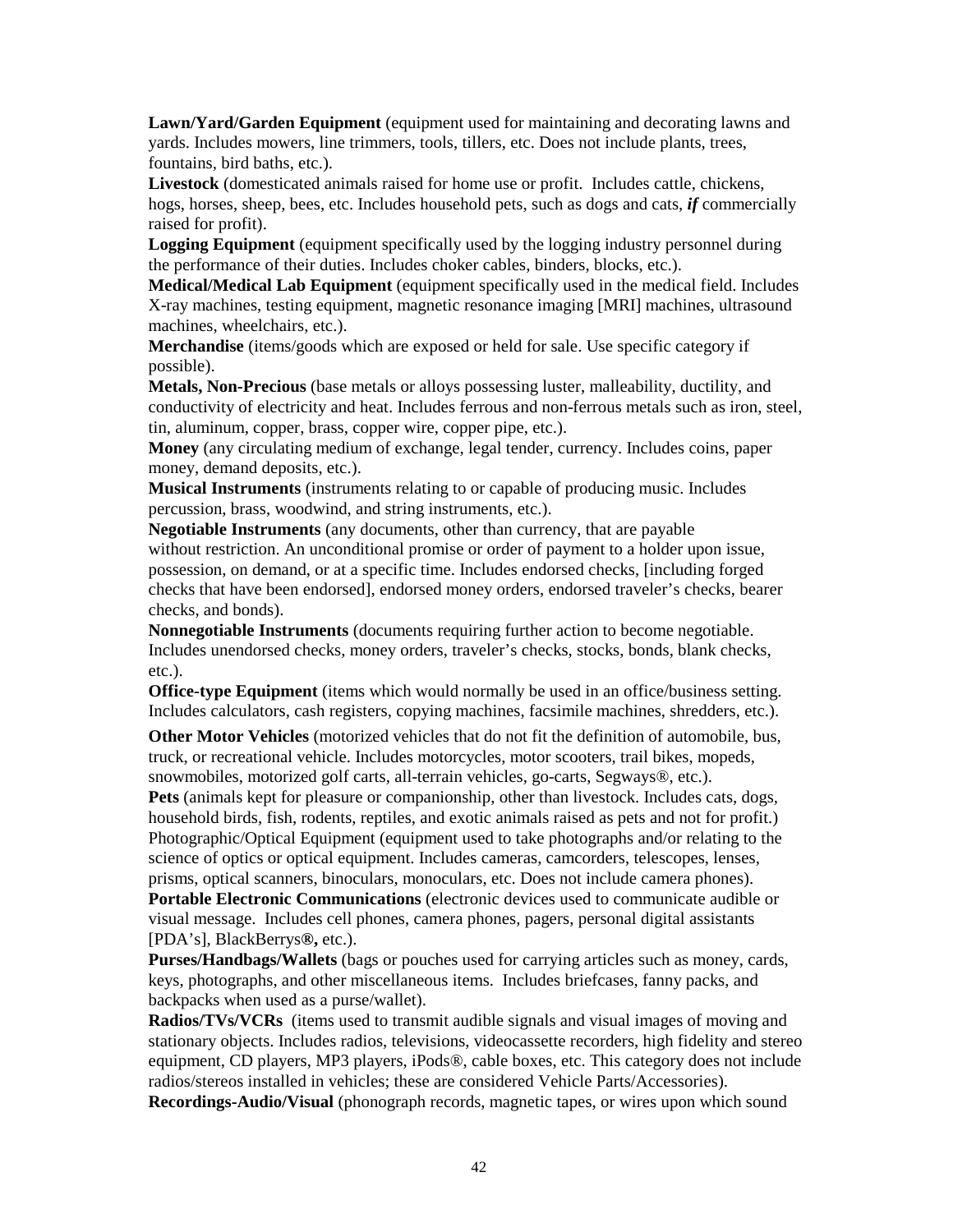**Lawn/Yard/Garden Equipment** (equipment used for maintaining and decorating lawns and yards. Includes mowers, line trimmers, tools, tillers, etc. Does not include plants, trees, fountains, bird baths, etc.).

**Livestock** (domesticated animals raised for home use or profit. Includes cattle, chickens, hogs, horses, sheep, bees, etc. Includes household pets, such as dogs and cats, ***if*** commercially raised for profit).

**Logging Equipment** (equipment specifically used by the logging industry personnel during the performance of their duties. Includes choker cables, binders, blocks, etc.).

**Medical/Medical Lab Equipment** (equipment specifically used in the medical field. Includes X-ray machines, testing equipment, magnetic resonance imaging [MRI] machines, ultrasound machines, wheelchairs, etc.).

**Merchandise** (items/goods which are exposed or held for sale. Use specific category if possible).

**Metals, Non-Precious** (base metals or alloys possessing luster, malleability, ductility, and conductivity of electricity and heat. Includes ferrous and non-ferrous metals such as iron, steel, tin, aluminum, copper, brass, copper wire, copper pipe, etc.).

**Money** (any circulating medium of exchange, legal tender, currency. Includes coins, paper money, demand deposits, etc.).

**Musical Instruments** (instruments relating to or capable of producing music. Includes percussion, brass, woodwind, and string instruments, etc.).

**Negotiable Instruments** (any documents, other than currency, that are payable without restriction. An unconditional promise or order of payment to a holder upon issue, possession, on demand, or at a specific time. Includes endorsed checks, [including forged checks that have been endorsed], endorsed money orders, endorsed traveler's checks, bearer checks, and bonds).

**Nonnegotiable Instruments** (documents requiring further action to become negotiable. Includes unendorsed checks, money orders, traveler's checks, stocks, bonds, blank checks, etc.).

**Office-type Equipment** (items which would normally be used in an office/business setting. Includes calculators, cash registers, copying machines, facsimile machines, shredders, etc.).

**Other Motor Vehicles** (motorized vehicles that do not fit the definition of automobile, bus, truck, or recreational vehicle. Includes motorcycles, motor scooters, trail bikes, mopeds, snowmobiles, motorized golf carts, all-terrain vehicles, go-carts, Segways®, etc.).

**Pets** (animals kept for pleasure or companionship, other than livestock. Includes cats, dogs, household birds, fish, rodents, reptiles, and exotic animals raised as pets and not for profit.)

Photographic/Optical Equipment (equipment used to take photographs and/or relating to the science of optics or optical equipment. Includes cameras, camcorders, telescopes, lenses, prisms, optical scanners, binoculars, monoculars, etc. Does not include camera phones).

**Portable Electronic Communications** (electronic devices used to communicate audible or visual message. Includes cell phones, camera phones, pagers, personal digital assistants [PDA's], BlackBerrys**®,** etc.).

**Purses/Handbags/Wallets** (bags or pouches used for carrying articles such as money, cards, keys, photographs, and other miscellaneous items. Includes briefcases, fanny packs, and backpacks when used as a purse/wallet).

**Radios/TVs/VCRs** (items used to transmit audible signals and visual images of moving and stationary objects. Includes radios, televisions, videocassette recorders, high fidelity and stereo equipment, CD players, MP3 players, iPods®, cable boxes, etc. This category does not include radios/stereos installed in vehicles; these are considered Vehicle Parts/Accessories).

**Recordings-Audio/Visual** (phonograph records, magnetic tapes, or wires upon which sound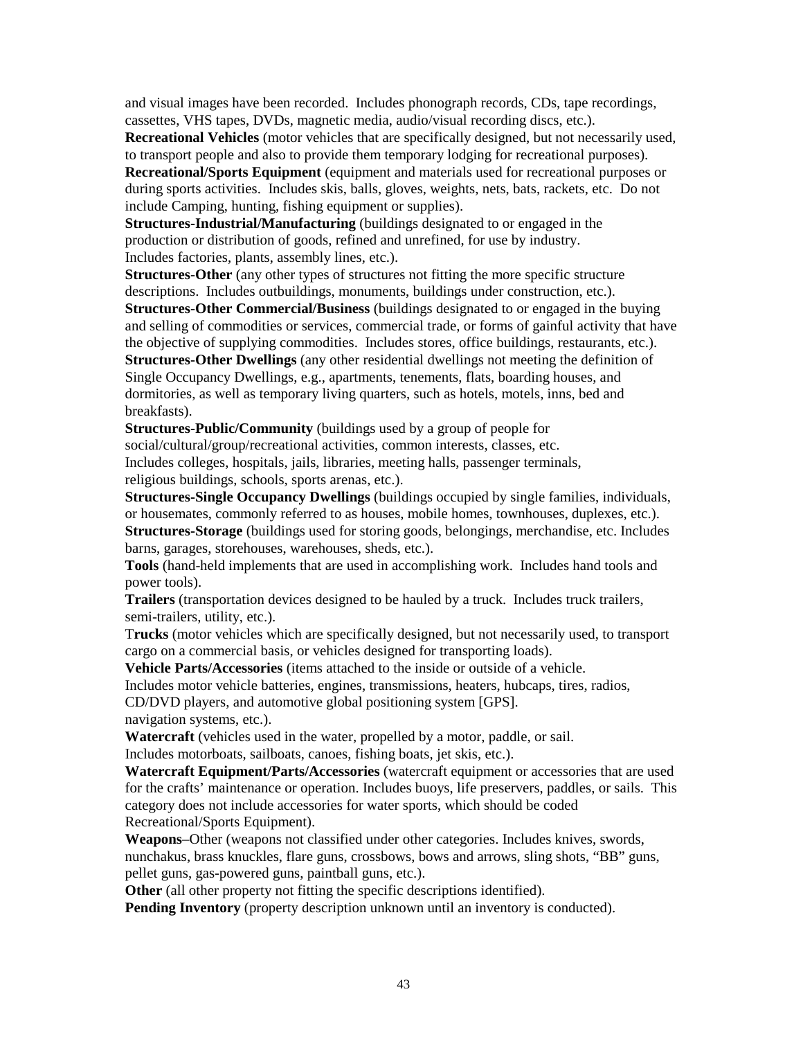and visual images have been recorded. Includes phonograph records, CDs, tape recordings, cassettes, VHS tapes, DVDs, magnetic media, audio/visual recording discs, etc.).

**Recreational Vehicles** (motor vehicles that are specifically designed, but not necessarily used, to transport people and also to provide them temporary lodging for recreational purposes).

**Recreational/Sports Equipment** (equipment and materials used for recreational purposes or during sports activities. Includes skis, balls, gloves, weights, nets, bats, rackets, etc. Do not include Camping, hunting, fishing equipment or supplies).

**Structures-Industrial/Manufacturing** (buildings designated to or engaged in the production or distribution of goods, refined and unrefined, for use by industry. Includes factories, plants, assembly lines, etc.).

**Structures-Other** (any other types of structures not fitting the more specific structure descriptions. Includes outbuildings, monuments, buildings under construction, etc.).

**Structures-Other Commercial/Business** (buildings designated to or engaged in the buying and selling of commodities or services, commercial trade, or forms of gainful activity that have the objective of supplying commodities. Includes stores, office buildings, restaurants, etc.).

**Structures-Other Dwellings** (any other residential dwellings not meeting the definition of Single Occupancy Dwellings, e.g., apartments, tenements, flats, boarding houses, and dormitories, as well as temporary living quarters, such as hotels, motels, inns, bed and breakfasts).

**Structures-Public/Community** (buildings used by a group of people for social/cultural/group/recreational activities, common interests, classes, etc. Includes colleges, hospitals, jails, libraries, meeting halls, passenger terminals, religious buildings, schools, sports arenas, etc.).

**Structures-Single Occupancy Dwellings** (buildings occupied by single families, individuals, or housemates, commonly referred to as houses, mobile homes, townhouses, duplexes, etc.).

**Structures-Storage** (buildings used for storing goods, belongings, merchandise, etc. Includes barns, garages, storehouses, warehouses, sheds, etc.).

**Tools** (hand-held implements that are used in accomplishing work. Includes hand tools and power tools).

**Trailers** (transportation devices designed to be hauled by a truck. Includes truck trailers, semi-trailers, utility, etc.).

T**rucks** (motor vehicles which are specifically designed, but not necessarily used, to transport cargo on a commercial basis, or vehicles designed for transporting loads).

**Vehicle Parts/Accessories** (items attached to the inside or outside of a vehicle. Includes motor vehicle batteries, engines, transmissions, heaters, hubcaps, tires, radios, CD/DVD players, and automotive global positioning system [GPS]. navigation systems, etc.).

**Watercraft** (vehicles used in the water, propelled by a motor, paddle, or sail. Includes motorboats, sailboats, canoes, fishing boats, jet skis, etc.).

**Watercraft Equipment/Parts/Accessories** (watercraft equipment or accessories that are used for the crafts' maintenance or operation. Includes buoys, life preservers, paddles, or sails. This category does not include accessories for water sports, which should be coded Recreational/Sports Equipment).

**Weapons**–Other (weapons not classified under other categories. Includes knives, swords, nunchakus, brass knuckles, flare guns, crossbows, bows and arrows, sling shots, "BB" guns, pellet guns, gas-powered guns, paintball guns, etc.).

**Other** (all other property not fitting the specific descriptions identified).

**Pending Inventory** (property description unknown until an inventory is conducted).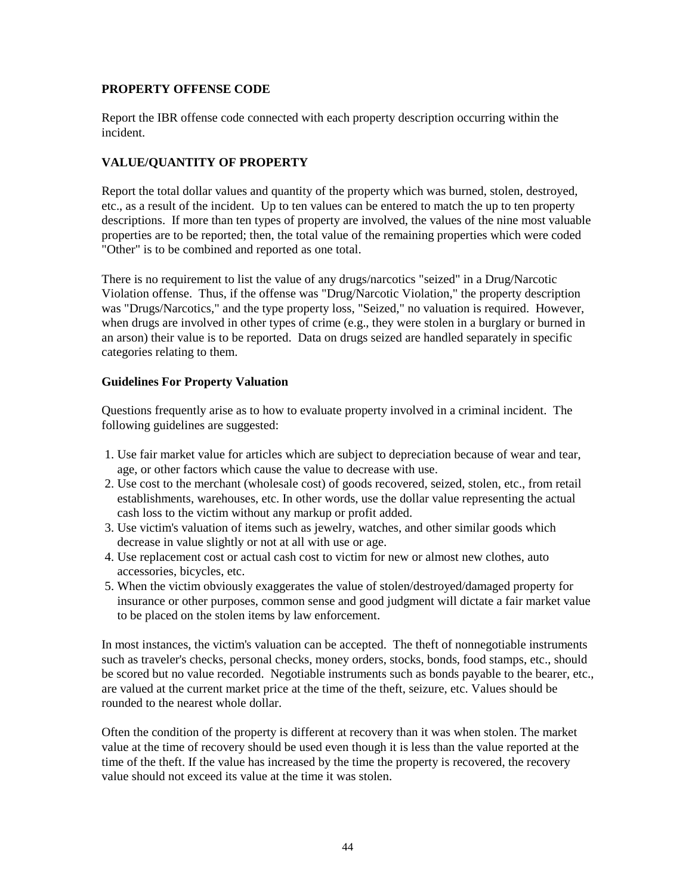## PROPERTY OFFENSE CODE

Report the IBR offense code connected with each property description occurring within the incident.

## VALUE/QUANTITY OF PROPERTY

Report the total dollar values and quantity of the property which was burned, stolen, destroyed, etc., as a result of the incident. Up to ten values can be entered to match the up to ten property descriptions. If more than ten types of property are involved, the values of the nine most valuable properties are to be reported; then, the total value of the remaining properties which were coded "Other" is to be combined and reported as one total.

There is no requirement to list the value of any drugs/narcotics "seized" in a Drug/Narcotic Violation offense. Thus, if the offense was "Drug/Narcotic Violation," the property description was "Drugs/Narcotics," and the type property loss, "Seized," no valuation is required. However, when drugs are involved in other types of crime (e.g., they were stolen in a burglary or burned in an arson) their value is to be reported. Data on drugs seized are handled separately in specific categories relating to them.

### Guidelines For Property Valuation

Questions frequently arise as to how to evaluate property involved in a criminal incident. The following guidelines are suggested:

1. Use fair market value for articles which are subject to depreciation because of wear and tear, age, or other factors which cause the value to decrease with use.
2. Use cost to the merchant (wholesale cost) of goods recovered, seized, stolen, etc., from retail establishments, warehouses, etc. In other words, use the dollar value representing the actual cash loss to the victim without any markup or profit added.
3. Use victim's valuation of items such as jewelry, watches, and other similar goods which decrease in value slightly or not at all with use or age.
4. Use replacement cost or actual cash cost to victim for new or almost new clothes, auto accessories, bicycles, etc.
5. When the victim obviously exaggerates the value of stolen/destroyed/damaged property for insurance or other purposes, common sense and good judgment will dictate a fair market value to be placed on the stolen items by law enforcement.

In most instances, the victim's valuation can be accepted. The theft of nonnegotiable instruments such as traveler's checks, personal checks, money orders, stocks, bonds, food stamps, etc., should be scored but no value recorded. Negotiable instruments such as bonds payable to the bearer, etc., are valued at the current market price at the time of the theft, seizure, etc. Values should be rounded to the nearest whole dollar.

Often the condition of the property is different at recovery than it was when stolen. The market value at the time of recovery should be used even though it is less than the value reported at the time of the theft. If the value has increased by the time the property is recovered, the recovery value should not exceed its value at the time it was stolen.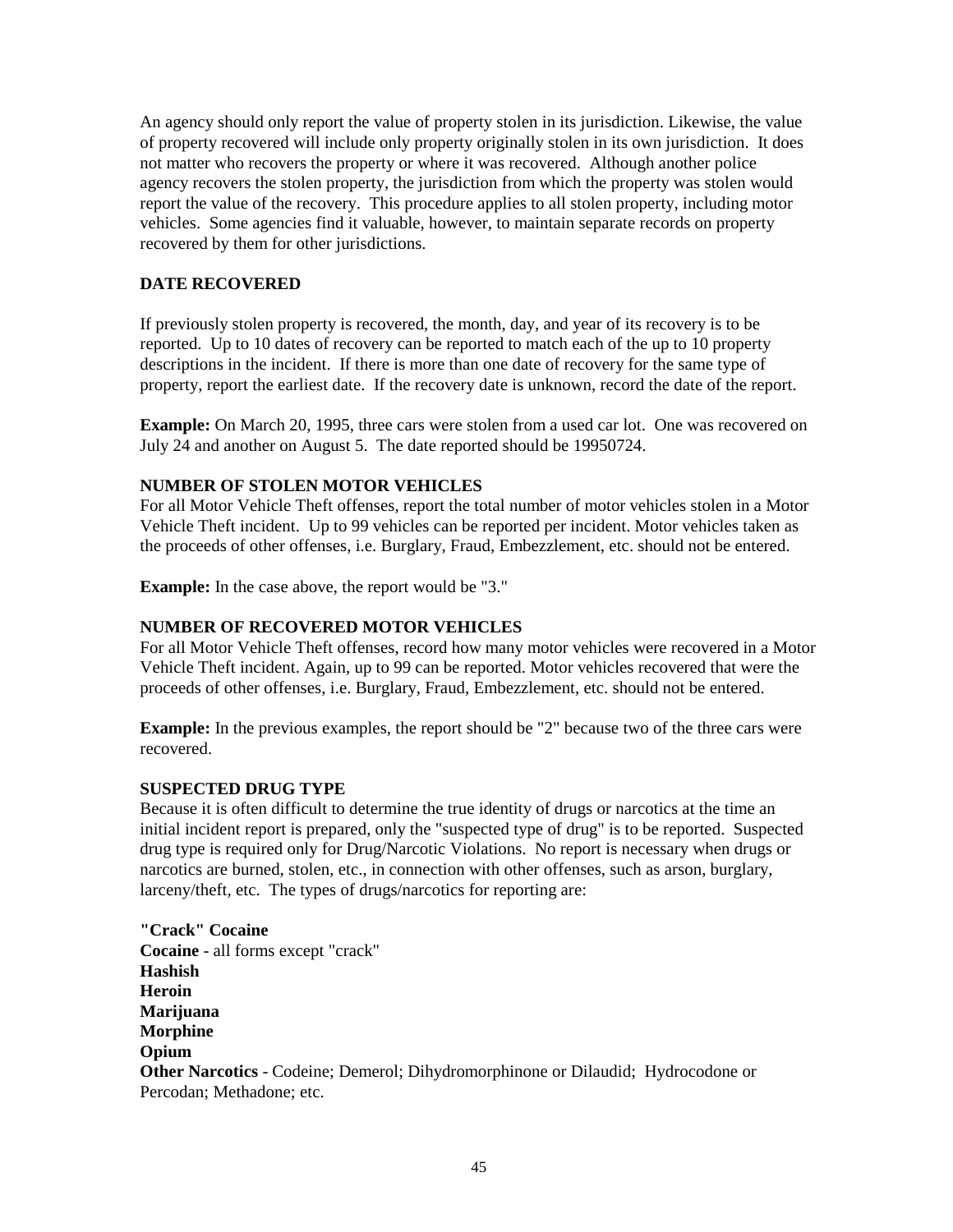An agency should only report the value of property stolen in its jurisdiction. Likewise, the value of property recovered will include only property originally stolen in its own jurisdiction. It does not matter who recovers the property or where it was recovered. Although another police agency recovers the stolen property, the jurisdiction from which the property was stolen would report the value of the recovery. This procedure applies to all stolen property, including motor vehicles. Some agencies find it valuable, however, to maintain separate records on property recovered by them for other jurisdictions.

### DATE RECOVERED

If previously stolen property is recovered, the month, day, and year of its recovery is to be reported. Up to 10 dates of recovery can be reported to match each of the up to 10 property descriptions in the incident. If there is more than one date of recovery for the same type of property, report the earliest date. If the recovery date is unknown, record the date of the report.

**Example:** On March 20, 1995, three cars were stolen from a used car lot. One was recovered on July 24 and another on August 5. The date reported should be 19950724.

### NUMBER OF STOLEN MOTOR VEHICLES

For all Motor Vehicle Theft offenses, report the total number of motor vehicles stolen in a Motor Vehicle Theft incident. Up to 99 vehicles can be reported per incident. Motor vehicles taken as the proceeds of other offenses, i.e. Burglary, Fraud, Embezzlement, etc. should not be entered.

**Example:** In the case above, the report would be "3."

### NUMBER OF RECOVERED MOTOR VEHICLES

For all Motor Vehicle Theft offenses, record how many motor vehicles were recovered in a Motor Vehicle Theft incident. Again, up to 99 can be reported. Motor vehicles recovered that were the proceeds of other offenses, i.e. Burglary, Fraud, Embezzlement, etc. should not be entered.

**Example:** In the previous examples, the report should be "2" because two of the three cars were recovered.

### SUSPECTED DRUG TYPE

Because it is often difficult to determine the true identity of drugs or narcotics at the time an initial incident report is prepared, only the "suspected type of drug" is to be reported. Suspected drug type is required only for Drug/Narcotic Violations. No report is necessary when drugs or narcotics are burned, stolen, etc., in connection with other offenses, such as arson, burglary, larceny/theft, etc. The types of drugs/narcotics for reporting are:

**"Crack" Cocaine**
**Cocaine** - all forms except "crack"
**Hashish**
**Heroin**
**Marijuana**
**Morphine**
**Opium**
**Other Narcotics** - Codeine; Demerol; Dihydromorphinone or Dilaudid; Hydrocodone or Percodan; Methadone; etc.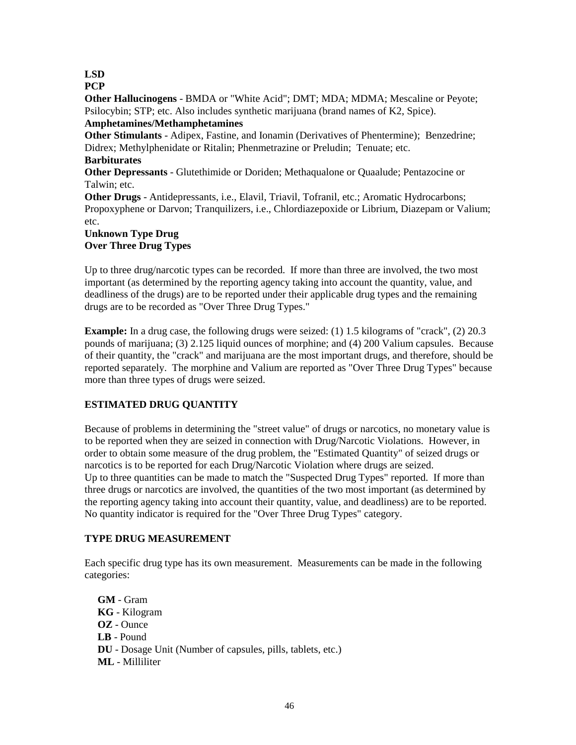**LSD**
**PCP**
**Other Hallucinogens** - BMDA or "White Acid"; DMT; MDA; MDMA; Mescaline or Peyote; Psilocybin; STP; etc. Also includes synthetic marijuana (brand names of K2, Spice).
**Amphetamines/Methamphetamines**
**Other Stimulants** - Adipex, Fastine, and Ionamin (Derivatives of Phentermine); Benzedrine; Didrex; Methylphenidate or Ritalin; Phenmetrazine or Preludin; Tenuate; etc.
**Barbiturates**
**Other Depressants** - Glutethimide or Doriden; Methaqualone or Quaalude; Pentazocine or Talwin; etc.
**Other Drugs** - Antidepressants, i.e., Elavil, Triavil, Tofranil, etc.; Aromatic Hydrocarbons; Propoxyphene or Darvon; Tranquilizers, i.e., Chlordiazepoxide or Librium, Diazepam or Valium; etc.
**Unknown Type Drug**
**Over Three Drug Types**

Up to three drug/narcotic types can be recorded. If more than three are involved, the two most important (as determined by the reporting agency taking into account the quantity, value, and deadliness of the drugs) are to be reported under their applicable drug types and the remaining drugs are to be recorded as "Over Three Drug Types."

**Example:** In a drug case, the following drugs were seized: (1) 1.5 kilograms of "crack", (2) 20.3 pounds of marijuana; (3) 2.125 liquid ounces of morphine; and (4) 200 Valium capsules. Because of their quantity, the "crack" and marijuana are the most important drugs, and therefore, should be reported separately. The morphine and Valium are reported as "Over Three Drug Types" because more than three types of drugs were seized.

### ESTIMATED DRUG QUANTITY

Because of problems in determining the "street value" of drugs or narcotics, no monetary value is to be reported when they are seized in connection with Drug/Narcotic Violations. However, in order to obtain some measure of the drug problem, the "Estimated Quantity" of seized drugs or narcotics is to be reported for each Drug/Narcotic Violation where drugs are seized.
Up to three quantities can be made to match the "Suspected Drug Types" reported. If more than three drugs or narcotics are involved, the quantities of the two most important (as determined by the reporting agency taking into account their quantity, value, and deadliness) are to be reported. No quantity indicator is required for the "Over Three Drug Types" category.

### TYPE DRUG MEASUREMENT

Each specific drug type has its own measurement. Measurements can be made in the following categories:

**GM** - Gram
**KG** - Kilogram
**OZ** - Ounce
**LB** - Pound
**DU** - Dosage Unit (Number of capsules, pills, tablets, etc.)
**ML** - Milliliter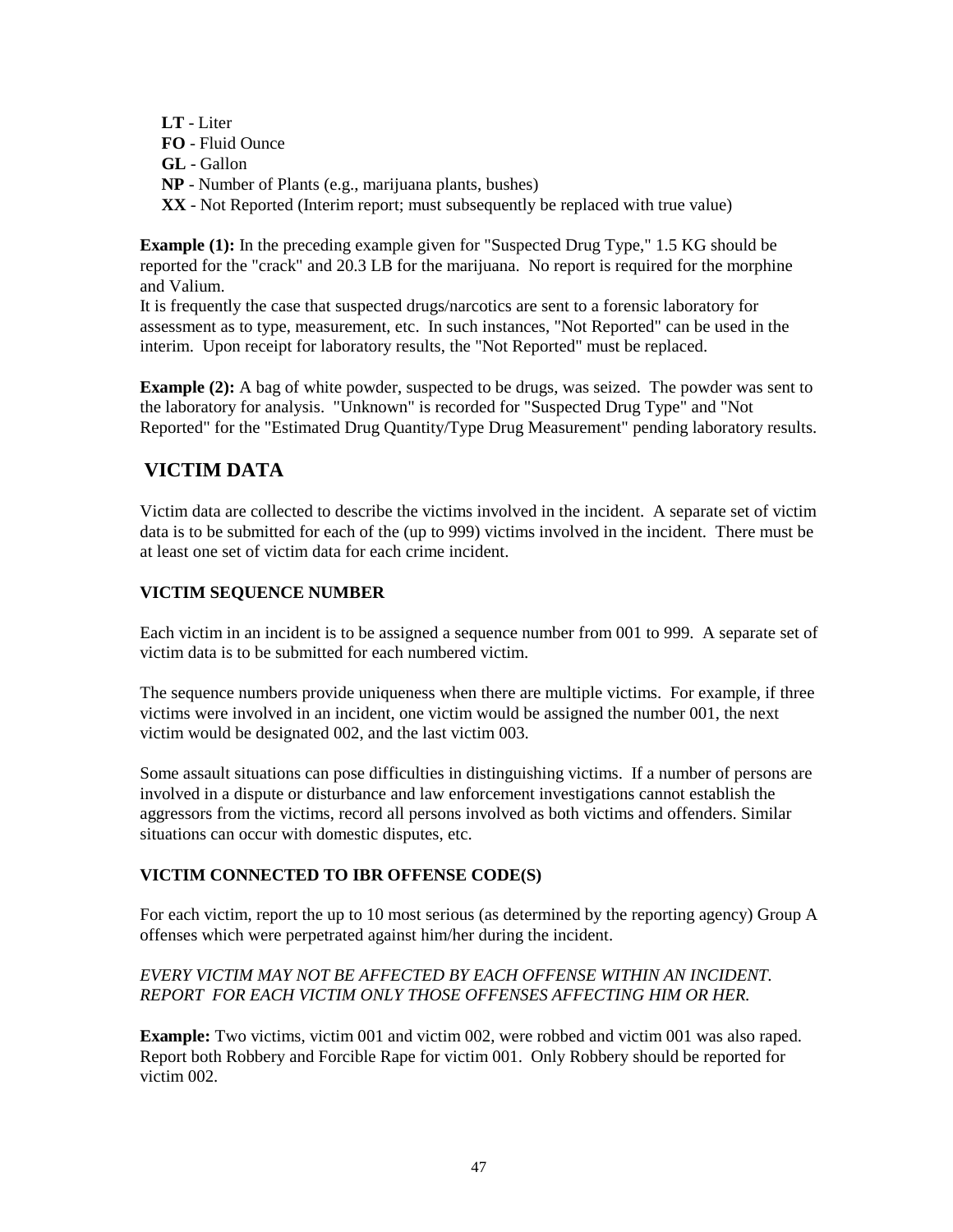**LT** - Liter
**FO** - Fluid Ounce
**GL** - Gallon
**NP** - Number of Plants (e.g., marijuana plants, bushes)
**XX** - Not Reported (Interim report; must subsequently be replaced with true value)

**Example (1):** In the preceding example given for "Suspected Drug Type," 1.5 KG should be reported for the "crack" and 20.3 LB for the marijuana. No report is required for the morphine and Valium.
It is frequently the case that suspected drugs/narcotics are sent to a forensic laboratory for assessment as to type, measurement, etc. In such instances, "Not Reported" can be used in the interim. Upon receipt for laboratory results, the "Not Reported" must be replaced.

**Example (2):** A bag of white powder, suspected to be drugs, was seized. The powder was sent to the laboratory for analysis. "Unknown" is recorded for "Suspected Drug Type" and "Not Reported" for the "Estimated Drug Quantity/Type Drug Measurement" pending laboratory results.

## VICTIM DATA

Victim data are collected to describe the victims involved in the incident. A separate set of victim data is to be submitted for each of the (up to 999) victims involved in the incident. There must be at least one set of victim data for each crime incident.

### VICTIM SEQUENCE NUMBER

Each victim in an incident is to be assigned a sequence number from 001 to 999. A separate set of victim data is to be submitted for each numbered victim.

The sequence numbers provide uniqueness when there are multiple victims. For example, if three victims were involved in an incident, one victim would be assigned the number 001, the next victim would be designated 002, and the last victim 003.

Some assault situations can pose difficulties in distinguishing victims. If a number of persons are involved in a dispute or disturbance and law enforcement investigations cannot establish the aggressors from the victims, record all persons involved as both victims and offenders. Similar situations can occur with domestic disputes, etc.

### VICTIM CONNECTED TO IBR OFFENSE CODE(S)

For each victim, report the up to 10 most serious (as determined by the reporting agency) Group A offenses which were perpetrated against him/her during the incident.

*EVERY VICTIM MAY NOT BE AFFECTED BY EACH OFFENSE WITHIN AN INCIDENT. REPORT FOR EACH VICTIM ONLY THOSE OFFENSES AFFECTING HIM OR HER.*

**Example:** Two victims, victim 001 and victim 002, were robbed and victim 001 was also raped. Report both Robbery and Forcible Rape for victim 001. Only Robbery should be reported for victim 002.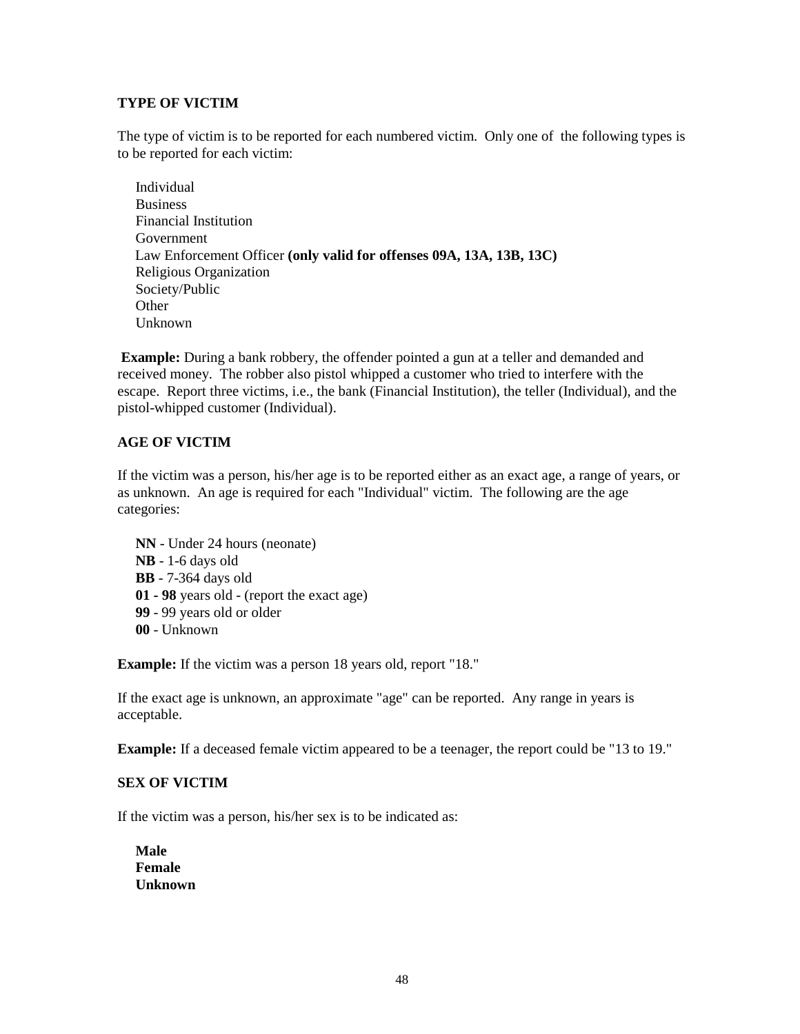**TYPE OF VICTIM**

The type of victim is to be reported for each numbered victim. Only one of the following types is to be reported for each victim:

Individual
Business
Financial Institution
Government
Law Enforcement Officer **(only valid for offenses 09A, 13A, 13B, 13C)**
Religious Organization
Society/Public
Other
Unknown

**Example:** During a bank robbery, the offender pointed a gun at a teller and demanded and received money. The robber also pistol whipped a customer who tried to interfere with the escape. Report three victims, i.e., the bank (Financial Institution), the teller (Individual), and the pistol-whipped customer (Individual).

**AGE OF VICTIM**

If the victim was a person, his/her age is to be reported either as an exact age, a range of years, or as unknown. An age is required for each "Individual" victim. The following are the age categories:

**NN** - Under 24 hours (neonate)
**NB** - 1-6 days old
**BB** - 7-364 days old
**01 - 98** years old - (report the exact age)
**99** - 99 years old or older
**00** - Unknown

**Example:** If the victim was a person 18 years old, report "18."

If the exact age is unknown, an approximate "age" can be reported. Any range in years is acceptable.

**Example:** If a deceased female victim appeared to be a teenager, the report could be "13 to 19."

**SEX OF VICTIM**

If the victim was a person, his/her sex is to be indicated as:

**Male**
**Female**
**Unknown**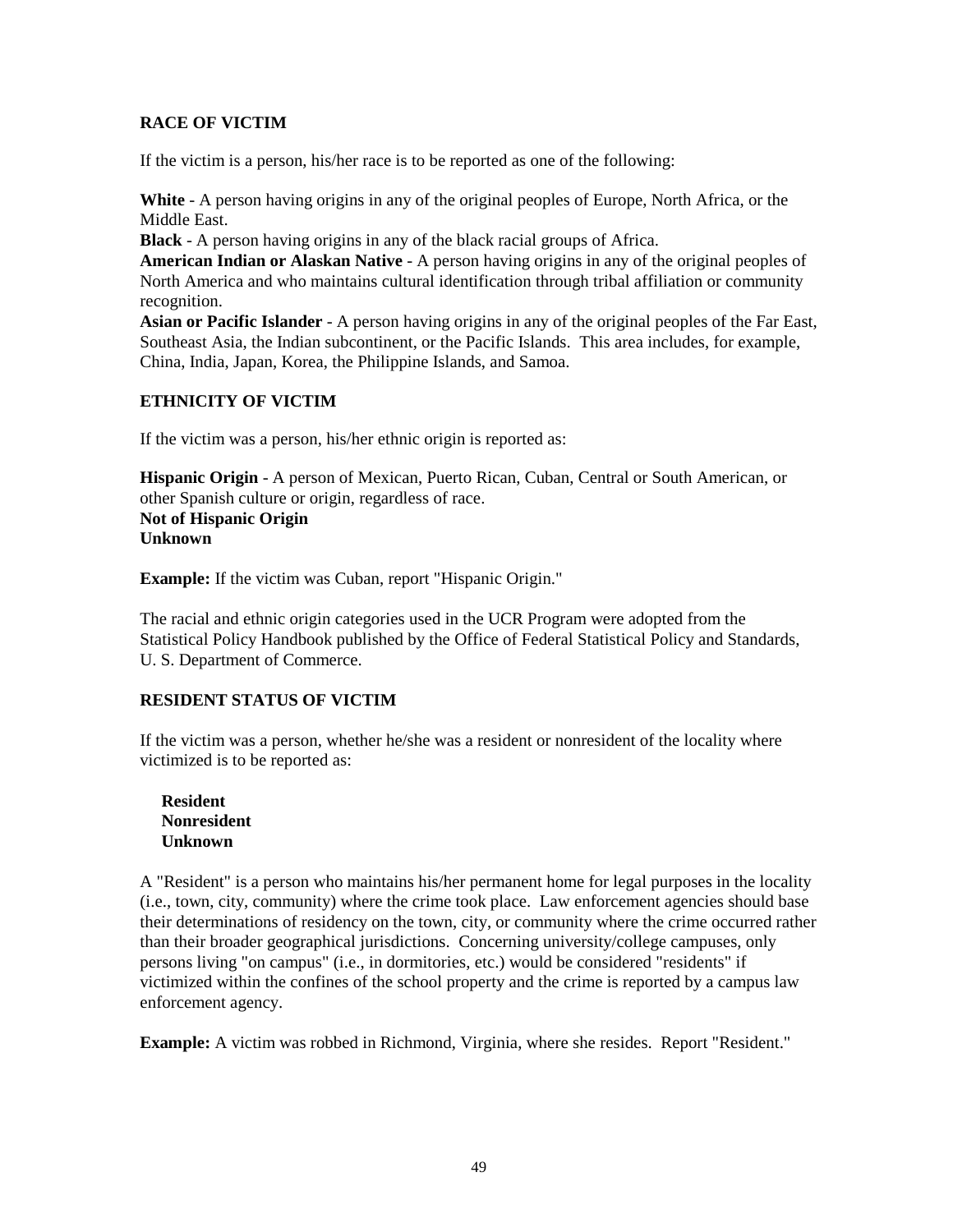## RACE OF VICTIM

If the victim is a person, his/her race is to be reported as one of the following:

**White** - A person having origins in any of the original peoples of Europe, North Africa, or the Middle East.
**Black** - A person having origins in any of the black racial groups of Africa.
**American Indian or Alaskan Native** - A person having origins in any of the original peoples of North America and who maintains cultural identification through tribal affiliation or community recognition.
**Asian or Pacific Islander** - A person having origins in any of the original peoples of the Far East, Southeast Asia, the Indian subcontinent, or the Pacific Islands. This area includes, for example, China, India, Japan, Korea, the Philippine Islands, and Samoa.

## ETHNICITY OF VICTIM

If the victim was a person, his/her ethnic origin is reported as:

**Hispanic Origin** - A person of Mexican, Puerto Rican, Cuban, Central or South American, or other Spanish culture or origin, regardless of race.
**Not of Hispanic Origin**
**Unknown**

**Example:** If the victim was Cuban, report "Hispanic Origin."

The racial and ethnic origin categories used in the UCR Program were adopted from the Statistical Policy Handbook published by the Office of Federal Statistical Policy and Standards, U. S. Department of Commerce.

## RESIDENT STATUS OF VICTIM

If the victim was a person, whether he/she was a resident or nonresident of the locality where victimized is to be reported as:

**Resident**
**Nonresident**
**Unknown**

A "Resident" is a person who maintains his/her permanent home for legal purposes in the locality (i.e., town, city, community) where the crime took place. Law enforcement agencies should base their determinations of residency on the town, city, or community where the crime occurred rather than their broader geographical jurisdictions. Concerning university/college campuses, only persons living "on campus" (i.e., in dormitories, etc.) would be considered "residents" if victimized within the confines of the school property and the crime is reported by a campus law enforcement agency.

**Example:** A victim was robbed in Richmond, Virginia, where she resides. Report "Resident."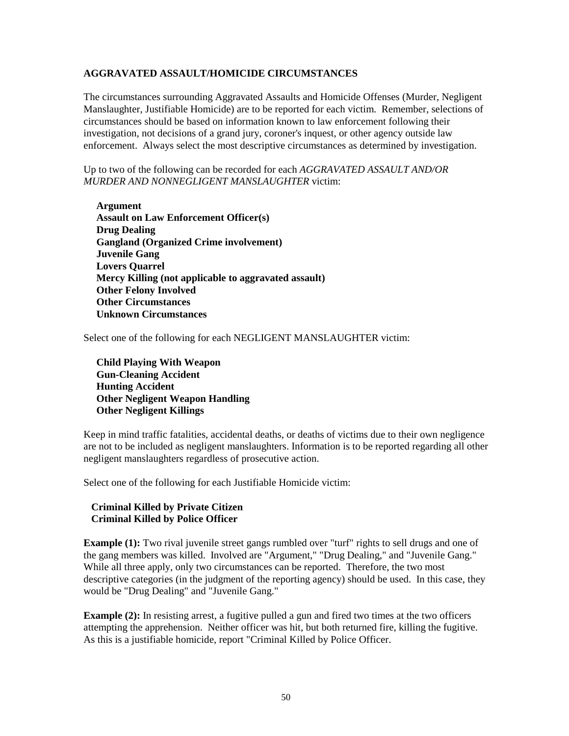**AGGRAVATED ASSAULT/HOMICIDE CIRCUMSTANCES**

The circumstances surrounding Aggravated Assaults and Homicide Offenses (Murder, Negligent Manslaughter, Justifiable Homicide) are to be reported for each victim. Remember, selections of circumstances should be based on information known to law enforcement following their investigation, not decisions of a grand jury, coroner's inquest, or other agency outside law enforcement. Always select the most descriptive circumstances as determined by investigation.

Up to two of the following can be recorded for each *AGGRAVATED ASSAULT AND/OR MURDER AND NONNEGLIGENT MANSLAUGHTER* victim:

**Argument**
**Assault on Law Enforcement Officer(s)**
**Drug Dealing**
**Gangland (Organized Crime involvement)**
**Juvenile Gang**
**Lovers Quarrel**
**Mercy Killing (not applicable to aggravated assault)**
**Other Felony Involved**
**Other Circumstances**
**Unknown Circumstances**

Select one of the following for each NEGLIGENT MANSLAUGHTER victim:

**Child Playing With Weapon**
**Gun-Cleaning Accident**
**Hunting Accident**
**Other Negligent Weapon Handling**
**Other Negligent Killings**

Keep in mind traffic fatalities, accidental deaths, or deaths of victims due to their own negligence are not to be included as negligent manslaughters. Information is to be reported regarding all other negligent manslaughters regardless of prosecutive action.

Select one of the following for each Justifiable Homicide victim:

**Criminal Killed by Private Citizen**
**Criminal Killed by Police Officer**

**Example (1):** Two rival juvenile street gangs rumbled over "turf" rights to sell drugs and one of the gang members was killed. Involved are "Argument," "Drug Dealing," and "Juvenile Gang." While all three apply, only two circumstances can be reported. Therefore, the two most descriptive categories (in the judgment of the reporting agency) should be used. In this case, they would be "Drug Dealing" and "Juvenile Gang."

**Example (2):** In resisting arrest, a fugitive pulled a gun and fired two times at the two officers attempting the apprehension. Neither officer was hit, but both returned fire, killing the fugitive. As this is a justifiable homicide, report "Criminal Killed by Police Officer.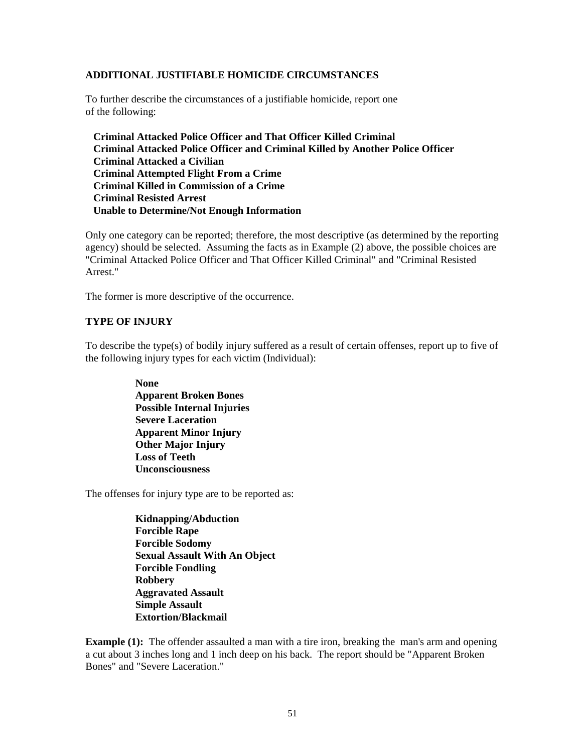### ADDITIONAL JUSTIFIABLE HOMICIDE CIRCUMSTANCES

To further describe the circumstances of a justifiable homicide, report one of the following:

**Criminal Attacked Police Officer and That Officer Killed Criminal**
**Criminal Attacked Police Officer and Criminal Killed by Another Police Officer**
**Criminal Attacked a Civilian**
**Criminal Attempted Flight From a Crime**
**Criminal Killed in Commission of a Crime**
**Criminal Resisted Arrest**
**Unable to Determine/Not Enough Information**

Only one category can be reported; therefore, the most descriptive (as determined by the reporting agency) should be selected. Assuming the facts as in Example (2) above, the possible choices are "Criminal Attacked Police Officer and That Officer Killed Criminal" and "Criminal Resisted Arrest."

The former is more descriptive of the occurrence.

### TYPE OF INJURY

To describe the type(s) of bodily injury suffered as a result of certain offenses, report up to five of the following injury types for each victim (Individual):

**None**
**Apparent Broken Bones**
**Possible Internal Injuries**
**Severe Laceration**
**Apparent Minor Injury**
**Other Major Injury**
**Loss of Teeth**
**Unconsciousness**

The offenses for injury type are to be reported as:

**Kidnapping/Abduction**
**Forcible Rape**
**Forcible Sodomy**
**Sexual Assault With An Object**
**Forcible Fondling**
**Robbery**
**Aggravated Assault**
**Simple Assault**
**Extortion/Blackmail**

**Example (1):** The offender assaulted a man with a tire iron, breaking the man's arm and opening a cut about 3 inches long and 1 inch deep on his back. The report should be "Apparent Broken Bones" and "Severe Laceration."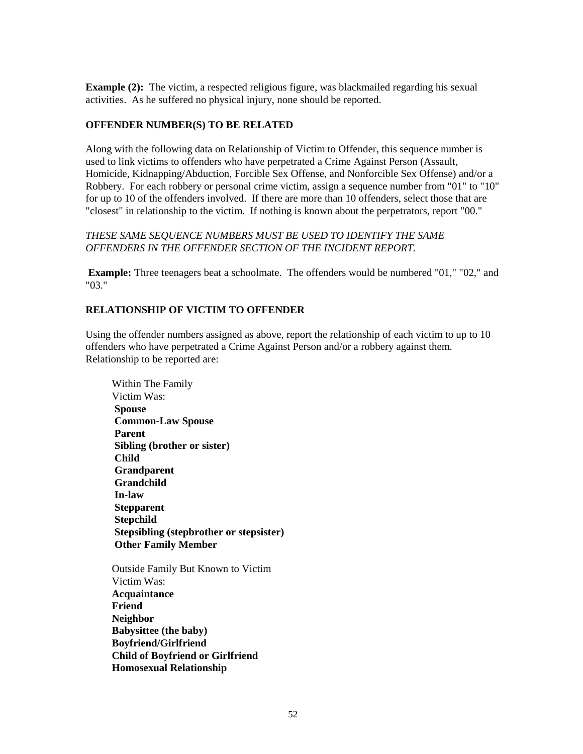**Example (2):** The victim, a respected religious figure, was blackmailed regarding his sexual activities. As he suffered no physical injury, none should be reported.

### OFFENDER NUMBER(S) TO BE RELATED

Along with the following data on Relationship of Victim to Offender, this sequence number is used to link victims to offenders who have perpetrated a Crime Against Person (Assault, Homicide, Kidnapping/Abduction, Forcible Sex Offense, and Nonforcible Sex Offense) and/or a Robbery. For each robbery or personal crime victim, assign a sequence number from "01" to "10" for up to 10 of the offenders involved. If there are more than 10 offenders, select those that are "closest" in relationship to the victim. If nothing is known about the perpetrators, report "00."

*THESE SAME SEQUENCE NUMBERS MUST BE USED TO IDENTIFY THE SAME OFFENDERS IN THE OFFENDER SECTION OF THE INCIDENT REPORT.*

**Example:** Three teenagers beat a schoolmate. The offenders would be numbered "01," "02," and "03."

### RELATIONSHIP OF VICTIM TO OFFENDER

Using the offender numbers assigned as above, report the relationship of each victim to up to 10 offenders who have perpetrated a Crime Against Person and/or a robbery against them. Relationship to be reported are:

Within The Family
Victim Was:
**Spouse**
**Common-Law Spouse**
**Parent**
**Sibling (brother or sister)**
**Child**
**Grandparent**
**Grandchild**
**In-law**
**Stepparent**
**Stepchild**
**Stepsibling (stepbrother or stepsister)**
**Other Family Member**

Outside Family But Known to Victim
Victim Was:
**Acquaintance**
**Friend**
**Neighbor**
**Babysittee (the baby)**
**Boyfriend/Girlfriend**
**Child of Boyfriend or Girlfriend**
**Homosexual Relationship**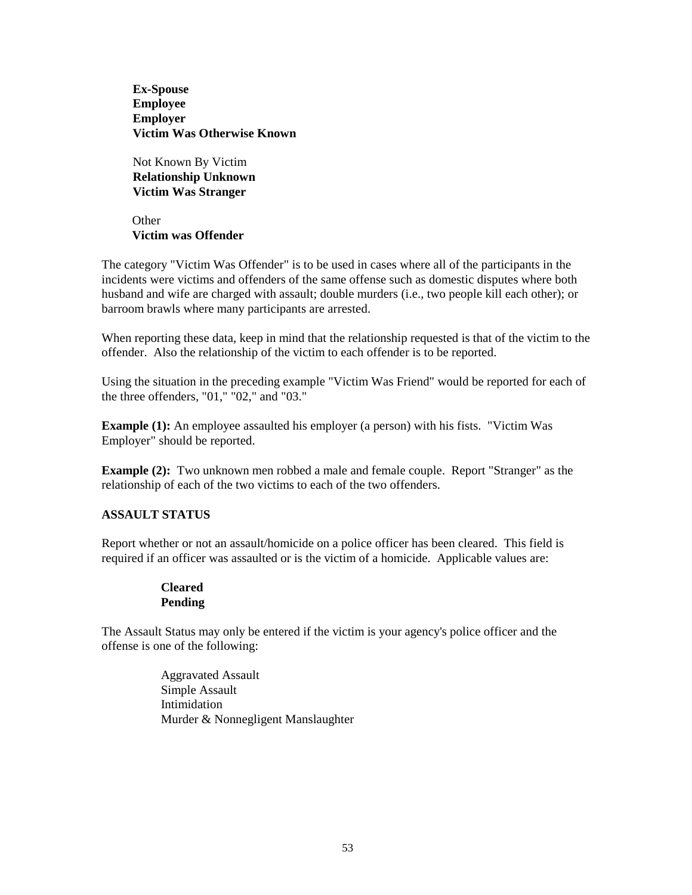**Ex-Spouse**
**Employee**
**Employer**
**Victim Was Otherwise Known**

Not Known By Victim
**Relationship Unknown**
**Victim Was Stranger**

Other
**Victim was Offender**

The category "Victim Was Offender" is to be used in cases where all of the participants in the incidents were victims and offenders of the same offense such as domestic disputes where both husband and wife are charged with assault; double murders (i.e., two people kill each other); or barroom brawls where many participants are arrested.

When reporting these data, keep in mind that the relationship requested is that of the victim to the offender. Also the relationship of the victim to each offender is to be reported.

Using the situation in the preceding example "Victim Was Friend" would be reported for each of the three offenders, "01," "02," and "03."

**Example (1):** An employee assaulted his employer (a person) with his fists. "Victim Was Employer" should be reported.

**Example (2):** Two unknown men robbed a male and female couple. Report "Stranger" as the relationship of each of the two victims to each of the two offenders.

**ASSAULT STATUS**

Report whether or not an assault/homicide on a police officer has been cleared. This field is required if an officer was assaulted or is the victim of a homicide. Applicable values are:

**Cleared**
**Pending**

The Assault Status may only be entered if the victim is your agency's police officer and the offense is one of the following:

Aggravated Assault
Simple Assault
Intimidation
Murder & Nonnegligent Manslaughter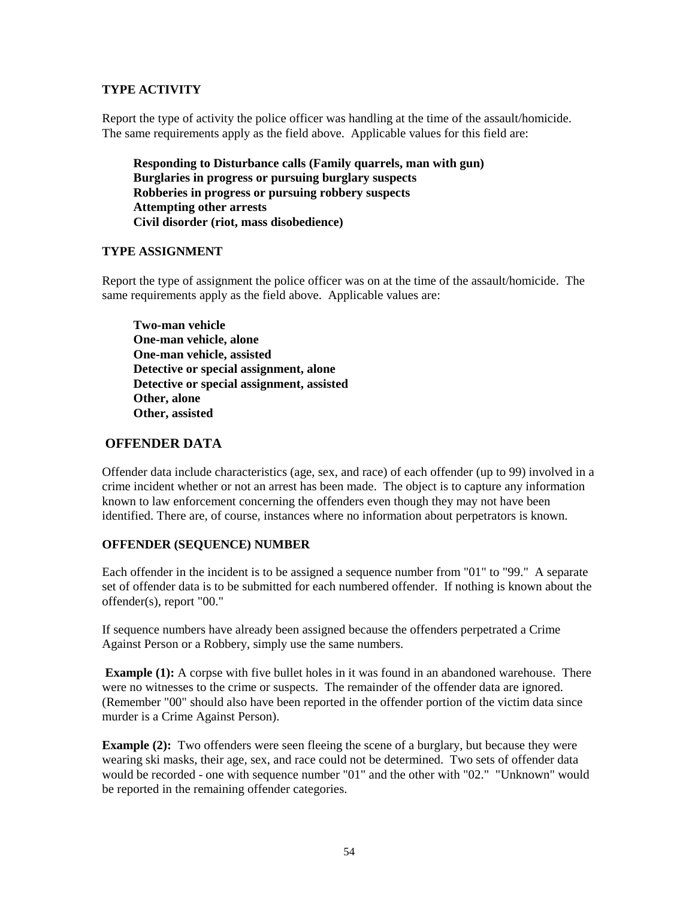### TYPE ACTIVITY

Report the type of activity the police officer was handling at the time of the assault/homicide. The same requirements apply as the field above. Applicable values for this field are:

**Responding to Disturbance calls (Family quarrels, man with gun)**
**Burglaries in progress or pursuing burglary suspects**
**Robberies in progress or pursuing robbery suspects**
**Attempting other arrests**
**Civil disorder (riot, mass disobedience)**

### TYPE ASSIGNMENT

Report the type of assignment the police officer was on at the time of the assault/homicide. The same requirements apply as the field above. Applicable values are:

**Two-man vehicle**
**One-man vehicle, alone**
**One-man vehicle, assisted**
**Detective or special assignment, alone**
**Detective or special assignment, assisted**
**Other, alone**
**Other, assisted**

## OFFENDER DATA

Offender data include characteristics (age, sex, and race) of each offender (up to 99) involved in a crime incident whether or not an arrest has been made. The object is to capture any information known to law enforcement concerning the offenders even though they may not have been identified. There are, of course, instances where no information about perpetrators is known.

### OFFENDER (SEQUENCE) NUMBER

Each offender in the incident is to be assigned a sequence number from "01" to "99." A separate set of offender data is to be submitted for each numbered offender. If nothing is known about the offender(s), report "00."

If sequence numbers have already been assigned because the offenders perpetrated a Crime Against Person or a Robbery, simply use the same numbers.

**Example (1):** A corpse with five bullet holes in it was found in an abandoned warehouse. There were no witnesses to the crime or suspects. The remainder of the offender data are ignored. (Remember "00" should also have been reported in the offender portion of the victim data since murder is a Crime Against Person).

**Example (2):** Two offenders were seen fleeing the scene of a burglary, but because they were wearing ski masks, their age, sex, and race could not be determined. Two sets of offender data would be recorded - one with sequence number "01" and the other with "02." "Unknown" would be reported in the remaining offender categories.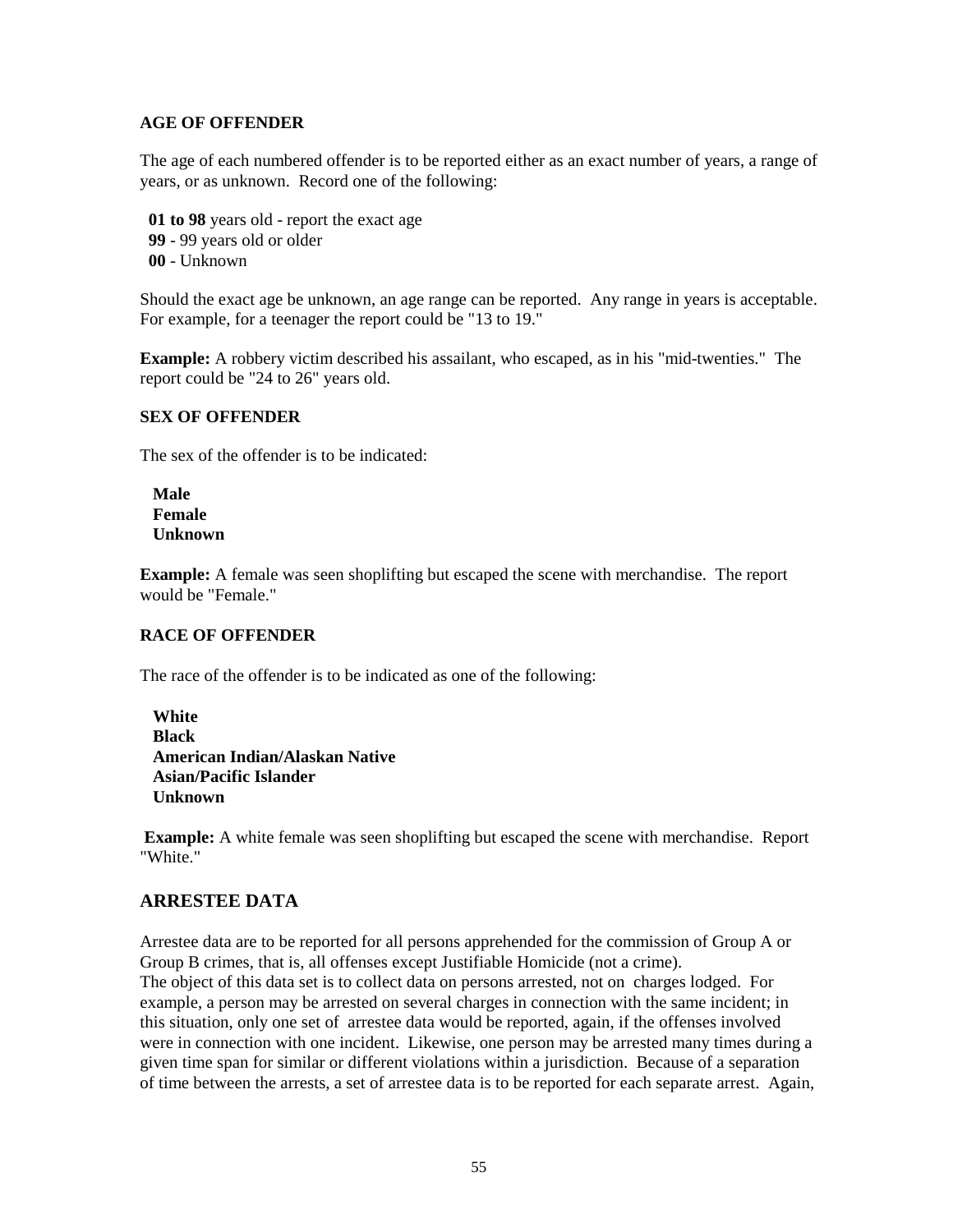### AGE OF OFFENDER

The age of each numbered offender is to be reported either as an exact number of years, a range of years, or as unknown. Record one of the following:

**01 to 98** years old - report the exact age
**99** - 99 years old or older
**00** - Unknown

Should the exact age be unknown, an age range can be reported. Any range in years is acceptable. For example, for a teenager the report could be "13 to 19."

**Example:** A robbery victim described his assailant, who escaped, as in his "mid-twenties." The report could be "24 to 26" years old.

### SEX OF OFFENDER

The sex of the offender is to be indicated:

**Male**
**Female**
**Unknown**

**Example:** A female was seen shoplifting but escaped the scene with merchandise. The report would be "Female."

### RACE OF OFFENDER

The race of the offender is to be indicated as one of the following:

**White**
**Black**
**American Indian/Alaskan Native**
**Asian/Pacific Islander**
**Unknown**

**Example:** A white female was seen shoplifting but escaped the scene with merchandise. Report "White."

## ARRESTEE DATA

Arrestee data are to be reported for all persons apprehended for the commission of Group A or Group B crimes, that is, all offenses except Justifiable Homicide (not a crime).
The object of this data set is to collect data on persons arrested, not on charges lodged. For example, a person may be arrested on several charges in connection with the same incident; in this situation, only one set of arrestee data would be reported, again, if the offenses involved were in connection with one incident. Likewise, one person may be arrested many times during a given time span for similar or different violations within a jurisdiction. Because of a separation of time between the arrests, a set of arrestee data is to be reported for each separate arrest. Again,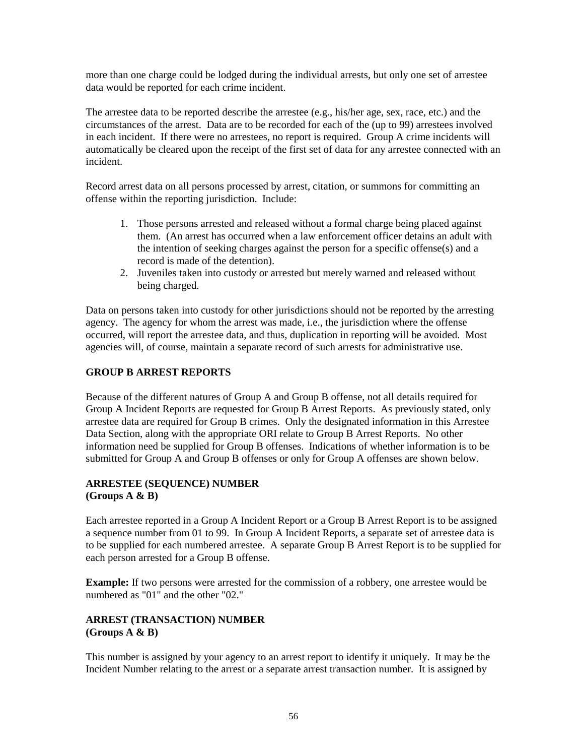more than one charge could be lodged during the individual arrests, but only one set of arrestee data would be reported for each crime incident.

The arrestee data to be reported describe the arrestee (e.g., his/her age, sex, race, etc.) and the circumstances of the arrest. Data are to be recorded for each of the (up to 99) arrestees involved in each incident. If there were no arrestees, no report is required. Group A crime incidents will automatically be cleared upon the receipt of the first set of data for any arrestee connected with an incident.

Record arrest data on all persons processed by arrest, citation, or summons for committing an offense within the reporting jurisdiction. Include:

1. Those persons arrested and released without a formal charge being placed against them. (An arrest has occurred when a law enforcement officer detains an adult with the intention of seeking charges against the person for a specific offense(s) and a record is made of the detention).
2. Juveniles taken into custody or arrested but merely warned and released without being charged.

Data on persons taken into custody for other jurisdictions should not be reported by the arresting agency. The agency for whom the arrest was made, i.e., the jurisdiction where the offense occurred, will report the arrestee data, and thus, duplication in reporting will be avoided. Most agencies will, of course, maintain a separate record of such arrests for administrative use.

**GROUP B ARREST REPORTS**

Because of the different natures of Group A and Group B offense, not all details required for Group A Incident Reports are requested for Group B Arrest Reports. As previously stated, only arrestee data are required for Group B crimes. Only the designated information in this Arrestee Data Section, along with the appropriate ORI relate to Group B Arrest Reports. No other information need be supplied for Group B offenses. Indications of whether information is to be submitted for Group A and Group B offenses or only for Group A offenses are shown below.

**ARRESTEE (SEQUENCE) NUMBER**
**(Groups A & B)**

Each arrestee reported in a Group A Incident Report or a Group B Arrest Report is to be assigned a sequence number from 01 to 99. In Group A Incident Reports, a separate set of arrestee data is to be supplied for each numbered arrestee. A separate Group B Arrest Report is to be supplied for each person arrested for a Group B offense.

**Example:** If two persons were arrested for the commission of a robbery, one arrestee would be numbered as "01" and the other "02."

**ARREST (TRANSACTION) NUMBER**
**(Groups A & B)**

This number is assigned by your agency to an arrest report to identify it uniquely. It may be the Incident Number relating to the arrest or a separate arrest transaction number. It is assigned by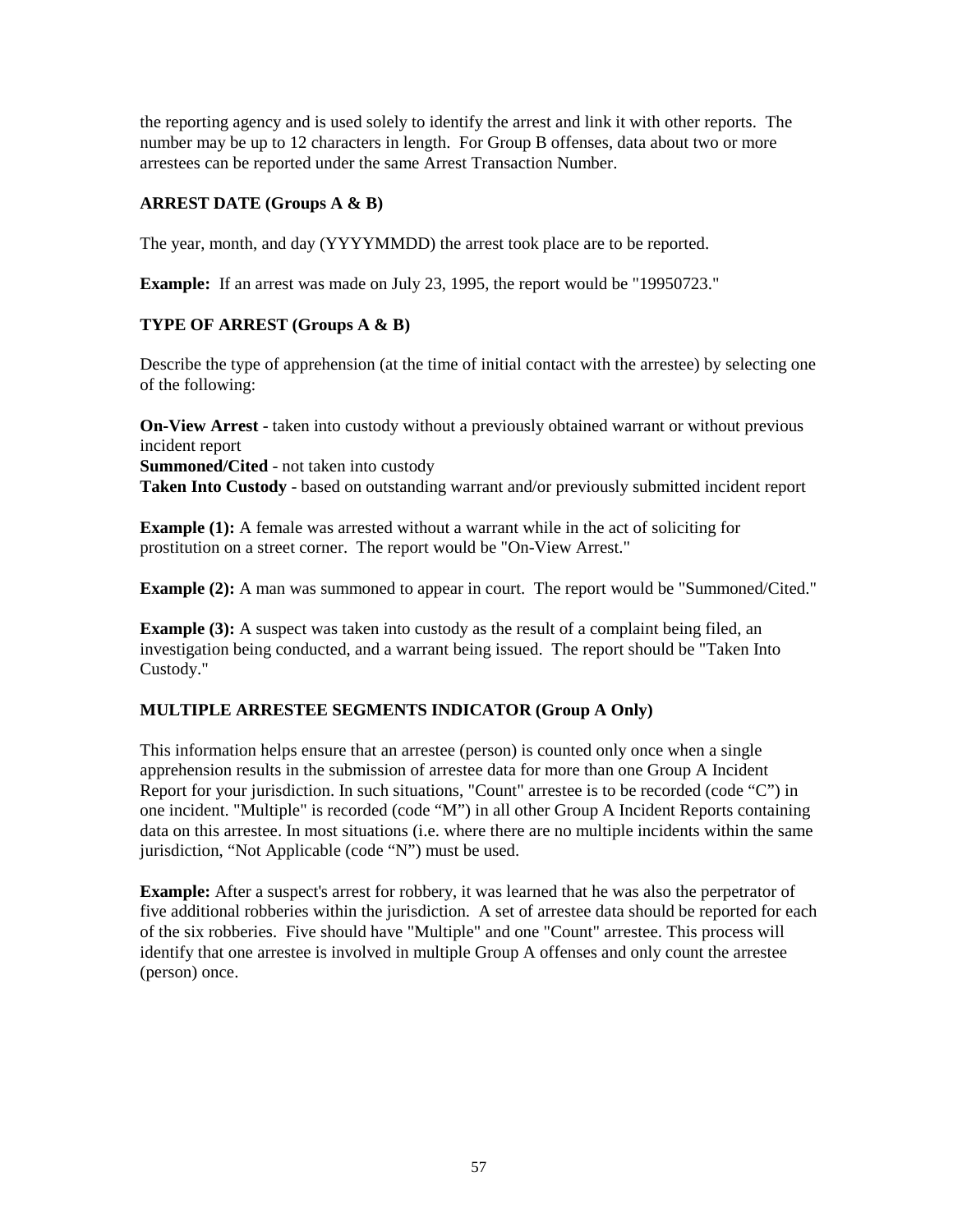the reporting agency and is used solely to identify the arrest and link it with other reports. The number may be up to 12 characters in length. For Group B offenses, data about two or more arrestees can be reported under the same Arrest Transaction Number.

### ARREST DATE (Groups A & B)

The year, month, and day (YYYYMMDD) the arrest took place are to be reported.

**Example:** If an arrest was made on July 23, 1995, the report would be "19950723."

### TYPE OF ARREST (Groups A & B)

Describe the type of apprehension (at the time of initial contact with the arrestee) by selecting one of the following:

**On-View Arrest** - taken into custody without a previously obtained warrant or without previous incident report
**Summoned/Cited** - not taken into custody
**Taken Into Custody** - based on outstanding warrant and/or previously submitted incident report

**Example (1):** A female was arrested without a warrant while in the act of soliciting for prostitution on a street corner. The report would be "On-View Arrest."

**Example (2):** A man was summoned to appear in court. The report would be "Summoned/Cited."

**Example (3):** A suspect was taken into custody as the result of a complaint being filed, an investigation being conducted, and a warrant being issued. The report should be "Taken Into Custody."

### MULTIPLE ARRESTEE SEGMENTS INDICATOR (Group A Only)

This information helps ensure that an arrestee (person) is counted only once when a single apprehension results in the submission of arrestee data for more than one Group A Incident Report for your jurisdiction. In such situations, "Count" arrestee is to be recorded (code "C") in one incident. "Multiple" is recorded (code "M") in all other Group A Incident Reports containing data on this arrestee. In most situations (i.e. where there are no multiple incidents within the same jurisdiction, "Not Applicable (code "N") must be used.

**Example:** After a suspect's arrest for robbery, it was learned that he was also the perpetrator of five additional robberies within the jurisdiction. A set of arrestee data should be reported for each of the six robberies. Five should have "Multiple" and one "Count" arrestee. This process will identify that one arrestee is involved in multiple Group A offenses and only count the arrestee (person) once.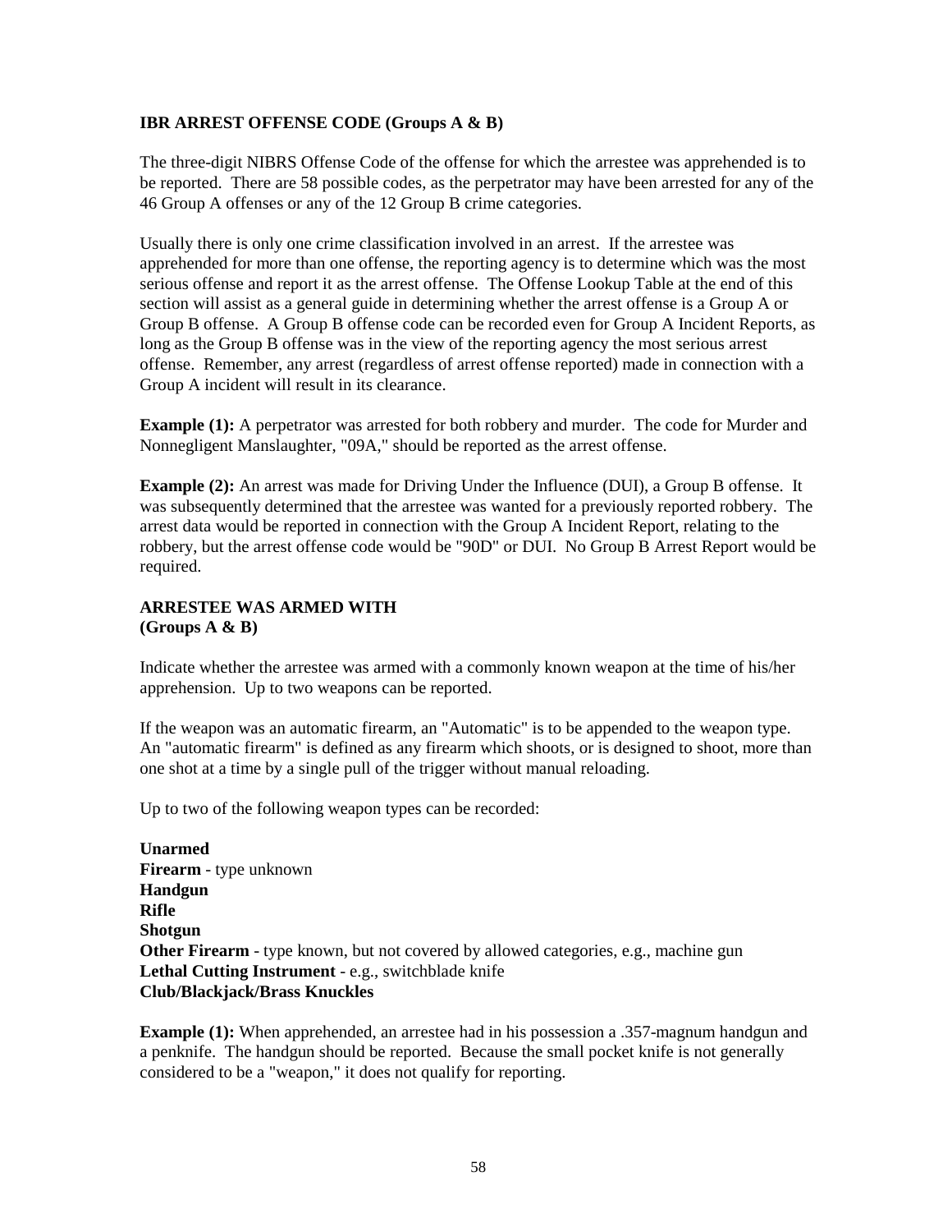**IBR ARREST OFFENSE CODE (Groups A & B)**

The three-digit NIBRS Offense Code of the offense for which the arrestee was apprehended is to be reported. There are 58 possible codes, as the perpetrator may have been arrested for any of the 46 Group A offenses or any of the 12 Group B crime categories.

Usually there is only one crime classification involved in an arrest. If the arrestee was apprehended for more than one offense, the reporting agency is to determine which was the most serious offense and report it as the arrest offense. The Offense Lookup Table at the end of this section will assist as a general guide in determining whether the arrest offense is a Group A or Group B offense. A Group B offense code can be recorded even for Group A Incident Reports, as long as the Group B offense was in the view of the reporting agency the most serious arrest offense. Remember, any arrest (regardless of arrest offense reported) made in connection with a Group A incident will result in its clearance.

**Example (1):** A perpetrator was arrested for both robbery and murder. The code for Murder and Nonnegligent Manslaughter, "09A," should be reported as the arrest offense.

**Example (2):** An arrest was made for Driving Under the Influence (DUI), a Group B offense. It was subsequently determined that the arrestee was wanted for a previously reported robbery. The arrest data would be reported in connection with the Group A Incident Report, relating to the robbery, but the arrest offense code would be "90D" or DUI. No Group B Arrest Report would be required.

**ARRESTEE WAS ARMED WITH**
**(Groups A & B)**

Indicate whether the arrestee was armed with a commonly known weapon at the time of his/her apprehension. Up to two weapons can be reported.

If the weapon was an automatic firearm, an "Automatic" is to be appended to the weapon type. An "automatic firearm" is defined as any firearm which shoots, or is designed to shoot, more than one shot at a time by a single pull of the trigger without manual reloading.

Up to two of the following weapon types can be recorded:

**Unarmed**
**Firearm** - type unknown
**Handgun**
**Rifle**
**Shotgun**
**Other Firearm** - type known, but not covered by allowed categories, e.g., machine gun
**Lethal Cutting Instrument** - e.g., switchblade knife
**Club/Blackjack/Brass Knuckles**

**Example (1):** When apprehended, an arrestee had in his possession a .357-magnum handgun and a penknife. The handgun should be reported. Because the small pocket knife is not generally considered to be a "weapon," it does not qualify for reporting.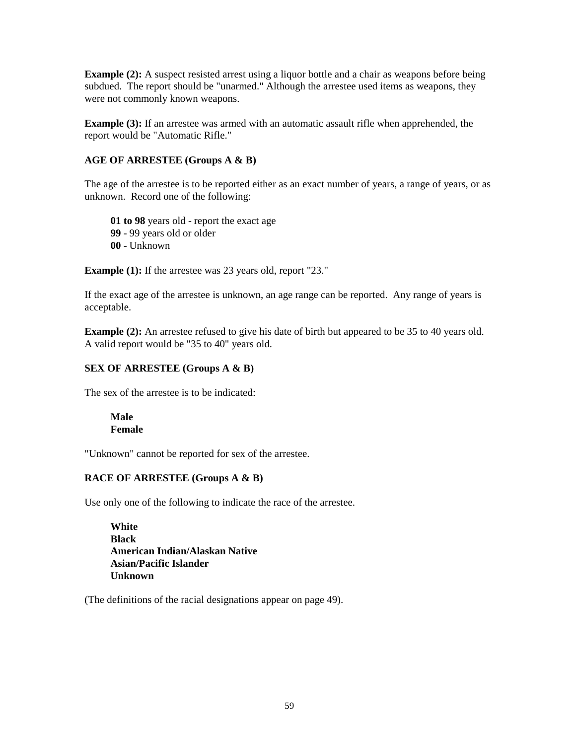**Example (2):** A suspect resisted arrest using a liquor bottle and a chair as weapons before being subdued. The report should be "unarmed." Although the arrestee used items as weapons, they were not commonly known weapons.

**Example (3):** If an arrestee was armed with an automatic assault rifle when apprehended, the report would be "Automatic Rifle."

### AGE OF ARRESTEE (Groups A & B)

The age of the arrestee is to be reported either as an exact number of years, a range of years, or as unknown. Record one of the following:

**01 to 98** years old - report the exact age
**99** - 99 years old or older
**00** - Unknown

**Example (1):** If the arrestee was 23 years old, report "23."

If the exact age of the arrestee is unknown, an age range can be reported. Any range of years is acceptable.

**Example (2):** An arrestee refused to give his date of birth but appeared to be 35 to 40 years old. A valid report would be "35 to 40" years old.

### SEX OF ARRESTEE (Groups A & B)

The sex of the arrestee is to be indicated:

**Male**
**Female**

"Unknown" cannot be reported for sex of the arrestee.

### RACE OF ARRESTEE (Groups A & B)

Use only one of the following to indicate the race of the arrestee.

**White**
**Black**
**American Indian/Alaskan Native**
**Asian/Pacific Islander**
**Unknown**

(The definitions of the racial designations appear on page 49).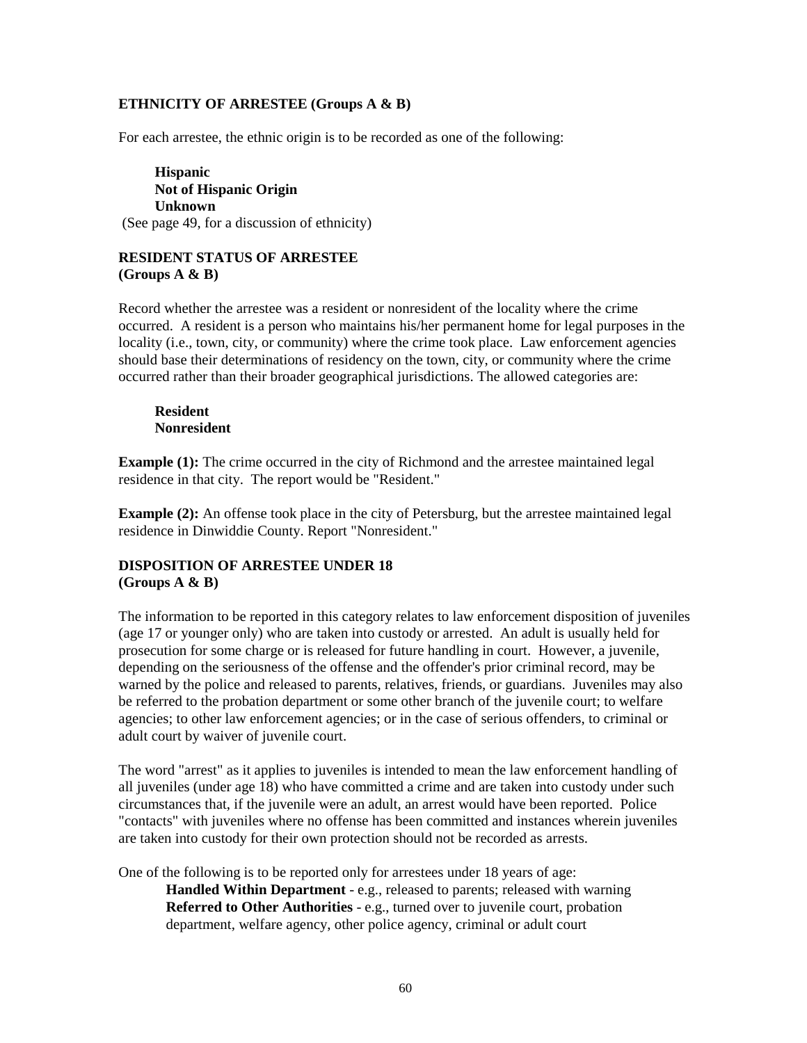### ETHNICITY OF ARRESTEE (Groups A & B)

For each arrestee, the ethnic origin is to be recorded as one of the following:

**Hispanic**
**Not of Hispanic Origin**
**Unknown**
(See page 49, for a discussion of ethnicity)

### RESIDENT STATUS OF ARRESTEE (Groups A & B)

Record whether the arrestee was a resident or nonresident of the locality where the crime occurred. A resident is a person who maintains his/her permanent home for legal purposes in the locality (i.e., town, city, or community) where the crime took place. Law enforcement agencies should base their determinations of residency on the town, city, or community where the crime occurred rather than their broader geographical jurisdictions. The allowed categories are:

**Resident**
**Nonresident**

**Example (1):** The crime occurred in the city of Richmond and the arrestee maintained legal residence in that city. The report would be "Resident."

**Example (2):** An offense took place in the city of Petersburg, but the arrestee maintained legal residence in Dinwiddie County. Report "Nonresident."

### DISPOSITION OF ARRESTEE UNDER 18 (Groups A & B)

The information to be reported in this category relates to law enforcement disposition of juveniles (age 17 or younger only) who are taken into custody or arrested. An adult is usually held for prosecution for some charge or is released for future handling in court. However, a juvenile, depending on the seriousness of the offense and the offender's prior criminal record, may be warned by the police and released to parents, relatives, friends, or guardians. Juveniles may also be referred to the probation department or some other branch of the juvenile court; to welfare agencies; to other law enforcement agencies; or in the case of serious offenders, to criminal or adult court by waiver of juvenile court.

The word "arrest" as it applies to juveniles is intended to mean the law enforcement handling of all juveniles (under age 18) who have committed a crime and are taken into custody under such circumstances that, if the juvenile were an adult, an arrest would have been reported. Police "contacts" with juveniles where no offense has been committed and instances wherein juveniles are taken into custody for their own protection should not be recorded as arrests.

One of the following is to be reported only for arrestees under 18 years of age:

**Handled Within Department** - e.g., released to parents; released with warning
**Referred to Other Authorities** - e.g., turned over to juvenile court, probation department, welfare agency, other police agency, criminal or adult court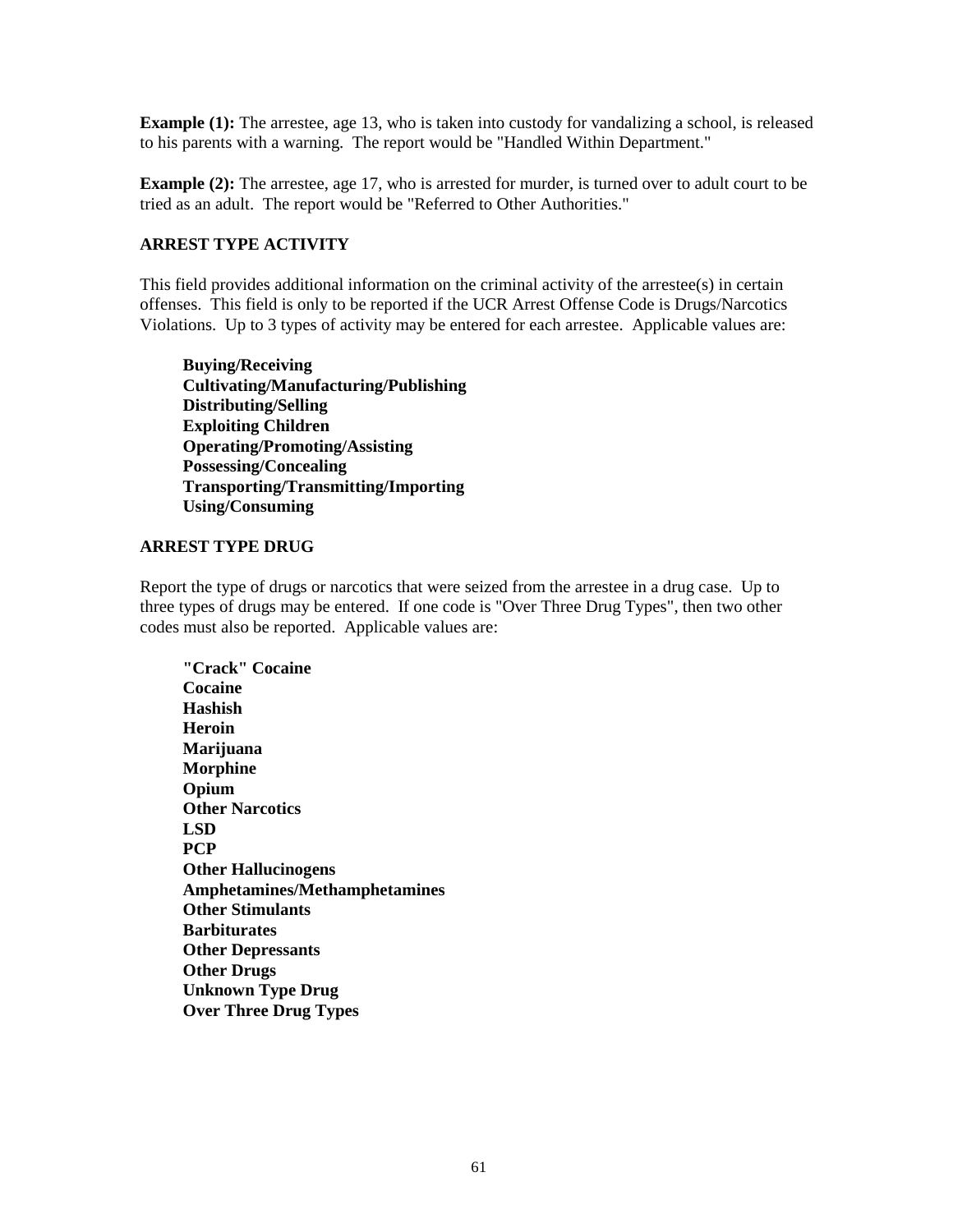**Example (1):** The arrestee, age 13, who is taken into custody for vandalizing a school, is released to his parents with a warning. The report would be "Handled Within Department."

**Example (2):** The arrestee, age 17, who is arrested for murder, is turned over to adult court to be tried as an adult. The report would be "Referred to Other Authorities."

## ARREST TYPE ACTIVITY

This field provides additional information on the criminal activity of the arrestee(s) in certain offenses. This field is only to be reported if the UCR Arrest Offense Code is Drugs/Narcotics Violations. Up to 3 types of activity may be entered for each arrestee. Applicable values are:

**Buying/Receiving**
**Cultivating/Manufacturing/Publishing**
**Distributing/Selling**
**Exploiting Children**
**Operating/Promoting/Assisting**
**Possessing/Concealing**
**Transporting/Transmitting/Importing**
**Using/Consuming**

## ARREST TYPE DRUG

Report the type of drugs or narcotics that were seized from the arrestee in a drug case. Up to three types of drugs may be entered. If one code is "Over Three Drug Types", then two other codes must also be reported. Applicable values are:

**"Crack" Cocaine**
**Cocaine**
**Hashish**
**Heroin**
**Marijuana**
**Morphine**
**Opium**
**Other Narcotics**
**LSD**
**PCP**
**Other Hallucinogens**
**Amphetamines/Methamphetamines**
**Other Stimulants**
**Barbiturates**
**Other Depressants**
**Other Drugs**
**Unknown Type Drug**
**Over Three Drug Types**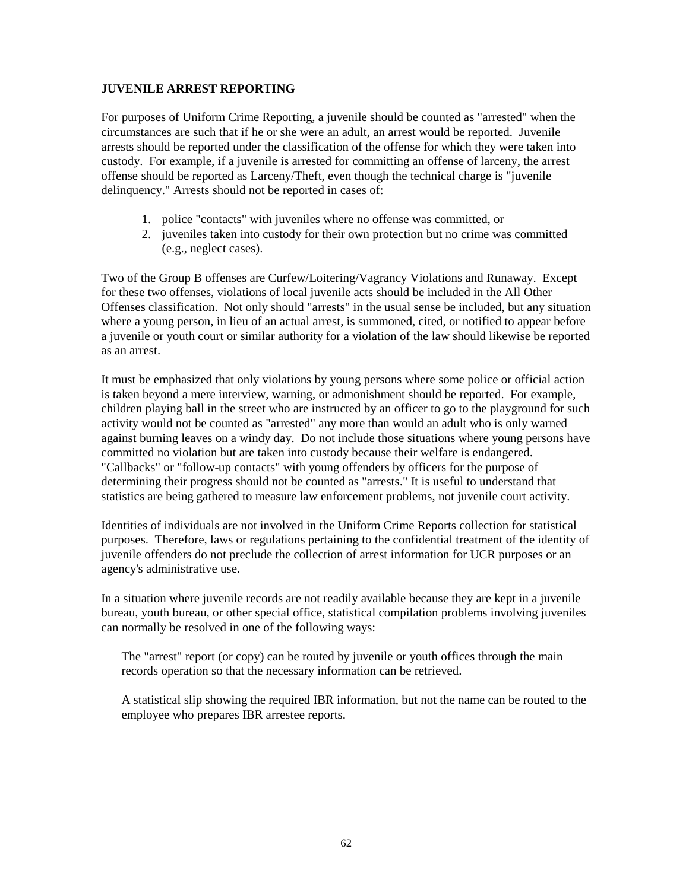**JUVENILE ARREST REPORTING**

For purposes of Uniform Crime Reporting, a juvenile should be counted as "arrested" when the circumstances are such that if he or she were an adult, an arrest would be reported. Juvenile arrests should be reported under the classification of the offense for which they were taken into custody. For example, if a juvenile is arrested for committing an offense of larceny, the arrest offense should be reported as Larceny/Theft, even though the technical charge is "juvenile delinquency." Arrests should not be reported in cases of:

1. police "contacts" with juveniles where no offense was committed, or
2. juveniles taken into custody for their own protection but no crime was committed (e.g., neglect cases).

Two of the Group B offenses are Curfew/Loitering/Vagrancy Violations and Runaway. Except for these two offenses, violations of local juvenile acts should be included in the All Other Offenses classification. Not only should "arrests" in the usual sense be included, but any situation where a young person, in lieu of an actual arrest, is summoned, cited, or notified to appear before a juvenile or youth court or similar authority for a violation of the law should likewise be reported as an arrest.

It must be emphasized that only violations by young persons where some police or official action is taken beyond a mere interview, warning, or admonishment should be reported. For example, children playing ball in the street who are instructed by an officer to go to the playground for such activity would not be counted as "arrested" any more than would an adult who is only warned against burning leaves on a windy day. Do not include those situations where young persons have committed no violation but are taken into custody because their welfare is endangered. "Callbacks" or "follow-up contacts" with young offenders by officers for the purpose of determining their progress should not be counted as "arrests." It is useful to understand that statistics are being gathered to measure law enforcement problems, not juvenile court activity.

Identities of individuals are not involved in the Uniform Crime Reports collection for statistical purposes. Therefore, laws or regulations pertaining to the confidential treatment of the identity of juvenile offenders do not preclude the collection of arrest information for UCR purposes or an agency's administrative use.

In a situation where juvenile records are not readily available because they are kept in a juvenile bureau, youth bureau, or other special office, statistical compilation problems involving juveniles can normally be resolved in one of the following ways:

The "arrest" report (or copy) can be routed by juvenile or youth offices through the main records operation so that the necessary information can be retrieved.

A statistical slip showing the required IBR information, but not the name can be routed to the employee who prepares IBR arrestee reports.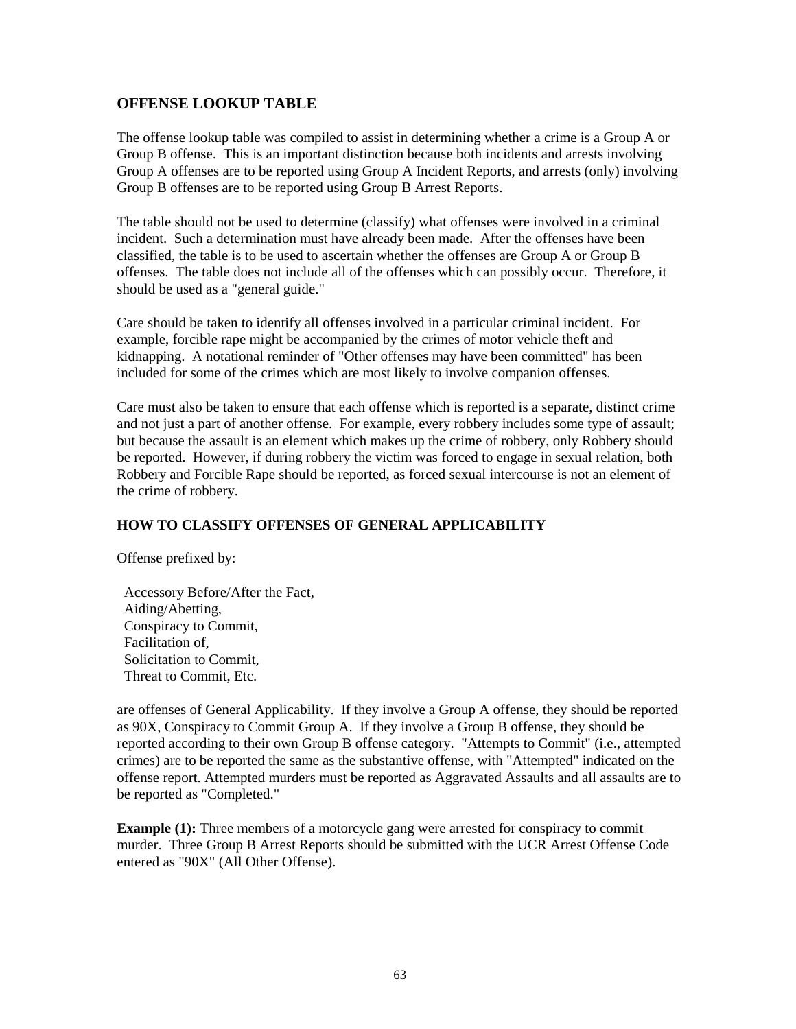## OFFENSE LOOKUP TABLE

The offense lookup table was compiled to assist in determining whether a crime is a Group A or Group B offense. This is an important distinction because both incidents and arrests involving Group A offenses are to be reported using Group A Incident Reports, and arrests (only) involving Group B offenses are to be reported using Group B Arrest Reports.

The table should not be used to determine (classify) what offenses were involved in a criminal incident. Such a determination must have already been made. After the offenses have been classified, the table is to be used to ascertain whether the offenses are Group A or Group B offenses. The table does not include all of the offenses which can possibly occur. Therefore, it should be used as a "general guide."

Care should be taken to identify all offenses involved in a particular criminal incident. For example, forcible rape might be accompanied by the crimes of motor vehicle theft and kidnapping. A notational reminder of "Other offenses may have been committed" has been included for some of the crimes which are most likely to involve companion offenses.

Care must also be taken to ensure that each offense which is reported is a separate, distinct crime and not just a part of another offense. For example, every robbery includes some type of assault; but because the assault is an element which makes up the crime of robbery, only Robbery should be reported. However, if during robbery the victim was forced to engage in sexual relation, both Robbery and Forcible Rape should be reported, as forced sexual intercourse is not an element of the crime of robbery.

### HOW TO CLASSIFY OFFENSES OF GENERAL APPLICABILITY

Offense prefixed by:

Accessory Before/After the Fact,  
Aiding/Abetting,  
Conspiracy to Commit,  
Facilitation of,  
Solicitation to Commit,  
Threat to Commit, Etc.

are offenses of General Applicability. If they involve a Group A offense, they should be reported as 90X, Conspiracy to Commit Group A. If they involve a Group B offense, they should be reported according to their own Group B offense category. "Attempts to Commit" (i.e., attempted crimes) are to be reported the same as the substantive offense, with "Attempted" indicated on the offense report. Attempted murders must be reported as Aggravated Assaults and all assaults are to be reported as "Completed."

**Example (1):** Three members of a motorcycle gang were arrested for conspiracy to commit murder. Three Group B Arrest Reports should be submitted with the UCR Arrest Offense Code entered as "90X" (All Other Offense).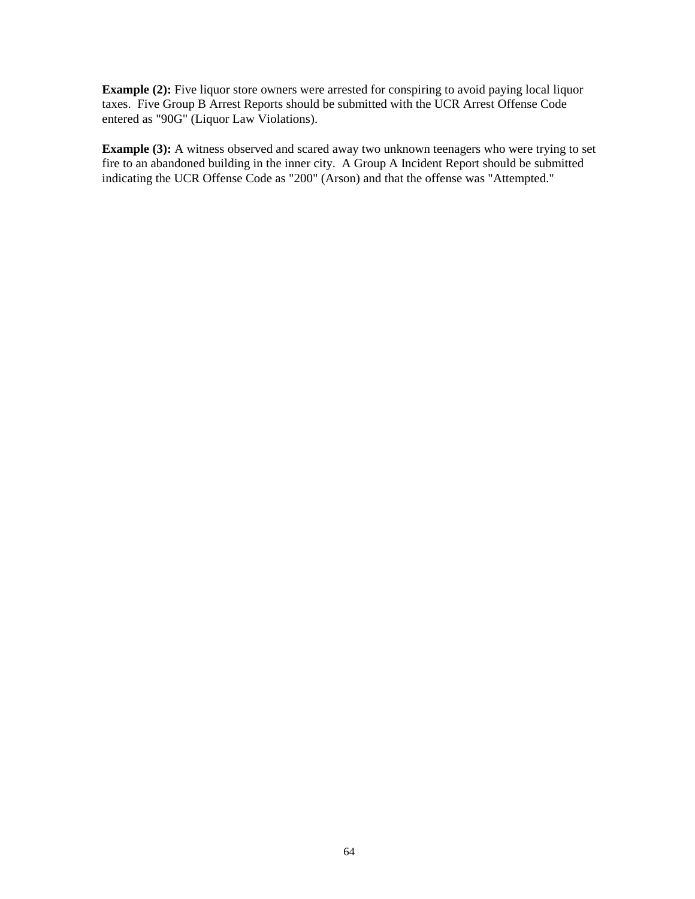**Example (2):** Five liquor store owners were arrested for conspiring to avoid paying local liquor taxes. Five Group B Arrest Reports should be submitted with the UCR Arrest Offense Code entered as "90G" (Liquor Law Violations).

**Example (3):** A witness observed and scared away two unknown teenagers who were trying to set fire to an abandoned building in the inner city. A Group A Incident Report should be submitted indicating the UCR Offense Code as "200" (Arson) and that the offense was "Attempted."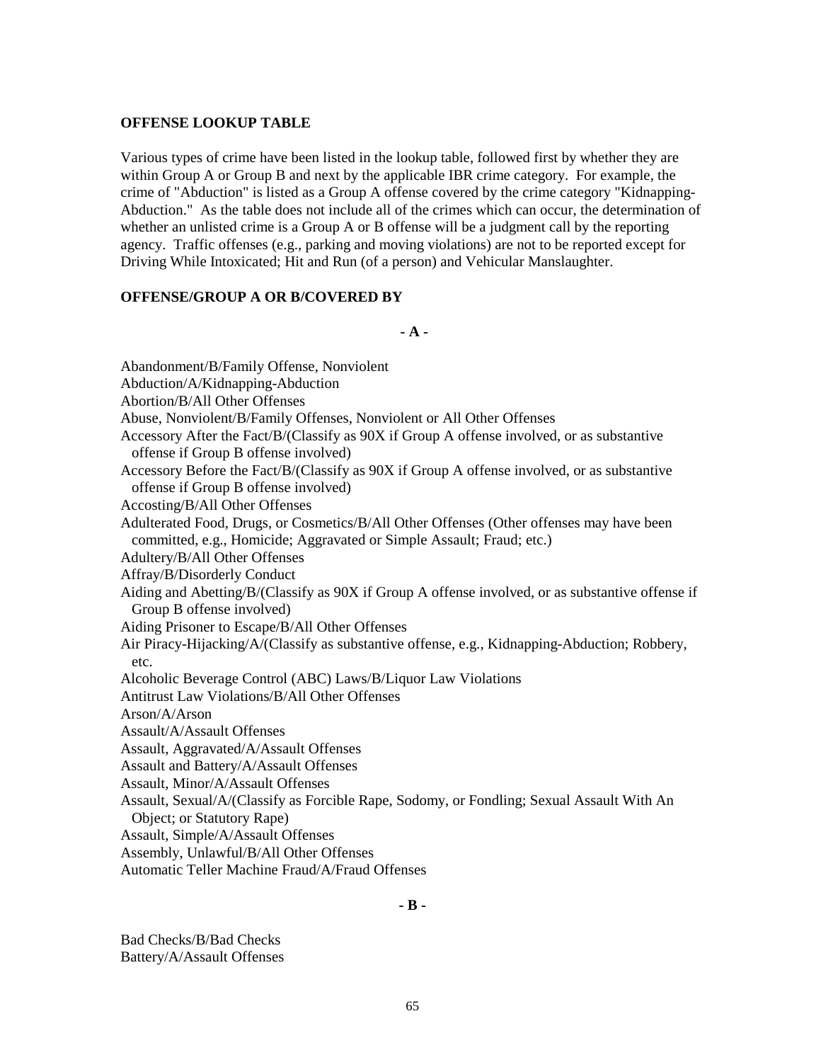**OFFENSE LOOKUP TABLE**

Various types of crime have been listed in the lookup table, followed first by whether they are within Group A or Group B and next by the applicable IBR crime category. For example, the crime of "Abduction" is listed as a Group A offense covered by the crime category "Kidnapping-Abduction." As the table does not include all of the crimes which can occur, the determination of whether an unlisted crime is a Group A or B offense will be a judgment call by the reporting agency. Traffic offenses (e.g., parking and moving violations) are not to be reported except for Driving While Intoxicated; Hit and Run (of a person) and Vehicular Manslaughter.

**OFFENSE/GROUP A OR B/COVERED BY**

**- A -**

Abandonment/B/Family Offense, Nonviolent
Abduction/A/Kidnapping-Abduction
Abortion/B/All Other Offenses
Abuse, Nonviolent/B/Family Offenses, Nonviolent or All Other Offenses
Accessory After the Fact/B/(Classify as 90X if Group A offense involved, or as substantive offense if Group B offense involved)
Accessory Before the Fact/B/(Classify as 90X if Group A offense involved, or as substantive offense if Group B offense involved)
Accosting/B/All Other Offenses
Adulterated Food, Drugs, or Cosmetics/B/All Other Offenses (Other offenses may have been committed, e.g., Homicide; Aggravated or Simple Assault; Fraud; etc.)
Adultery/B/All Other Offenses
Affray/B/Disorderly Conduct
Aiding and Abetting/B/(Classify as 90X if Group A offense involved, or as substantive offense if Group B offense involved)
Aiding Prisoner to Escape/B/All Other Offenses
Air Piracy-Hijacking/A/(Classify as substantive offense, e.g., Kidnapping-Abduction; Robbery, etc.
Alcoholic Beverage Control (ABC) Laws/B/Liquor Law Violations
Antitrust Law Violations/B/All Other Offenses
Arson/A/Arson
Assault/A/Assault Offenses
Assault, Aggravated/A/Assault Offenses
Assault and Battery/A/Assault Offenses
Assault, Minor/A/Assault Offenses
Assault, Sexual/A/(Classify as Forcible Rape, Sodomy, or Fondling; Sexual Assault With An Object; or Statutory Rape)
Assault, Simple/A/Assault Offenses
Assembly, Unlawful/B/All Other Offenses
Automatic Teller Machine Fraud/A/Fraud Offenses

**- B -**

Bad Checks/B/Bad Checks
Battery/A/Assault Offenses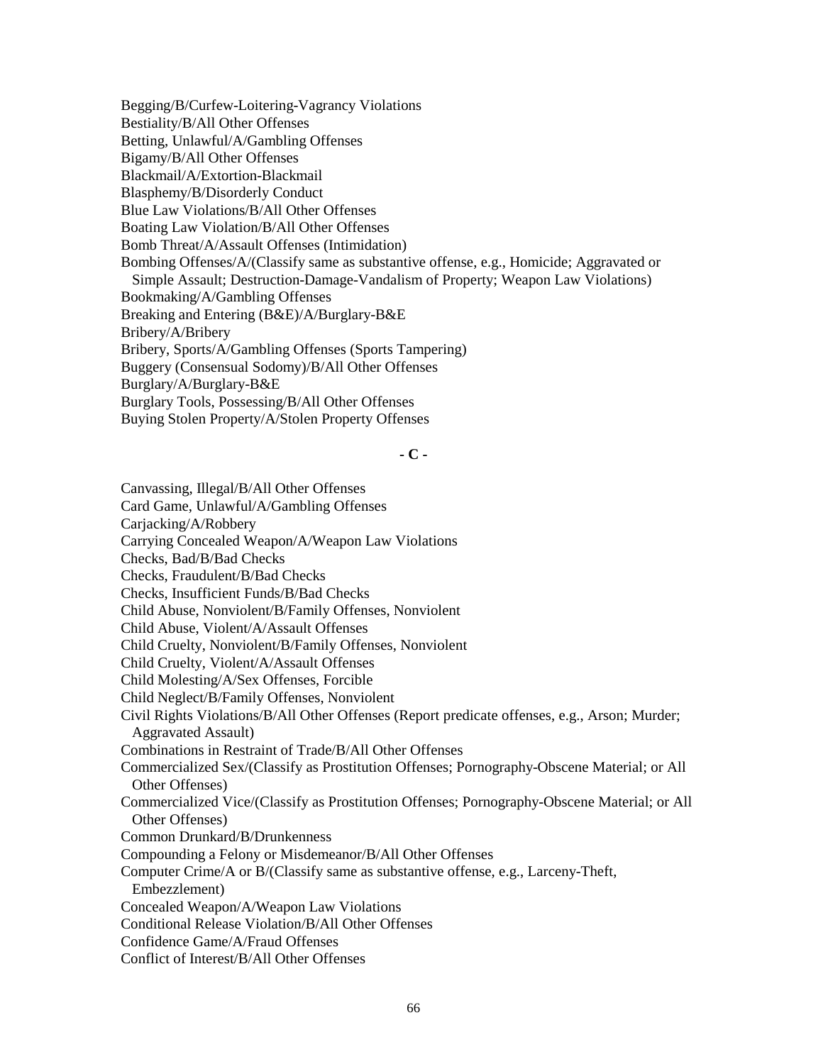Begging/B/Curfew-Loitering-Vagrancy Violations
Bestiality/B/All Other Offenses
Betting, Unlawful/A/Gambling Offenses
Bigamy/B/All Other Offenses
Blackmail/A/Extortion-Blackmail
Blasphemy/B/Disorderly Conduct
Blue Law Violations/B/All Other Offenses
Boating Law Violation/B/All Other Offenses
Bomb Threat/A/Assault Offenses (Intimidation)
Bombing Offenses/A/(Classify same as substantive offense, e.g., Homicide; Aggravated or Simple Assault; Destruction-Damage-Vandalism of Property; Weapon Law Violations)
Bookmaking/A/Gambling Offenses
Breaking and Entering (B&E)/A/Burglary-B&E
Bribery/A/Bribery
Bribery, Sports/A/Gambling Offenses (Sports Tampering)
Buggery (Consensual Sodomy)/B/All Other Offenses
Burglary/A/Burglary-B&E
Burglary Tools, Possessing/B/All Other Offenses
Buying Stolen Property/A/Stolen Property Offenses

**- C -**

Canvassing, Illegal/B/All Other Offenses
Card Game, Unlawful/A/Gambling Offenses
Carjacking/A/Robbery
Carrying Concealed Weapon/A/Weapon Law Violations
Checks, Bad/B/Bad Checks
Checks, Fraudulent/B/Bad Checks
Checks, Insufficient Funds/B/Bad Checks
Child Abuse, Nonviolent/B/Family Offenses, Nonviolent
Child Abuse, Violent/A/Assault Offenses
Child Cruelty, Nonviolent/B/Family Offenses, Nonviolent
Child Cruelty, Violent/A/Assault Offenses
Child Molesting/A/Sex Offenses, Forcible
Child Neglect/B/Family Offenses, Nonviolent
Civil Rights Violations/B/All Other Offenses (Report predicate offenses, e.g., Arson; Murder; Aggravated Assault)
Combinations in Restraint of Trade/B/All Other Offenses
Commercialized Sex/(Classify as Prostitution Offenses; Pornography-Obscene Material; or All Other Offenses)
Commercialized Vice/(Classify as Prostitution Offenses; Pornography-Obscene Material; or All Other Offenses)
Common Drunkard/B/Drunkenness
Compounding a Felony or Misdemeanor/B/All Other Offenses
Computer Crime/A or B/(Classify same as substantive offense, e.g., Larceny-Theft, Embezzlement)
Concealed Weapon/A/Weapon Law Violations
Conditional Release Violation/B/All Other Offenses
Confidence Game/A/Fraud Offenses
Conflict of Interest/B/All Other Offenses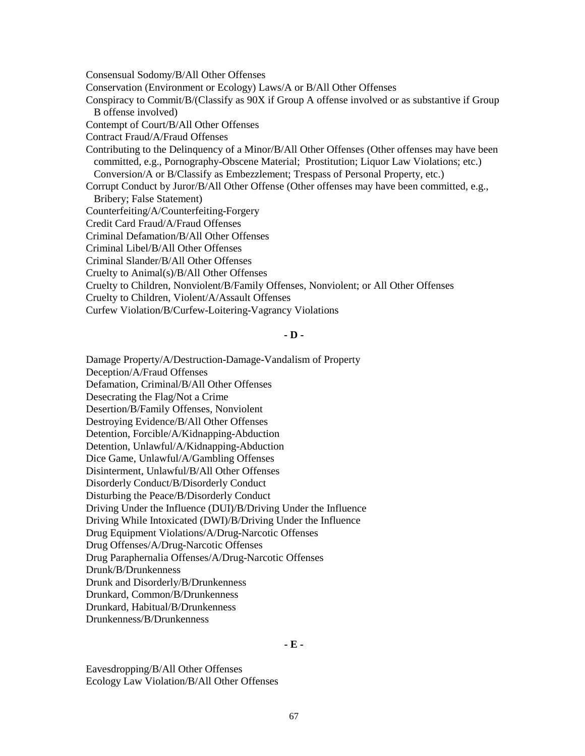Consensual Sodomy/B/All Other Offenses

Conservation (Environment or Ecology) Laws/A or B/All Other Offenses

Conspiracy to Commit/B/(Classify as 90X if Group A offense involved or as substantive if Group B offense involved)

Contempt of Court/B/All Other Offenses

Contract Fraud/A/Fraud Offenses

Contributing to the Delinquency of a Minor/B/All Other Offenses (Other offenses may have been committed, e.g., Pornography-Obscene Material; Prostitution; Liquor Law Violations; etc.) Conversion/A or B/Classify as Embezzlement; Trespass of Personal Property, etc.)

Corrupt Conduct by Juror/B/All Other Offense (Other offenses may have been committed, e.g., Bribery; False Statement)

Counterfeiting/A/Counterfeiting-Forgery

Credit Card Fraud/A/Fraud Offenses

Criminal Defamation/B/All Other Offenses

Criminal Libel/B/All Other Offenses

Criminal Slander/B/All Other Offenses

Cruelty to Animal(s)/B/All Other Offenses

Cruelty to Children, Nonviolent/B/Family Offenses, Nonviolent; or All Other Offenses

Cruelty to Children, Violent/A/Assault Offenses

Curfew Violation/B/Curfew-Loitering-Vagrancy Violations

**- D -**

Damage Property/A/Destruction-Damage-Vandalism of Property

Deception/A/Fraud Offenses

Defamation, Criminal/B/All Other Offenses

Desecrating the Flag/Not a Crime

Desertion/B/Family Offenses, Nonviolent

Destroying Evidence/B/All Other Offenses

Detention, Forcible/A/Kidnapping-Abduction

Detention, Unlawful/A/Kidnapping-Abduction

Dice Game, Unlawful/A/Gambling Offenses

Disinterment, Unlawful/B/All Other Offenses

Disorderly Conduct/B/Disorderly Conduct

Disturbing the Peace/B/Disorderly Conduct

Driving Under the Influence (DUI)/B/Driving Under the Influence

Driving While Intoxicated (DWI)/B/Driving Under the Influence

Drug Equipment Violations/A/Drug-Narcotic Offenses

Drug Offenses/A/Drug-Narcotic Offenses

Drug Paraphernalia Offenses/A/Drug-Narcotic Offenses

Drunk/B/Drunkenness

Drunk and Disorderly/B/Drunkenness

Drunkard, Common/B/Drunkenness

Drunkard, Habitual/B/Drunkenness

Drunkenness/B/Drunkenness

**- E -**

Eavesdropping/B/All Other Offenses

Ecology Law Violation/B/All Other Offenses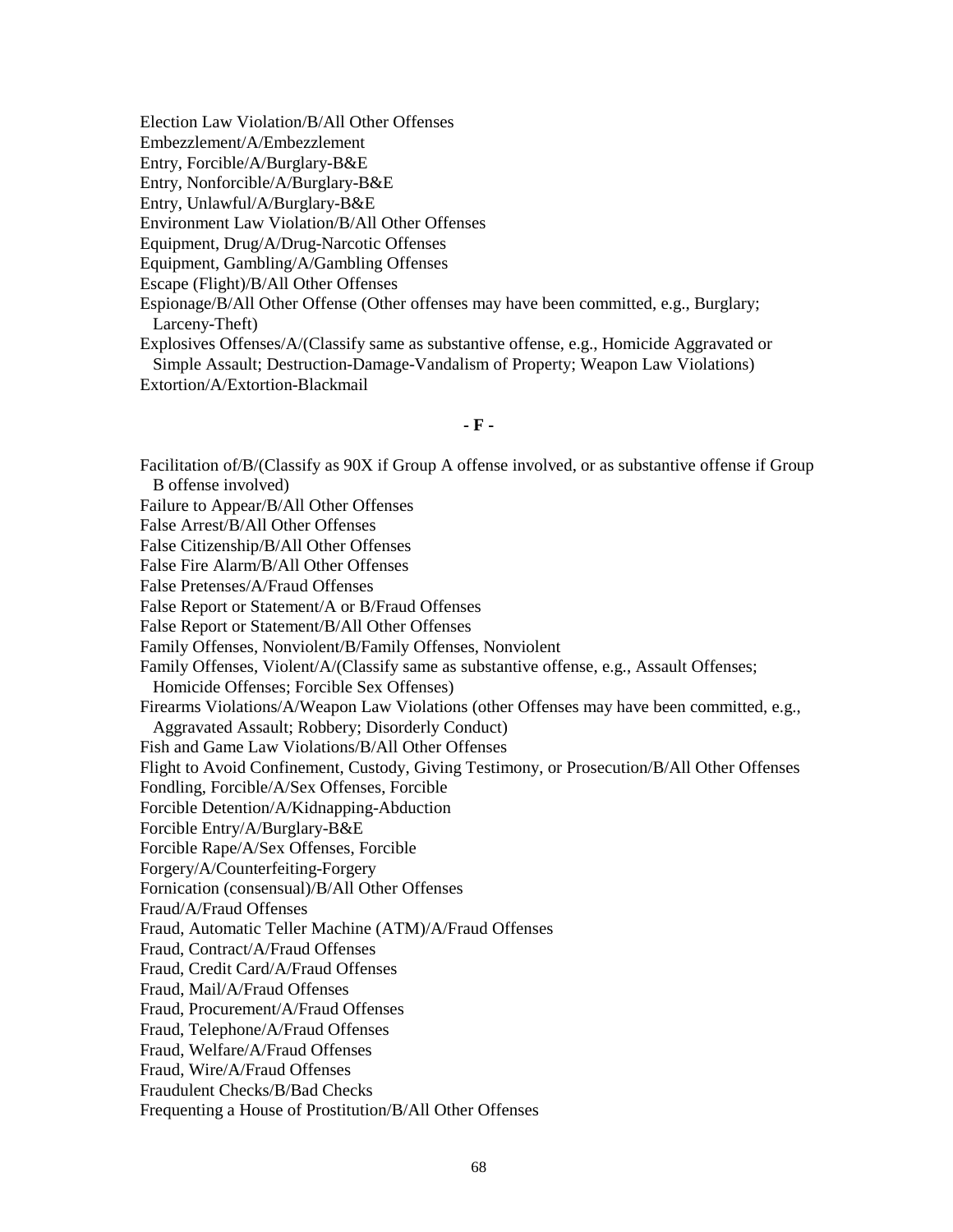Election Law Violation/B/All Other Offenses
Embezzlement/A/Embezzlement
Entry, Forcible/A/Burglary-B&E
Entry, Nonforcible/A/Burglary-B&E
Entry, Unlawful/A/Burglary-B&E
Environment Law Violation/B/All Other Offenses
Equipment, Drug/A/Drug-Narcotic Offenses
Equipment, Gambling/A/Gambling Offenses
Escape (Flight)/B/All Other Offenses
Espionage/B/All Other Offense (Other offenses may have been committed, e.g., Burglary; Larceny-Theft)
Explosives Offenses/A/(Classify same as substantive offense, e.g., Homicide Aggravated or Simple Assault; Destruction-Damage-Vandalism of Property; Weapon Law Violations)
Extortion/A/Extortion-Blackmail

**- F -**

Facilitation of/B/(Classify as 90X if Group A offense involved, or as substantive offense if Group B offense involved)
Failure to Appear/B/All Other Offenses
False Arrest/B/All Other Offenses
False Citizenship/B/All Other Offenses
False Fire Alarm/B/All Other Offenses
False Pretenses/A/Fraud Offenses
False Report or Statement/A or B/Fraud Offenses
False Report or Statement/B/All Other Offenses
Family Offenses, Nonviolent/B/Family Offenses, Nonviolent
Family Offenses, Violent/A/(Classify same as substantive offense, e.g., Assault Offenses; Homicide Offenses; Forcible Sex Offenses)
Firearms Violations/A/Weapon Law Violations (other Offenses may have been committed, e.g., Aggravated Assault; Robbery; Disorderly Conduct)
Fish and Game Law Violations/B/All Other Offenses
Flight to Avoid Confinement, Custody, Giving Testimony, or Prosecution/B/All Other Offenses
Fondling, Forcible/A/Sex Offenses, Forcible
Forcible Detention/A/Kidnapping-Abduction
Forcible Entry/A/Burglary-B&E
Forcible Rape/A/Sex Offenses, Forcible
Forgery/A/Counterfeiting-Forgery
Fornication (consensual)/B/All Other Offenses
Fraud/A/Fraud Offenses
Fraud, Automatic Teller Machine (ATM)/A/Fraud Offenses
Fraud, Contract/A/Fraud Offenses
Fraud, Credit Card/A/Fraud Offenses
Fraud, Mail/A/Fraud Offenses
Fraud, Procurement/A/Fraud Offenses
Fraud, Telephone/A/Fraud Offenses
Fraud, Welfare/A/Fraud Offenses
Fraud, Wire/A/Fraud Offenses
Fraudulent Checks/B/Bad Checks
Frequenting a House of Prostitution/B/All Other Offenses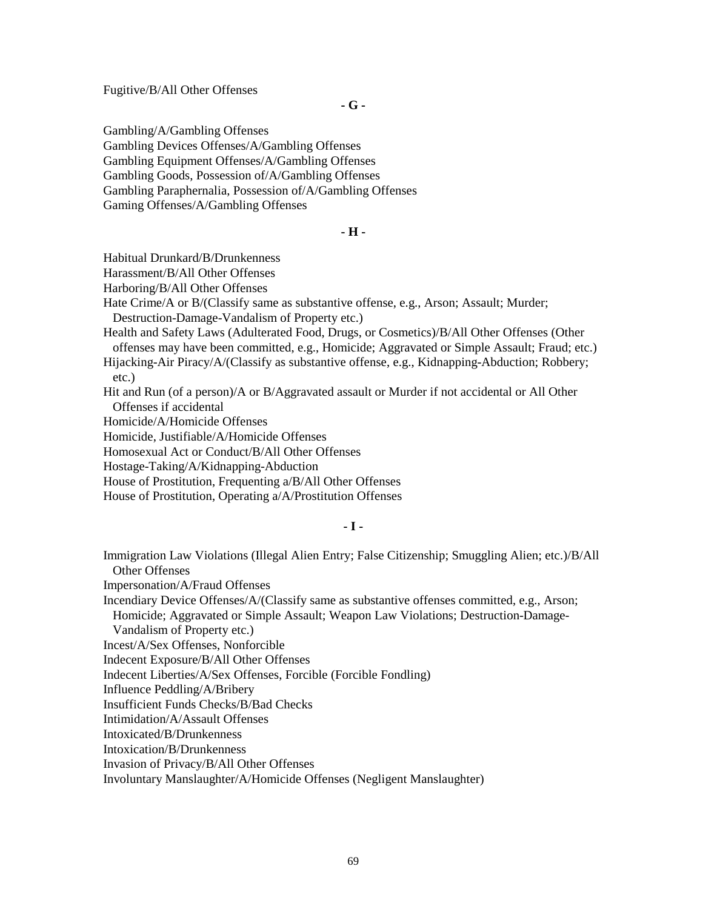Fugitive/B/All Other Offenses

**- G -**

Gambling/A/Gambling Offenses
Gambling Devices Offenses/A/Gambling Offenses
Gambling Equipment Offenses/A/Gambling Offenses
Gambling Goods, Possession of/A/Gambling Offenses
Gambling Paraphernalia, Possession of/A/Gambling Offenses
Gaming Offenses/A/Gambling Offenses

**- H -**

Habitual Drunkard/B/Drunkenness
Harassment/B/All Other Offenses
Harboring/B/All Other Offenses
Hate Crime/A or B/(Classify same as substantive offense, e.g., Arson; Assault; Murder; Destruction-Damage-Vandalism of Property etc.)
Health and Safety Laws (Adulterated Food, Drugs, or Cosmetics)/B/All Other Offenses (Other offenses may have been committed, e.g., Homicide; Aggravated or Simple Assault; Fraud; etc.)
Hijacking-Air Piracy/A/(Classify as substantive offense, e.g., Kidnapping-Abduction; Robbery; etc.)
Hit and Run (of a person)/A or B/Aggravated assault or Murder if not accidental or All Other Offenses if accidental
Homicide/A/Homicide Offenses
Homicide, Justifiable/A/Homicide Offenses
Homosexual Act or Conduct/B/All Other Offenses
Hostage-Taking/A/Kidnapping-Abduction
House of Prostitution, Frequenting a/B/All Other Offenses
House of Prostitution, Operating a/A/Prostitution Offenses

**- I -**

Immigration Law Violations (Illegal Alien Entry; False Citizenship; Smuggling Alien; etc.)/B/All Other Offenses
Impersonation/A/Fraud Offenses
Incendiary Device Offenses/A/(Classify same as substantive offenses committed, e.g., Arson; Homicide; Aggravated or Simple Assault; Weapon Law Violations; Destruction-Damage-Vandalism of Property etc.)
Incest/A/Sex Offenses, Nonforcible
Indecent Exposure/B/All Other Offenses
Indecent Liberties/A/Sex Offenses, Forcible (Forcible Fondling)
Influence Peddling/A/Bribery
Insufficient Funds Checks/B/Bad Checks
Intimidation/A/Assault Offenses
Intoxicated/B/Drunkenness
Intoxication/B/Drunkenness
Invasion of Privacy/B/All Other Offenses
Involuntary Manslaughter/A/Homicide Offenses (Negligent Manslaughter)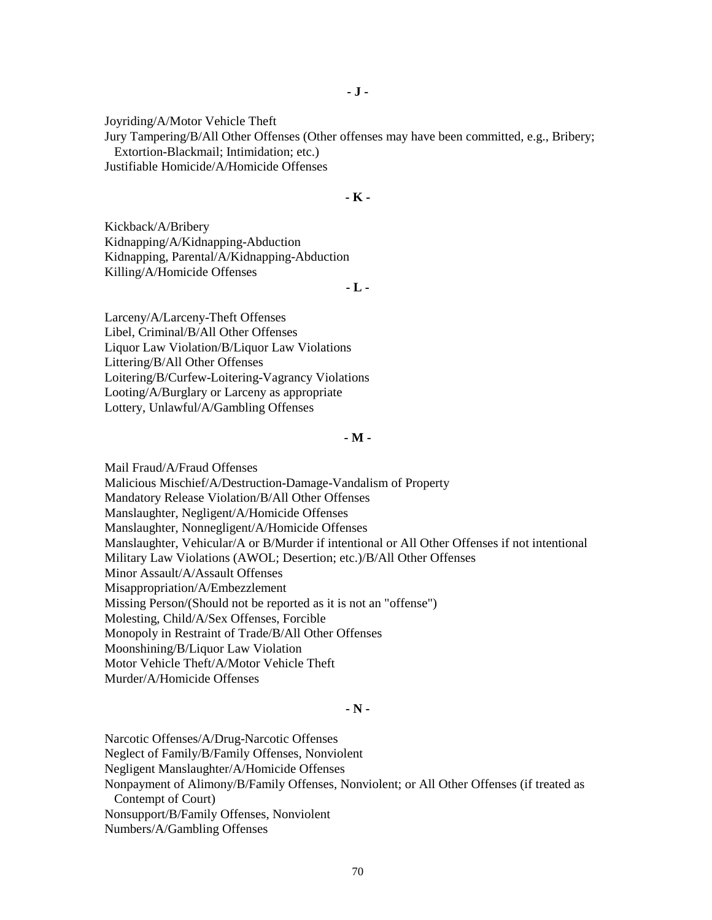**- J -**

Joyriding/A/Motor Vehicle Theft
Jury Tampering/B/All Other Offenses (Other offenses may have been committed, e.g., Bribery; Extortion-Blackmail; Intimidation; etc.)
Justifiable Homicide/A/Homicide Offenses

**- K -**

Kickback/A/Bribery
Kidnapping/A/Kidnapping-Abduction
Kidnapping, Parental/A/Kidnapping-Abduction
Killing/A/Homicide Offenses

**- L -**

Larceny/A/Larceny-Theft Offenses
Libel, Criminal/B/All Other Offenses
Liquor Law Violation/B/Liquor Law Violations
Littering/B/All Other Offenses
Loitering/B/Curfew-Loitering-Vagrancy Violations
Looting/A/Burglary or Larceny as appropriate
Lottery, Unlawful/A/Gambling Offenses

**- M -**

Mail Fraud/A/Fraud Offenses
Malicious Mischief/A/Destruction-Damage-Vandalism of Property
Mandatory Release Violation/B/All Other Offenses
Manslaughter, Negligent/A/Homicide Offenses
Manslaughter, Nonnegligent/A/Homicide Offenses
Manslaughter, Vehicular/A or B/Murder if intentional or All Other Offenses if not intentional
Military Law Violations (AWOL; Desertion; etc.)/B/All Other Offenses
Minor Assault/A/Assault Offenses
Misappropriation/A/Embezzlement
Missing Person/(Should not be reported as it is not an "offense")
Molesting, Child/A/Sex Offenses, Forcible
Monopoly in Restraint of Trade/B/All Other Offenses
Moonshining/B/Liquor Law Violation
Motor Vehicle Theft/A/Motor Vehicle Theft
Murder/A/Homicide Offenses

**- N -**

Narcotic Offenses/A/Drug-Narcotic Offenses
Neglect of Family/B/Family Offenses, Nonviolent
Negligent Manslaughter/A/Homicide Offenses
Nonpayment of Alimony/B/Family Offenses, Nonviolent; or All Other Offenses (if treated as Contempt of Court)
Nonsupport/B/Family Offenses, Nonviolent
Numbers/A/Gambling Offenses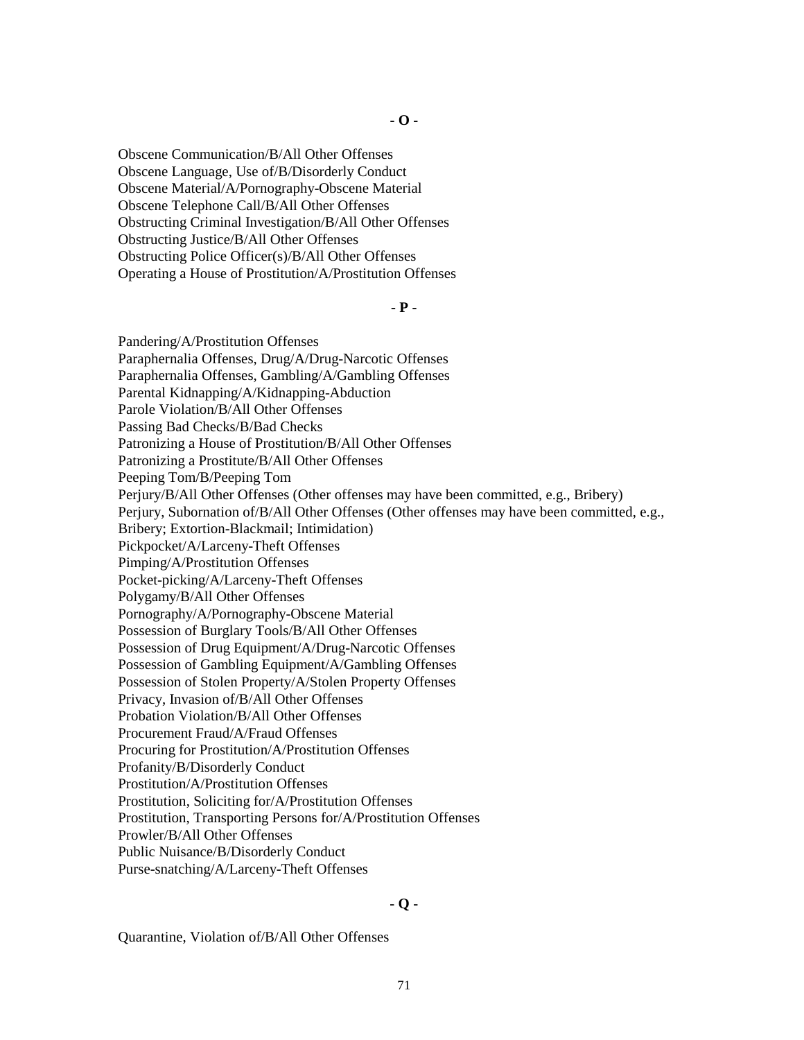**- O -**

Obscene Communication/B/All Other Offenses
Obscene Language, Use of/B/Disorderly Conduct
Obscene Material/A/Pornography-Obscene Material
Obscene Telephone Call/B/All Other Offenses
Obstructing Criminal Investigation/B/All Other Offenses
Obstructing Justice/B/All Other Offenses
Obstructing Police Officer(s)/B/All Other Offenses
Operating a House of Prostitution/A/Prostitution Offenses

**- P -**

Pandering/A/Prostitution Offenses
Paraphernalia Offenses, Drug/A/Drug-Narcotic Offenses
Paraphernalia Offenses, Gambling/A/Gambling Offenses
Parental Kidnapping/A/Kidnapping-Abduction
Parole Violation/B/All Other Offenses
Passing Bad Checks/B/Bad Checks
Patronizing a House of Prostitution/B/All Other Offenses
Patronizing a Prostitute/B/All Other Offenses
Peeping Tom/B/Peeping Tom
Perjury/B/All Other Offenses (Other offenses may have been committed, e.g., Bribery)
Perjury, Subornation of/B/All Other Offenses (Other offenses may have been committed, e.g., Bribery; Extortion-Blackmail; Intimidation)
Pickpocket/A/Larceny-Theft Offenses
Pimping/A/Prostitution Offenses
Pocket-picking/A/Larceny-Theft Offenses
Polygamy/B/All Other Offenses
Pornography/A/Pornography-Obscene Material
Possession of Burglary Tools/B/All Other Offenses
Possession of Drug Equipment/A/Drug-Narcotic Offenses
Possession of Gambling Equipment/A/Gambling Offenses
Possession of Stolen Property/A/Stolen Property Offenses
Privacy, Invasion of/B/All Other Offenses
Probation Violation/B/All Other Offenses
Procurement Fraud/A/Fraud Offenses
Procuring for Prostitution/A/Prostitution Offenses
Profanity/B/Disorderly Conduct
Prostitution/A/Prostitution Offenses
Prostitution, Soliciting for/A/Prostitution Offenses
Prostitution, Transporting Persons for/A/Prostitution Offenses
Prowler/B/All Other Offenses
Public Nuisance/B/Disorderly Conduct
Purse-snatching/A/Larceny-Theft Offenses

**- Q -**

Quarantine, Violation of/B/All Other Offenses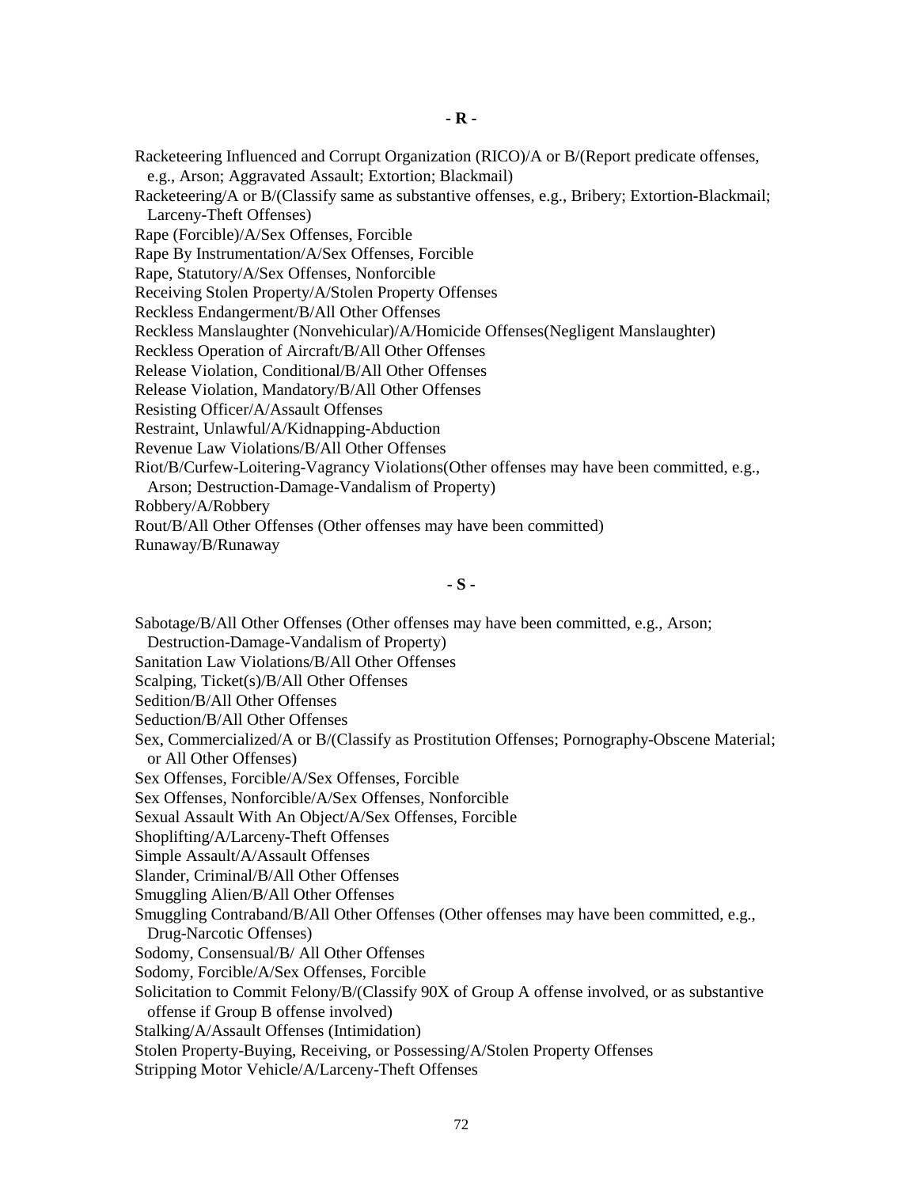## - R -

Racketeering Influenced and Corrupt Organization (RICO)/A or B/(Report predicate offenses, e.g., Arson; Aggravated Assault; Extortion; Blackmail)
Racketeering/A or B/(Classify same as substantive offenses, e.g., Bribery; Extortion-Blackmail; Larceny-Theft Offenses)
Rape (Forcible)/A/Sex Offenses, Forcible
Rape By Instrumentation/A/Sex Offenses, Forcible
Rape, Statutory/A/Sex Offenses, Nonforcible
Receiving Stolen Property/A/Stolen Property Offenses
Reckless Endangerment/B/All Other Offenses
Reckless Manslaughter (Nonvehicular)/A/Homicide Offenses(Negligent Manslaughter)
Reckless Operation of Aircraft/B/All Other Offenses
Release Violation, Conditional/B/All Other Offenses
Release Violation, Mandatory/B/All Other Offenses
Resisting Officer/A/Assault Offenses
Restraint, Unlawful/A/Kidnapping-Abduction
Revenue Law Violations/B/All Other Offenses
Riot/B/Curfew-Loitering-Vagrancy Violations(Other offenses may have been committed, e.g., Arson; Destruction-Damage-Vandalism of Property)
Robbery/A/Robbery
Rout/B/All Other Offenses (Other offenses may have been committed)
Runaway/B/Runaway

## - S -

Sabotage/B/All Other Offenses (Other offenses may have been committed, e.g., Arson; Destruction-Damage-Vandalism of Property)
Sanitation Law Violations/B/All Other Offenses
Scalping, Ticket(s)/B/All Other Offenses
Sedition/B/All Other Offenses
Seduction/B/All Other Offenses
Sex, Commercialized/A or B/(Classify as Prostitution Offenses; Pornography-Obscene Material; or All Other Offenses)
Sex Offenses, Forcible/A/Sex Offenses, Forcible
Sex Offenses, Nonforcible/A/Sex Offenses, Nonforcible
Sexual Assault With An Object/A/Sex Offenses, Forcible
Shoplifting/A/Larceny-Theft Offenses
Simple Assault/A/Assault Offenses
Slander, Criminal/B/All Other Offenses
Smuggling Alien/B/All Other Offenses
Smuggling Contraband/B/All Other Offenses (Other offenses may have been committed, e.g., Drug-Narcotic Offenses)
Sodomy, Consensual/B/ All Other Offenses
Sodomy, Forcible/A/Sex Offenses, Forcible
Solicitation to Commit Felony/B/(Classify 90X of Group A offense involved, or as substantive offense if Group B offense involved)
Stalking/A/Assault Offenses (Intimidation)
Stolen Property-Buying, Receiving, or Possessing/A/Stolen Property Offenses
Stripping Motor Vehicle/A/Larceny-Theft Offenses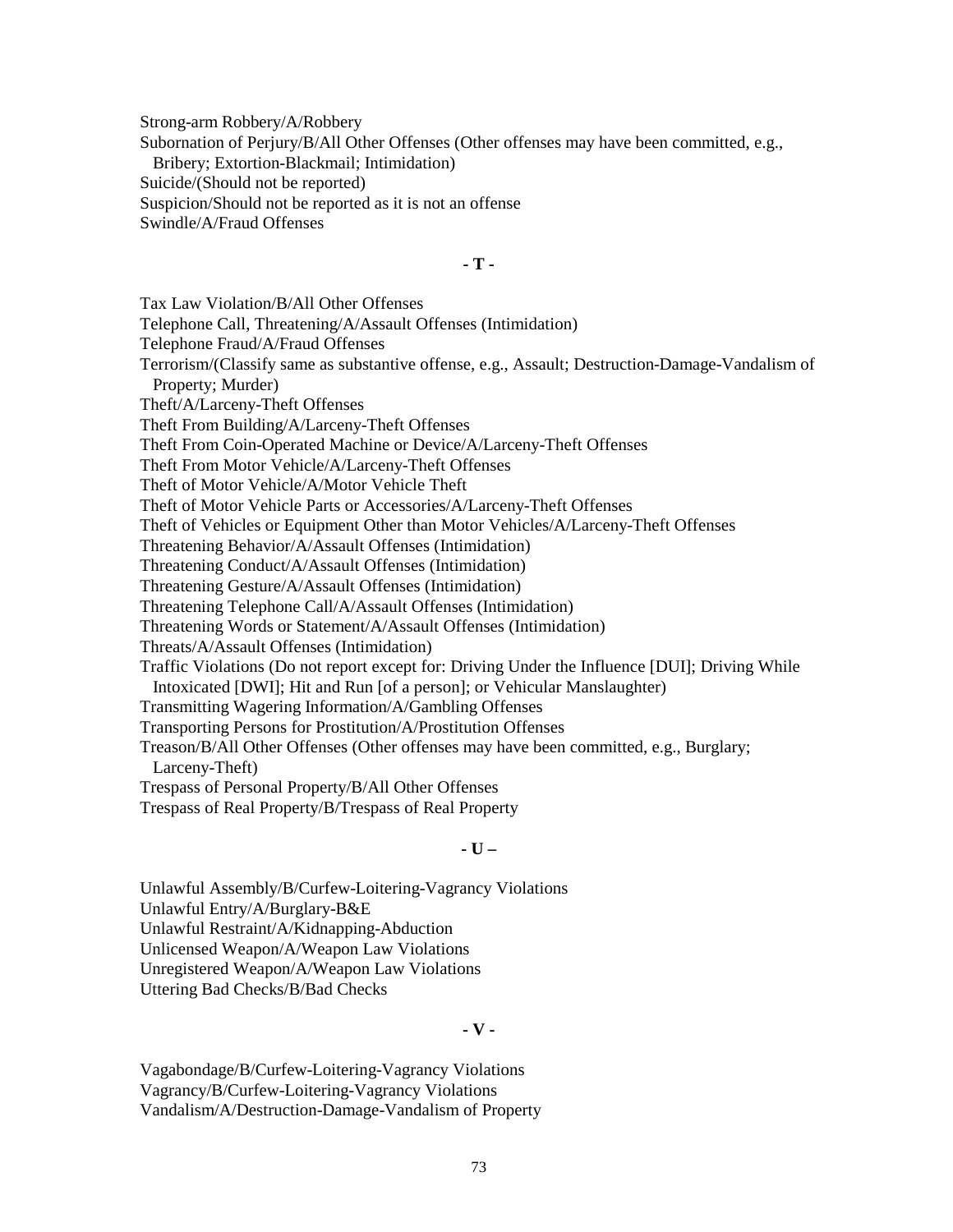Strong-arm Robbery/A/Robbery

Subornation of Perjury/B/All Other Offenses (Other offenses may have been committed, e.g., Bribery; Extortion-Blackmail; Intimidation)

Suicide/(Should not be reported)

Suspicion/Should not be reported as it is not an offense

Swindle/A/Fraud Offenses

**- T -**

Tax Law Violation/B/All Other Offenses

Telephone Call, Threatening/A/Assault Offenses (Intimidation)

Telephone Fraud/A/Fraud Offenses

Terrorism/(Classify same as substantive offense, e.g., Assault; Destruction-Damage-Vandalism of Property; Murder)

Theft/A/Larceny-Theft Offenses

Theft From Building/A/Larceny-Theft Offenses

Theft From Coin-Operated Machine or Device/A/Larceny-Theft Offenses

Theft From Motor Vehicle/A/Larceny-Theft Offenses

Theft of Motor Vehicle/A/Motor Vehicle Theft

Theft of Motor Vehicle Parts or Accessories/A/Larceny-Theft Offenses

Theft of Vehicles or Equipment Other than Motor Vehicles/A/Larceny-Theft Offenses

Threatening Behavior/A/Assault Offenses (Intimidation)

Threatening Conduct/A/Assault Offenses (Intimidation)

Threatening Gesture/A/Assault Offenses (Intimidation)

Threatening Telephone Call/A/Assault Offenses (Intimidation)

Threatening Words or Statement/A/Assault Offenses (Intimidation)

Threats/A/Assault Offenses (Intimidation)

Traffic Violations (Do not report except for: Driving Under the Influence [DUI]; Driving While Intoxicated [DWI]; Hit and Run [of a person]; or Vehicular Manslaughter)

Transmitting Wagering Information/A/Gambling Offenses

Transporting Persons for Prostitution/A/Prostitution Offenses

Treason/B/All Other Offenses (Other offenses may have been committed, e.g., Burglary; Larceny-Theft)

Trespass of Personal Property/B/All Other Offenses

Trespass of Real Property/B/Trespass of Real Property

**- U –**

Unlawful Assembly/B/Curfew-Loitering-Vagrancy Violations

Unlawful Entry/A/Burglary-B&E

Unlawful Restraint/A/Kidnapping-Abduction

Unlicensed Weapon/A/Weapon Law Violations

Unregistered Weapon/A/Weapon Law Violations

Uttering Bad Checks/B/Bad Checks

**- V -**

Vagabondage/B/Curfew-Loitering-Vagrancy Violations

Vagrancy/B/Curfew-Loitering-Vagrancy Violations

Vandalism/A/Destruction-Damage-Vandalism of Property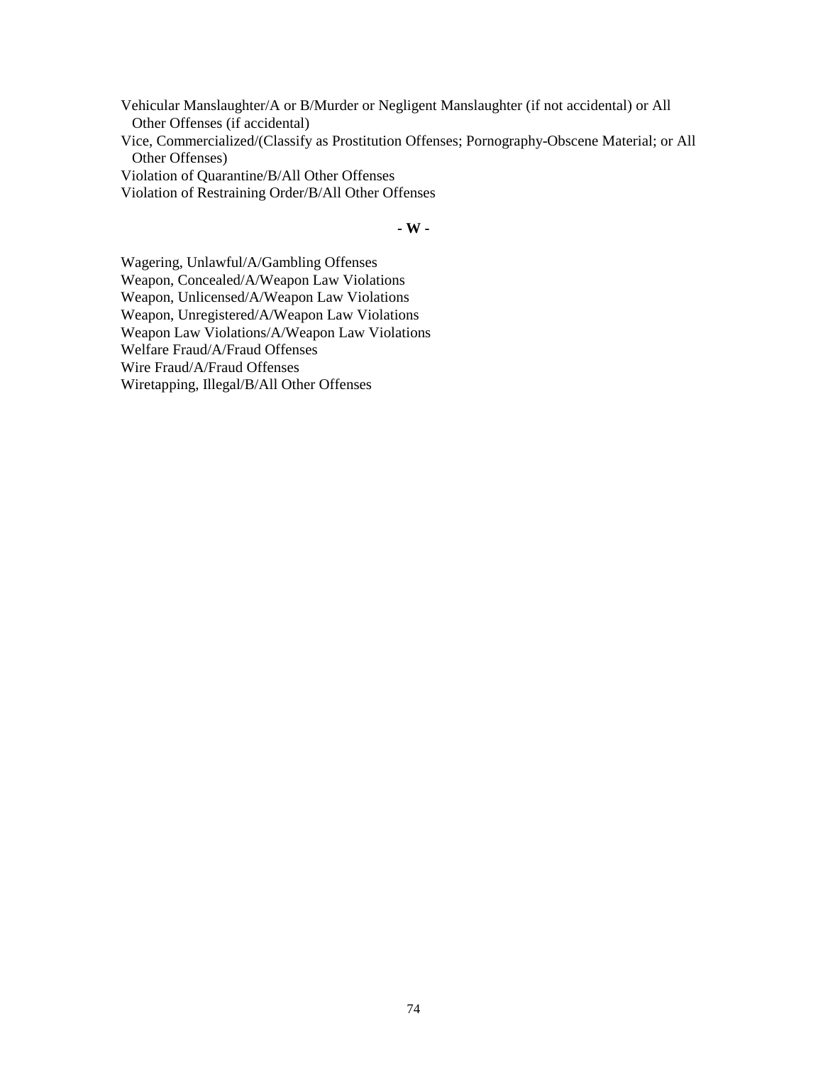Vehicular Manslaughter/A or B/Murder or Negligent Manslaughter (if not accidental) or All Other Offenses (if accidental)

Vice, Commercialized/(Classify as Prostitution Offenses; Pornography-Obscene Material; or All Other Offenses)

Violation of Quarantine/B/All Other Offenses

Violation of Restraining Order/B/All Other Offenses

**- W -**

Wagering, Unlawful/A/Gambling Offenses

Weapon, Concealed/A/Weapon Law Violations

Weapon, Unlicensed/A/Weapon Law Violations

Weapon, Unregistered/A/Weapon Law Violations

Weapon Law Violations/A/Weapon Law Violations

Welfare Fraud/A/Fraud Offenses

Wire Fraud/A/Fraud Offenses

Wiretapping, Illegal/B/All Other Offenses